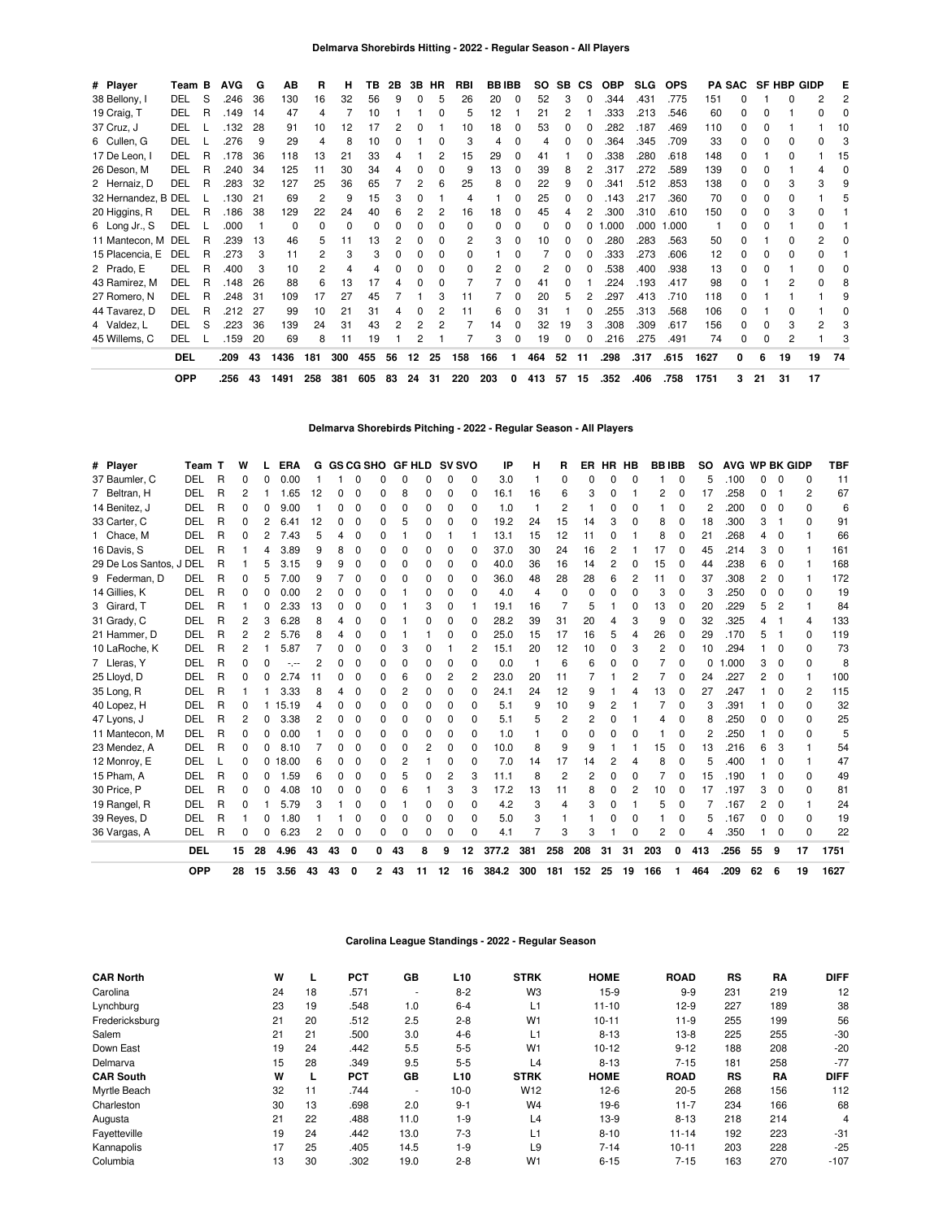### Delmarva Shorebirds Hitting - 2022 - Regular Season - All Players

| # | Player | Team | B | AVG | G | AB | R | H | TB | 2B | 3B | HR | RBI | BB | IBB | SO | SB | CS | OBP | SLG | OPS | PA | SAC | SF | HBP | GIDP | E |
|---|---|---|---|---|---|---|---|---|---|---|---|---|---|---|---|---|---|---|---|---|---|---|---|---|---|---|---|
| 38 | Bellony, I | DEL | S | .246 | 36 | 130 | 16 | 32 | 56 | 9 | 0 | 5 | 26 | 20 | 0 | 52 | 3 | 0 | .344 | .431 | .775 | 151 | 0 | 1 | 0 | 2 | 2 |
| 19 | Craig, T | DEL | R | .149 | 14 | 47 | 4 | 7 | 10 | 1 | 1 | 0 | 5 | 12 | 1 | 21 | 2 | 1 | .333 | .213 | .546 | 60 | 0 | 0 | 1 | 0 | 0 |
| 37 | Cruz, J | DEL | L | .132 | 28 | 91 | 10 | 12 | 17 | 2 | 0 | 1 | 10 | 18 | 0 | 53 | 0 | 0 | .282 | .187 | .469 | 110 | 0 | 0 | 1 | 1 | 10 |
| 6 | Cullen, G | DEL | L | .276 | 9 | 29 | 4 | 8 | 10 | 0 | 1 | 0 | 3 | 4 | 0 | 4 | 0 | 0 | .364 | .345 | .709 | 33 | 0 | 0 | 0 | 0 | 3 |
| 17 | De Leon, I | DEL | R | .178 | 36 | 118 | 13 | 21 | 33 | 4 | 1 | 2 | 15 | 29 | 0 | 41 | 1 | 0 | .338 | .280 | .618 | 148 | 0 | 1 | 0 | 1 | 15 |
| 26 | Deson, M | DEL | R | .240 | 34 | 125 | 11 | 30 | 34 | 4 | 0 | 0 | 9 | 13 | 0 | 39 | 8 | 2 | .317 | .272 | .589 | 139 | 0 | 0 | 1 | 4 | 0 |
| 2 | Hernaiz, D | DEL | R | .283 | 32 | 127 | 25 | 36 | 65 | 7 | 2 | 6 | 25 | 8 | 0 | 22 | 9 | 0 | .341 | .512 | .853 | 138 | 0 | 0 | 3 | 3 | 9 |
| 32 | Hernandez, B | DEL | L | .130 | 21 | 69 | 2 | 9 | 15 | 3 | 0 | 1 | 4 | 1 | 0 | 25 | 0 | 0 | .143 | .217 | .360 | 70 | 0 | 0 | 0 | 1 | 5 |
| 20 | Higgins, R | DEL | R | .186 | 38 | 129 | 22 | 24 | 40 | 6 | 2 | 2 | 16 | 18 | 0 | 45 | 4 | 2 | .300 | .310 | .610 | 150 | 0 | 0 | 3 | 0 | 1 |
| 6 | Long Jr., S | DEL | L | .000 | 1 | 0 | 0 | 0 | 0 | 0 | 0 | 0 | 0 | 0 | 0 | 0 | 0 | 0 | 1.000 | .000 | 1.000 | 1 | 0 | 0 | 1 | 0 | 1 |
| 11 | Mantecon, M | DEL | R | .239 | 13 | 46 | 5 | 11 | 13 | 2 | 0 | 0 | 2 | 3 | 0 | 10 | 0 | 0 | .280 | .283 | .563 | 50 | 0 | 1 | 0 | 2 | 0 |
| 15 | Placencia, E | DEL | R | .273 | 3 | 11 | 2 | 3 | 3 | 0 | 0 | 0 | 0 | 1 | 0 | 7 | 0 | 0 | .333 | .273 | .606 | 12 | 0 | 0 | 0 | 0 | 1 |
| 2 | Prado, E | DEL | R | .400 | 3 | 10 | 2 | 4 | 4 | 0 | 0 | 0 | 0 | 2 | 0 | 2 | 0 | 0 | .538 | .400 | .938 | 13 | 0 | 0 | 1 | 0 | 0 |
| 43 | Ramirez, M | DEL | R | .148 | 26 | 88 | 6 | 13 | 17 | 4 | 0 | 0 | 7 | 7 | 0 | 41 | 0 | 1 | .224 | .193 | .417 | 98 | 0 | 1 | 2 | 0 | 8 |
| 27 | Romero, N | DEL | R | .248 | 31 | 109 | 17 | 27 | 45 | 7 | 1 | 3 | 11 | 7 | 0 | 20 | 5 | 2 | .297 | .413 | .710 | 118 | 0 | 1 | 1 | 1 | 9 |
| 44 | Tavarez, D | DEL | R | .212 | 27 | 99 | 10 | 21 | 31 | 4 | 0 | 2 | 11 | 6 | 0 | 31 | 1 | 0 | .255 | .313 | .568 | 106 | 0 | 1 | 0 | 1 | 0 |
| 4 | Valdez, L | DEL | S | .223 | 36 | 139 | 24 | 31 | 43 | 2 | 2 | 2 | 7 | 14 | 0 | 32 | 19 | 3 | .308 | .309 | .617 | 156 | 0 | 0 | 3 | 2 | 3 |
| 45 | Willems, C | DEL | L | .159 | 20 | 69 | 8 | 11 | 19 | 1 | 2 | 1 | 7 | 3 | 0 | 19 | 0 | 0 | .216 | .275 | .491 | 74 | 0 | 0 | 2 | 1 | 3 |
| | | **DEL** | | **.209** | **43** | **1436** | **181** | **300** | **455** | **56** | **12** | **25** | **158** | **166** | **1** | **464** | **52** | **11** | **.298** | **.317** | **.615** | **1627** | **0** | **6** | **19** | **19** | **74** |
| | | **OPP** | | **.256** | **43** | **1491** | **258** | **381** | **605** | **83** | **24** | **31** | **220** | **203** | **0** | **413** | **57** | **15** | **.352** | **.406** | **.758** | **1751** | **3** | **21** | **31** | **17** | |

### Delmarva Shorebirds Pitching - 2022 - Regular Season - All Players

| # | Player | Team | T | W | L | ERA | G | GS | CG | SHO | GF | HLD | SV | SVO | IP | H | R | ER | HR | HB | BB | IBB | SO | AVG | WP | BK | GIDP | TBF |
|---|---|---|---|---|---|---|---|---|---|---|---|---|---|---|---|---|---|---|---|---|---|---|---|---|---|---|---|---|
| 37 | Baumler, C | DEL | R | 0 | 0 | 0.00 | 1 | 1 | 0 | 0 | 0 | 0 | 0 | 0 | 3.0 | 1 | 0 | 0 | 0 | 0 | 1 | 0 | 5 | .100 | 0 | 0 | 0 | 11 |
| 7 | Beltran, H | DEL | R | 2 | 1 | 1.65 | 12 | 0 | 0 | 0 | 8 | 0 | 0 | 0 | 16.1 | 16 | 6 | 3 | 0 | 1 | 2 | 0 | 17 | .258 | 0 | 1 | 2 | 67 |
| 14 | Benitez, J | DEL | R | 0 | 0 | 9.00 | 1 | 0 | 0 | 0 | 0 | 0 | 0 | 0 | 1.0 | 1 | 2 | 1 | 0 | 0 | 1 | 0 | 2 | .200 | 0 | 0 | 0 | 6 |
| 33 | Carter, C | DEL | R | 0 | 2 | 6.41 | 12 | 0 | 0 | 0 | 5 | 0 | 0 | 0 | 19.2 | 24 | 15 | 14 | 3 | 0 | 8 | 0 | 18 | .300 | 3 | 1 | 0 | 91 |
| 1 | Chace, M | DEL | R | 0 | 2 | 7.43 | 5 | 4 | 0 | 0 | 1 | 0 | 1 | 1 | 13.1 | 15 | 12 | 11 | 0 | 1 | 8 | 0 | 21 | .268 | 4 | 0 | 1 | 66 |
| 16 | Davis, S | DEL | R | 1 | 4 | 3.89 | 9 | 8 | 0 | 0 | 0 | 0 | 0 | 0 | 37.0 | 30 | 24 | 16 | 2 | 1 | 17 | 0 | 45 | .214 | 3 | 0 | 1 | 161 |
| 29 | De Los Santos, J | DEL | R | 1 | 5 | 3.15 | 9 | 9 | 0 | 0 | 0 | 0 | 0 | 0 | 40.0 | 36 | 16 | 14 | 2 | 0 | 15 | 0 | 44 | .238 | 6 | 0 | 1 | 168 |
| 9 | Federman, D | DEL | R | 0 | 5 | 7.00 | 9 | 7 | 0 | 0 | 0 | 0 | 0 | 0 | 36.0 | 48 | 28 | 28 | 6 | 2 | 11 | 0 | 37 | .308 | 2 | 0 | 1 | 172 |
| 14 | Gillies, K | DEL | R | 0 | 0 | 0.00 | 2 | 0 | 0 | 0 | 1 | 0 | 0 | 0 | 4.0 | 4 | 0 | 0 | 0 | 0 | 3 | 0 | 3 | .250 | 0 | 0 | 0 | 19 |
| 3 | Girard, T | DEL | R | 1 | 0 | 2.33 | 13 | 0 | 0 | 0 | 1 | 3 | 0 | 1 | 19.1 | 16 | 7 | 5 | 1 | 0 | 13 | 0 | 20 | .229 | 5 | 2 | 1 | 84 |
| 31 | Grady, C | DEL | R | 2 | 3 | 6.28 | 8 | 4 | 0 | 0 | 1 | 0 | 0 | 0 | 28.2 | 39 | 31 | 20 | 4 | 3 | 9 | 0 | 32 | .325 | 4 | 1 | 4 | 133 |
| 21 | Hammer, D | DEL | R | 2 | 2 | 5.76 | 8 | 4 | 0 | 0 | 1 | 1 | 0 | 0 | 25.0 | 15 | 17 | 16 | 5 | 4 | 26 | 0 | 29 | .170 | 5 | 1 | 0 | 119 |
| 10 | LaRoche, K | DEL | R | 2 | 1 | 5.87 | 7 | 0 | 0 | 0 | 3 | 0 | 1 | 2 | 15.1 | 20 | 12 | 10 | 0 | 3 | 2 | 0 | 10 | .294 | 1 | 0 | 0 | 73 |
| 7 | Lleras, Y | DEL | R | 0 | 0 | -.-- | 2 | 0 | 0 | 0 | 0 | 0 | 0 | 0 | 0.0 | 1 | 6 | 6 | 0 | 0 | 7 | 0 | 0 | 1.000 | 3 | 0 | 0 | 8 |
| 25 | Lloyd, D | DEL | R | 0 | 0 | 2.74 | 11 | 0 | 0 | 0 | 6 | 0 | 2 | 2 | 23.0 | 20 | 11 | 7 | 1 | 2 | 7 | 0 | 24 | .227 | 2 | 0 | 1 | 100 |
| 35 | Long, R | DEL | R | 1 | 1 | 3.33 | 8 | 4 | 0 | 0 | 2 | 0 | 0 | 0 | 24.1 | 24 | 12 | 9 | 1 | 4 | 13 | 0 | 27 | .247 | 1 | 0 | 2 | 115 |
| 40 | Lopez, H | DEL | R | 0 | 1 | 15.19 | 4 | 0 | 0 | 0 | 0 | 0 | 0 | 0 | 5.1 | 9 | 10 | 9 | 2 | 1 | 7 | 0 | 3 | .391 | 1 | 0 | 0 | 32 |
| 47 | Lyons, J | DEL | R | 2 | 0 | 3.38 | 2 | 0 | 0 | 0 | 0 | 0 | 0 | 0 | 5.1 | 5 | 2 | 2 | 0 | 1 | 4 | 0 | 8 | .250 | 0 | 0 | 0 | 25 |
| 11 | Mantecon, M | DEL | R | 0 | 0 | 0.00 | 1 | 0 | 0 | 0 | 0 | 0 | 0 | 0 | 1.0 | 1 | 0 | 0 | 0 | 0 | 1 | 0 | 2 | .250 | 1 | 0 | 0 | 5 |
| 23 | Mendez, A | DEL | R | 0 | 0 | 8.10 | 7 | 0 | 0 | 0 | 0 | 2 | 0 | 0 | 10.0 | 8 | 9 | 9 | 1 | 1 | 15 | 0 | 13 | .216 | 6 | 3 | 1 | 54 |
| 12 | Monroy, E | DEL | L | 0 | 0 | 18.00 | 6 | 0 | 0 | 0 | 2 | 1 | 0 | 0 | 7.0 | 14 | 17 | 14 | 2 | 4 | 8 | 0 | 5 | .400 | 1 | 0 | 1 | 47 |
| 15 | Pham, A | DEL | R | 0 | 0 | 1.59 | 6 | 0 | 0 | 0 | 5 | 0 | 2 | 3 | 11.1 | 8 | 2 | 2 | 0 | 0 | 7 | 0 | 15 | .190 | 1 | 0 | 0 | 49 |
| 30 | Price, P | DEL | R | 0 | 0 | 4.08 | 10 | 0 | 0 | 0 | 6 | 1 | 3 | 3 | 17.2 | 13 | 11 | 8 | 0 | 2 | 10 | 0 | 17 | .197 | 3 | 0 | 0 | 81 |
| 19 | Rangel, R | DEL | R | 0 | 1 | 5.79 | 3 | 1 | 0 | 0 | 1 | 0 | 0 | 0 | 4.2 | 3 | 4 | 3 | 0 | 1 | 5 | 0 | 7 | .167 | 2 | 0 | 1 | 24 |
| 39 | Reyes, D | DEL | R | 1 | 0 | 1.80 | 1 | 1 | 0 | 0 | 0 | 0 | 0 | 0 | 5.0 | 3 | 1 | 1 | 0 | 0 | 1 | 0 | 5 | .167 | 0 | 0 | 0 | 19 |
| 36 | Vargas, A | DEL | R | 0 | 0 | 6.23 | 2 | 0 | 0 | 0 | 0 | 0 | 0 | 0 | 4.1 | 7 | 3 | 3 | 1 | 0 | 2 | 0 | 4 | .350 | 1 | 0 | 0 | 22 |
| | | **DEL** | | **15** | **28** | **4.96** | **43** | **43** | **0** | **0** | **43** | **8** | **9** | **12** | **377.2** | **381** | **258** | **208** | **31** | **31** | **203** | **0** | **413** | **.256** | **55** | **9** | **17** | **1751** |
| | | **OPP** | | **28** | **15** | **3.56** | **43** | **43** | **0** | **2** | **43** | **11** | **12** | **16** | **384.2** | **300** | **181** | **152** | **25** | **19** | **166** | **1** | **464** | **.209** | **62** | **6** | **19** | **1627** |

### Carolina League Standings - 2022 - Regular Season

| CAR North | W | L | PCT | GB | L10 | STRK | HOME | ROAD | RS | RA | DIFF |
|---|---|---|---|---|---|---|---|---|---|---|---|
| Carolina | 24 | 18 | .571 | - | 8-2 | W3 | 15-9 | 9-9 | 231 | 219 | 12 |
| Lynchburg | 23 | 19 | .548 | 1.0 | 6-4 | L1 | 11-10 | 12-9 | 227 | 189 | 38 |
| Fredericksburg | 21 | 20 | .512 | 2.5 | 2-8 | W1 | 10-11 | 11-9 | 255 | 199 | 56 |
| Salem | 21 | 21 | .500 | 3.0 | 4-6 | L1 | 8-13 | 13-8 | 225 | 255 | -30 |
| Down East | 19 | 24 | .442 | 5.5 | 5-5 | W1 | 10-12 | 9-12 | 188 | 208 | -20 |
| Delmarva | 15 | 28 | .349 | 9.5 | 5-5 | L4 | 8-13 | 7-15 | 181 | 258 | -77 |
| **CAR South** | **W** | **L** | **PCT** | **GB** | **L10** | **STRK** | **HOME** | **ROAD** | **RS** | **RA** | **DIFF** |
| Myrtle Beach | 32 | 11 | .744 | - | 10-0 | W12 | 12-6 | 20-5 | 268 | 156 | 112 |
| Charleston | 30 | 13 | .698 | 2.0 | 9-1 | W4 | 19-6 | 11-7 | 234 | 166 | 68 |
| Augusta | 21 | 22 | .488 | 11.0 | 1-9 | L4 | 13-9 | 8-13 | 218 | 214 | 4 |
| Fayetteville | 19 | 24 | .442 | 13.0 | 7-3 | L1 | 8-10 | 11-14 | 192 | 223 | -31 |
| Kannapolis | 17 | 25 | .405 | 14.5 | 1-9 | L9 | 7-14 | 10-11 | 203 | 228 | -25 |
| Columbia | 13 | 30 | .302 | 19.0 | 2-8 | W1 | 6-15 | 7-15 | 163 | 270 | -107 |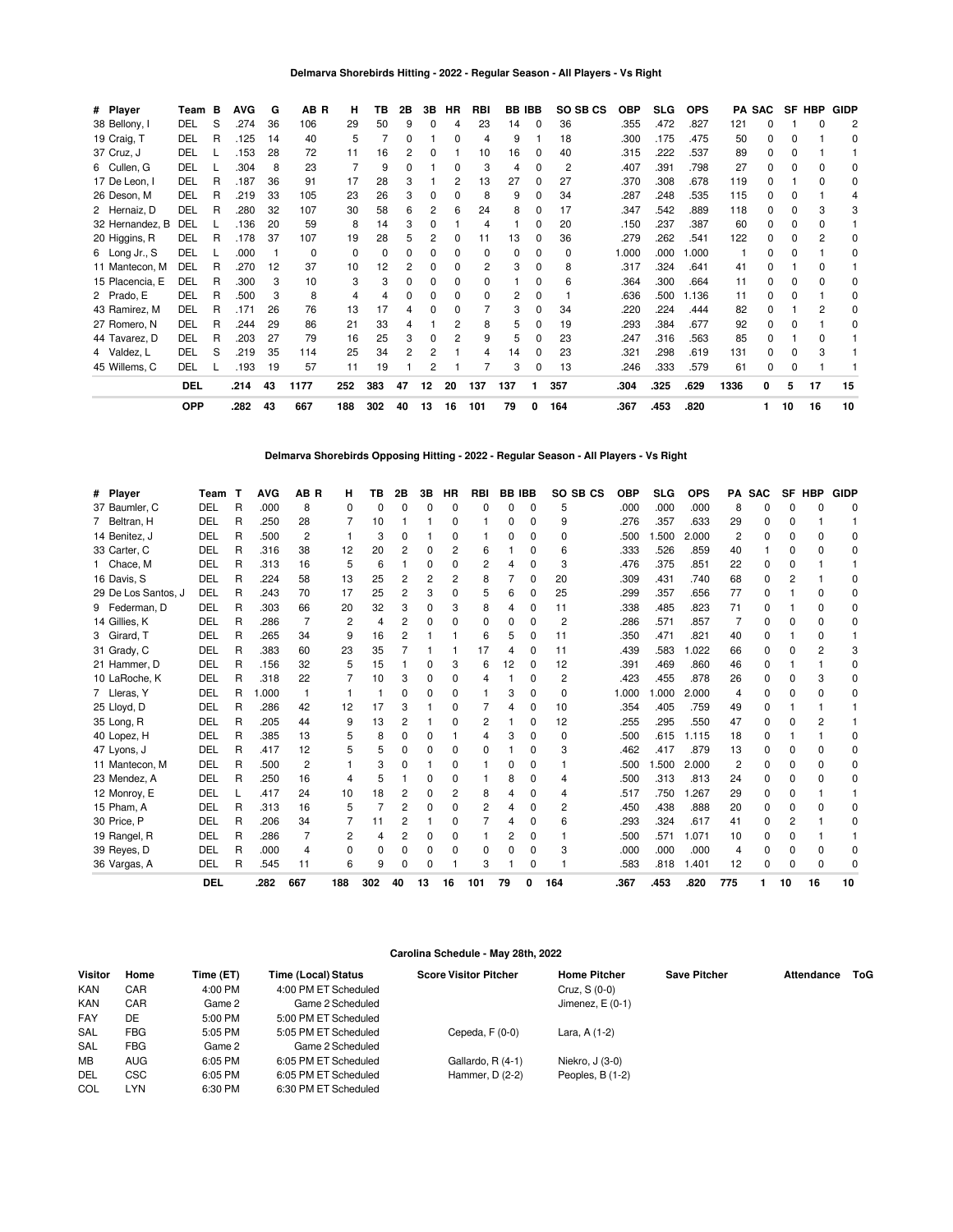### Delmarva Shorebirds Hitting - 2022 - Regular Season - All Players - Vs Right

| # | Player | Team | B | AVG | G | AB | R | H | TB | 2B | 3B | HR | RBI | BB | IBB | SO | SB | CS | OBP | SLG | OPS | PA | SAC | SF | HBP | GIDP |
|---|---|---|---|---|---|---|---|---|---|---|---|---|---|---|---|---|---|---|---|---|---|---|---|---|---|---|
| 38 | Bellony, I | DEL | S | .274 | 36 | 106 | | 29 | 50 | 9 | 0 | 4 | 23 | 14 | 0 | 36 | | | .355 | .472 | .827 | 121 | 0 | 1 | 0 | 2 |
| 19 | Craig, T | DEL | R | .125 | 14 | 40 | | 5 | 7 | 0 | 1 | 0 | 4 | 9 | 1 | 18 | | | .300 | .175 | .475 | 50 | 0 | 0 | 1 | 0 |
| 37 | Cruz, J | DEL | L | .153 | 28 | 72 | | 11 | 16 | 2 | 0 | 1 | 10 | 16 | 0 | 40 | | | .315 | .222 | .537 | 89 | 0 | 0 | 1 | 1 |
| 6 | Cullen, G | DEL | L | .304 | 8 | 23 | | 7 | 9 | 0 | 1 | 0 | 3 | 4 | 0 | 2 | | | .407 | .391 | .798 | 27 | 0 | 0 | 0 | 0 |
| 17 | De Leon, I | DEL | R | .187 | 36 | 91 | | 17 | 28 | 3 | 1 | 2 | 13 | 27 | 0 | 27 | | | .370 | .308 | .678 | 119 | 0 | 1 | 0 | 0 |
| 26 | Deson, M | DEL | R | .219 | 33 | 105 | | 23 | 26 | 3 | 0 | 0 | 8 | 9 | 0 | 34 | | | .287 | .248 | .535 | 115 | 0 | 0 | 1 | 4 |
| 2 | Hernaiz, D | DEL | R | .280 | 32 | 107 | | 30 | 58 | 6 | 2 | 6 | 24 | 8 | 0 | 17 | | | .347 | .542 | .889 | 118 | 0 | 0 | 3 | 3 |
| 32 | Hernandez, B | DEL | L | .136 | 20 | 59 | | 8 | 14 | 3 | 0 | 1 | 4 | 1 | 0 | 20 | | | .150 | .237 | .387 | 60 | 0 | 0 | 0 | 1 |
| 20 | Higgins, R | DEL | R | .178 | 37 | 107 | | 19 | 28 | 5 | 2 | 0 | 11 | 13 | 0 | 36 | | | .279 | .262 | .541 | 122 | 0 | 0 | 2 | 0 |
| 6 | Long Jr., S | DEL | L | .000 | 1 | 0 | | 0 | 0 | 0 | 0 | 0 | 0 | 0 | 0 | 0 | | | 1.000 | .000 | 1.000 | 1 | 0 | 0 | 1 | 0 |
| 11 | Mantecon, M | DEL | R | .270 | 12 | 37 | | 10 | 12 | 2 | 0 | 0 | 2 | 3 | 0 | 8 | | | .317 | .324 | .641 | 41 | 0 | 1 | 0 | 1 |
| 15 | Placencia, E | DEL | R | .300 | 3 | 10 | | 3 | 3 | 0 | 0 | 0 | 0 | 1 | 0 | 6 | | | .364 | .300 | .664 | 11 | 0 | 0 | 0 | 0 |
| 2 | Prado, E | DEL | R | .500 | 3 | 8 | | 4 | 4 | 0 | 0 | 0 | 0 | 2 | 0 | 1 | | | .636 | .500 | 1.136 | 11 | 0 | 0 | 1 | 0 |
| 43 | Ramirez, M | DEL | R | .171 | 26 | 76 | | 13 | 17 | 4 | 0 | 0 | 7 | 3 | 0 | 34 | | | .220 | .224 | .444 | 82 | 0 | 1 | 2 | 0 |
| 27 | Romero, N | DEL | R | .244 | 29 | 86 | | 21 | 33 | 4 | 1 | 2 | 8 | 5 | 0 | 19 | | | .293 | .384 | .677 | 92 | 0 | 0 | 1 | 0 |
| 44 | Tavarez, D | DEL | R | .203 | 27 | 79 | | 16 | 25 | 3 | 0 | 2 | 9 | 5 | 0 | 23 | | | .247 | .316 | .563 | 85 | 0 | 1 | 0 | 1 |
| 4 | Valdez, L | DEL | S | .219 | 35 | 114 | | 25 | 34 | 2 | 2 | 1 | 4 | 14 | 0 | 23 | | | .321 | .298 | .619 | 131 | 0 | 0 | 3 | 1 |
| 45 | Willems, C | DEL | L | .193 | 19 | 57 | | 11 | 19 | 1 | 2 | 1 | 7 | 3 | 0 | 13 | | | .246 | .333 | .579 | 61 | 0 | 0 | 1 | 1 |
| | | **DEL** | | **.214** | **43** | **1177** | | **252** | **383** | **47** | **12** | **20** | **137** | **137** | **1** | **357** | | | **.304** | **.325** | **.629** | **1336** | **0** | **5** | **17** | **15** |
| | | **OPP** | | **.282** | **43** | **667** | | **188** | **302** | **40** | **13** | **16** | **101** | **79** | **0** | **164** | | | **.367** | **.453** | **.820** | | **1** | **10** | **16** | **10** |

### Delmarva Shorebirds Opposing Hitting - 2022 - Regular Season - All Players - Vs Right

| # | Player | Team | T | AVG | AB | R | H | TB | 2B | 3B | HR | RBI | BB | IBB | SO | SB | CS | OBP | SLG | OPS | PA | SAC | SF | HBP | GIDP |
|---|---|---|---|---|---|---|---|---|---|---|---|---|---|---|---|---|---|---|---|---|---|---|---|---|---|
| 37 | Baumler, C | DEL | R | .000 | 8 | | 0 | 0 | 0 | 0 | 0 | 0 | 0 | 0 | 5 | | | .000 | .000 | .000 | 8 | 0 | 0 | 0 | 0 |
| 7 | Beltran, H | DEL | R | .250 | 28 | | 7 | 10 | 1 | 1 | 0 | 1 | 0 | 0 | 9 | | | .276 | .357 | .633 | 29 | 0 | 0 | 1 | 1 |
| 14 | Benitez, J | DEL | R | .500 | 2 | | 1 | 3 | 0 | 1 | 0 | 1 | 0 | 0 | 0 | | | .500 | 1.500 | 2.000 | 2 | 0 | 0 | 0 | 0 |
| 33 | Carter, C | DEL | R | .316 | 38 | | 12 | 20 | 2 | 0 | 2 | 6 | 1 | 0 | 6 | | | .333 | .526 | .859 | 40 | 1 | 0 | 0 | 0 |
| 1 | Chace, M | DEL | R | .313 | 16 | | 5 | 6 | 1 | 0 | 0 | 2 | 4 | 0 | 3 | | | .476 | .375 | .851 | 22 | 0 | 0 | 1 | 1 |
| 16 | Davis, S | DEL | R | .224 | 58 | | 13 | 25 | 2 | 2 | 2 | 8 | 7 | 0 | 20 | | | .309 | .431 | .740 | 68 | 0 | 2 | 1 | 0 |
| 29 | De Los Santos, J | DEL | R | .243 | 70 | | 17 | 25 | 2 | 3 | 0 | 5 | 6 | 0 | 25 | | | .299 | .357 | .656 | 77 | 0 | 1 | 0 | 0 |
| 9 | Federman, D | DEL | R | .303 | 66 | | 20 | 32 | 3 | 0 | 3 | 8 | 4 | 0 | 11 | | | .338 | .485 | .823 | 71 | 0 | 1 | 0 | 0 |
| 14 | Gillies, K | DEL | R | .286 | 7 | | 2 | 4 | 2 | 0 | 0 | 0 | 0 | 0 | 2 | | | .286 | .571 | .857 | 7 | 0 | 0 | 0 | 0 |
| 3 | Girard, T | DEL | R | .265 | 34 | | 9 | 16 | 2 | 1 | 1 | 6 | 5 | 0 | 11 | | | .350 | .471 | .821 | 40 | 0 | 1 | 0 | 1 |
| 31 | Grady, C | DEL | R | .383 | 60 | | 23 | 35 | 7 | 1 | 1 | 17 | 4 | 0 | 11 | | | .439 | .583 | 1.022 | 66 | 0 | 0 | 2 | 3 |
| 21 | Hammer, D | DEL | R | .156 | 32 | | 5 | 15 | 1 | 0 | 3 | 6 | 12 | 0 | 12 | | | .391 | .469 | .860 | 46 | 0 | 1 | 1 | 0 |
| 10 | LaRoche, K | DEL | R | .318 | 22 | | 7 | 10 | 3 | 0 | 0 | 4 | 1 | 0 | 2 | | | .423 | .455 | .878 | 26 | 0 | 0 | 3 | 0 |
| 7 | Lleras, Y | DEL | R | 1.000 | 1 | | 1 | 1 | 0 | 0 | 0 | 1 | 3 | 0 | 0 | | | 1.000 | 1.000 | 2.000 | 4 | 0 | 0 | 0 | 0 |
| 25 | Lloyd, D | DEL | R | .286 | 42 | | 12 | 17 | 3 | 1 | 0 | 7 | 4 | 0 | 10 | | | .354 | .405 | .759 | 49 | 0 | 1 | 1 | 1 |
| 35 | Long, R | DEL | R | .205 | 44 | | 9 | 13 | 2 | 1 | 0 | 2 | 1 | 0 | 12 | | | .255 | .295 | .550 | 47 | 0 | 0 | 2 | 1 |
| 40 | Lopez, H | DEL | R | .385 | 13 | | 5 | 8 | 0 | 0 | 1 | 4 | 3 | 0 | 0 | | | .500 | .615 | 1.115 | 18 | 0 | 1 | 1 | 0 |
| 47 | Lyons, J | DEL | R | .417 | 12 | | 5 | 5 | 0 | 0 | 0 | 0 | 1 | 0 | 3 | | | .462 | .417 | .879 | 13 | 0 | 0 | 0 | 0 |
| 11 | Mantecon, M | DEL | R | .500 | 2 | | 1 | 3 | 0 | 1 | 0 | 1 | 0 | 0 | 1 | | | .500 | 1.500 | 2.000 | 2 | 0 | 0 | 0 | 0 |
| 23 | Mendez, A | DEL | R | .250 | 16 | | 4 | 5 | 1 | 0 | 0 | 1 | 8 | 0 | 4 | | | .500 | .313 | .813 | 24 | 0 | 0 | 0 | 0 |
| 12 | Monroy, E | DEL | L | .417 | 24 | | 10 | 18 | 2 | 0 | 2 | 8 | 4 | 0 | 4 | | | .517 | .750 | 1.267 | 29 | 0 | 0 | 1 | 1 |
| 15 | Pham, A | DEL | R | .313 | 16 | | 5 | 7 | 2 | 0 | 0 | 2 | 4 | 0 | 2 | | | .450 | .438 | .888 | 20 | 0 | 0 | 0 | 0 |
| 30 | Price, P | DEL | R | .206 | 34 | | 7 | 11 | 2 | 1 | 0 | 7 | 4 | 0 | 6 | | | .293 | .324 | .617 | 41 | 0 | 2 | 1 | 0 |
| 19 | Rangel, R | DEL | R | .286 | 7 | | 2 | 4 | 2 | 0 | 0 | 1 | 2 | 0 | 1 | | | .500 | .571 | 1.071 | 10 | 0 | 0 | 1 | 1 |
| 39 | Reyes, D | DEL | R | .000 | 4 | | 0 | 0 | 0 | 0 | 0 | 0 | 0 | 0 | 3 | | | .000 | .000 | .000 | 4 | 0 | 0 | 0 | 0 |
| 36 | Vargas, A | DEL | R | .545 | 11 | | 6 | 9 | 0 | 0 | 1 | 3 | 1 | 0 | 1 | | | .583 | .818 | 1.401 | 12 | 0 | 0 | 0 | 0 |
| | | **DEL** | | **.282** | **667** | | **188** | **302** | **40** | **13** | **16** | **101** | **79** | **0** | **164** | | | **.367** | **.453** | **.820** | **775** | **1** | **10** | **16** | **10** |

### Carolina Schedule - May 28th, 2022

| Visitor | Home | Time (ET) | Time (Local) | Status | Score | Visitor Pitcher | Home Pitcher | Save Pitcher | Attendance | ToG |
|---|---|---|---|---|---|---|---|---|---|---|
| KAN | CAR | 4:00 PM | 4:00 PM ET | Scheduled | | | Cruz, S (0-0) | | | |
| KAN | CAR | Game 2 | Game 2 | Scheduled | | | Jimenez, E (0-1) | | | |
| FAY | DE | 5:00 PM | 5:00 PM ET | Scheduled | | | | | | |
| SAL | FBG | 5:05 PM | 5:05 PM ET | Scheduled | | Cepeda, F (0-0) | Lara, A (1-2) | | | |
| SAL | FBG | Game 2 | Game 2 | Scheduled | | | | | | |
| MB | AUG | 6:05 PM | 6:05 PM ET | Scheduled | | Gallardo, R (4-1) | Niekro, J (3-0) | | | |
| DEL | CSC | 6:05 PM | 6:05 PM ET | Scheduled | | Hammer, D (2-2) | Peoples, B (1-2) | | | |
| COL | LYN | 6:30 PM | 6:30 PM ET | Scheduled | | | | | | |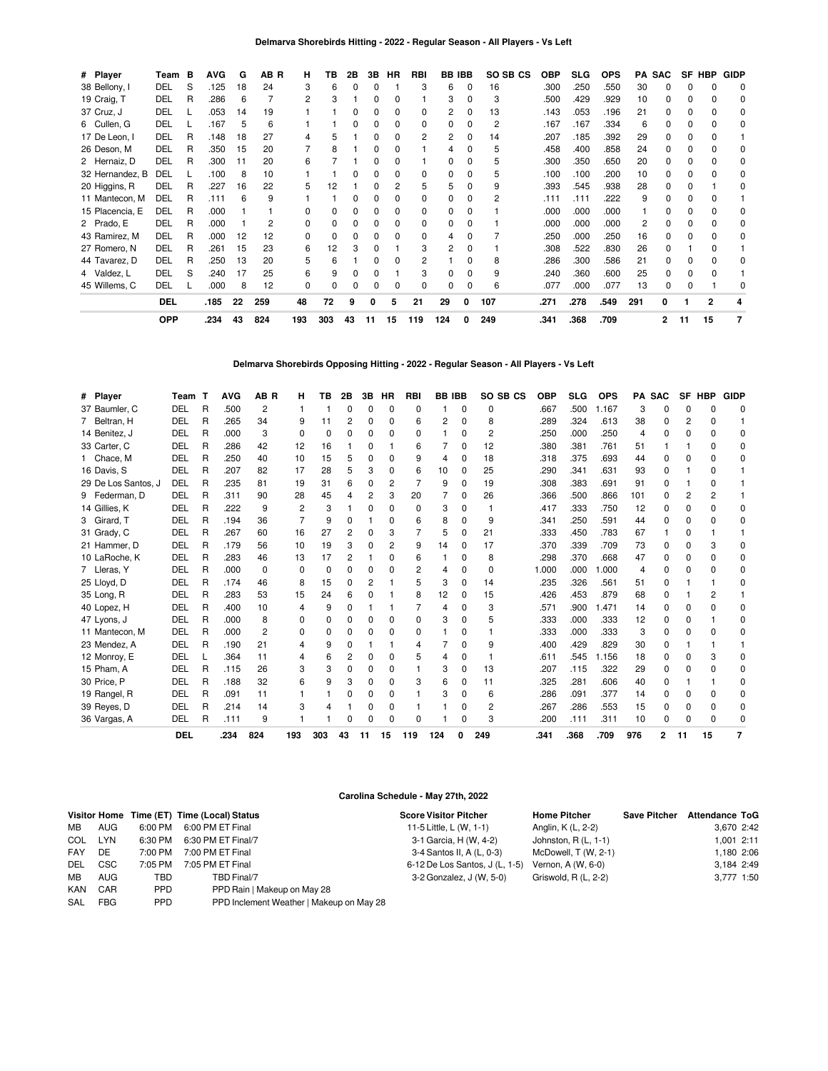### Delmarva Shorebirds Hitting - 2022 - Regular Season - All Players - Vs Left

| # | Player | Team | B | AVG | G | AB | R | H | TB | 2B | 3B | HR | RBI | BB | IBB | SO | SB | CS | OBP | SLG | OPS | PA | SAC | SF | HBP | GIDP |
|---|---|---|---|---|---|---|---|---|---|---|---|---|---|---|---|---|---|---|---|---|---|---|---|---|---|---|
| 38 | Bellony, I | DEL | S | .125 | 18 | 24 | | 3 | 6 | 0 | 0 | 1 | 3 | 6 | 0 | 16 | | | .300 | .250 | .550 | 30 | 0 | 0 | 0 | 0 |
| 19 | Craig, T | DEL | R | .286 | 6 | 7 | | 2 | 3 | 1 | 0 | 0 | 1 | 3 | 0 | 3 | | | .500 | .429 | .929 | 10 | 0 | 0 | 0 | 0 |
| 37 | Cruz, J | DEL | L | .053 | 14 | 19 | | 1 | 1 | 0 | 0 | 0 | 0 | 2 | 0 | 13 | | | .143 | .053 | .196 | 21 | 0 | 0 | 0 | 0 |
| 6 | Cullen, G | DEL | L | .167 | 5 | 6 | | 1 | 1 | 0 | 0 | 0 | 0 | 0 | 0 | 2 | | | .167 | .167 | .334 | 6 | 0 | 0 | 0 | 0 |
| 17 | De Leon, I | DEL | R | .148 | 18 | 27 | | 4 | 5 | 1 | 0 | 0 | 2 | 2 | 0 | 14 | | | .207 | .185 | .392 | 29 | 0 | 0 | 0 | 1 |
| 26 | Deson, M | DEL | R | .350 | 15 | 20 | | 7 | 8 | 1 | 0 | 0 | 1 | 4 | 0 | 5 | | | .458 | .400 | .858 | 24 | 0 | 0 | 0 | 0 |
| 2 | Hernaiz, D | DEL | R | .300 | 11 | 20 | | 6 | 7 | 1 | 0 | 0 | 1 | 0 | 0 | 5 | | | .300 | .350 | .650 | 20 | 0 | 0 | 0 | 0 |
| 32 | Hernandez, B | DEL | L | .100 | 8 | 10 | | 1 | 1 | 0 | 0 | 0 | 0 | 0 | 0 | 5 | | | .100 | .100 | .200 | 10 | 0 | 0 | 0 | 0 |
| 20 | Higgins, R | DEL | R | .227 | 16 | 22 | | 5 | 12 | 1 | 0 | 2 | 5 | 5 | 0 | 9 | | | .393 | .545 | .938 | 28 | 0 | 0 | 1 | 0 |
| 11 | Mantecon, M | DEL | R | .111 | 6 | 9 | | 1 | 1 | 0 | 0 | 0 | 0 | 0 | 0 | 2 | | | .111 | .111 | .222 | 9 | 0 | 0 | 0 | 1 |
| 15 | Placencia, E | DEL | R | .000 | 1 | 1 | | 0 | 0 | 0 | 0 | 0 | 0 | 0 | 0 | 1 | | | .000 | .000 | .000 | 1 | 0 | 0 | 0 | 0 |
| 2 | Prado, E | DEL | R | .000 | 1 | 2 | | 0 | 0 | 0 | 0 | 0 | 0 | 0 | 0 | 1 | | | .000 | .000 | .000 | 2 | 0 | 0 | 0 | 0 |
| 43 | Ramirez, M | DEL | R | .000 | 12 | 12 | | 0 | 0 | 0 | 0 | 0 | 0 | 4 | 0 | 7 | | | .250 | .000 | .250 | 16 | 0 | 0 | 0 | 0 |
| 27 | Romero, N | DEL | R | .261 | 15 | 23 | | 6 | 12 | 3 | 0 | 1 | 3 | 2 | 0 | 1 | | | .308 | .522 | .830 | 26 | 0 | 1 | 0 | 1 |
| 44 | Tavarez, D | DEL | R | .250 | 13 | 20 | | 5 | 6 | 1 | 0 | 0 | 2 | 1 | 0 | 8 | | | .286 | .300 | .586 | 21 | 0 | 0 | 0 | 0 |
| 4 | Valdez, L | DEL | S | .240 | 17 | 25 | | 6 | 9 | 0 | 0 | 1 | 3 | 0 | 0 | 9 | | | .240 | .360 | .600 | 25 | 0 | 0 | 0 | 1 |
| 45 | Willems, C | DEL | L | .000 | 8 | 12 | | 0 | 0 | 0 | 0 | 0 | 0 | 0 | 0 | 6 | | | .077 | .000 | .077 | 13 | 0 | 0 | 1 | 0 |
| | | **DEL** | | **.185** | **22** | **259** | | **48** | **72** | **9** | **0** | **5** | **21** | **29** | **0** | **107** | | | **.271** | **.278** | **.549** | **291** | **0** | **1** | **2** | **4** |
| | | **OPP** | | **.234** | **43** | **824** | | **193** | **303** | **43** | **11** | **15** | **119** | **124** | **0** | **249** | | | **.341** | **.368** | **.709** | | **2** | **11** | **15** | **7** |

### Delmarva Shorebirds Opposing Hitting - 2022 - Regular Season - All Players - Vs Left

| # | Player | Team | T | AVG | AB | R | H | TB | 2B | 3B | HR | RBI | BB | IBB | SO | SB | CS | OBP | SLG | OPS | PA | SAC | SF | HBP | GIDP |
|---|---|---|---|---|---|---|---|---|---|---|---|---|---|---|---|---|---|---|---|---|---|---|---|---|---|
| 37 | Baumler, C | DEL | R | .500 | 2 | | 1 | 1 | 0 | 0 | 0 | 0 | 1 | 0 | 0 | | | .667 | .500 | 1.167 | 3 | 0 | 0 | 0 | 0 |
| 7 | Beltran, H | DEL | R | .265 | 34 | | 9 | 11 | 2 | 0 | 0 | 6 | 2 | 0 | 8 | | | .289 | .324 | .613 | 38 | 0 | 2 | 0 | 1 |
| 14 | Benitez, J | DEL | R | .000 | 3 | | 0 | 0 | 0 | 0 | 0 | 0 | 1 | 0 | 2 | | | .250 | .000 | .250 | 4 | 0 | 0 | 0 | 0 |
| 33 | Carter, C | DEL | R | .286 | 42 | | 12 | 16 | 1 | 0 | 1 | 6 | 7 | 0 | 12 | | | .380 | .381 | .761 | 51 | 1 | 1 | 0 | 0 |
| 1 | Chace, M | DEL | R | .250 | 40 | | 10 | 15 | 5 | 0 | 0 | 9 | 4 | 0 | 18 | | | .318 | .375 | .693 | 44 | 0 | 0 | 0 | 0 |
| 16 | Davis, S | DEL | R | .207 | 82 | | 17 | 28 | 5 | 3 | 0 | 6 | 10 | 0 | 25 | | | .290 | .341 | .631 | 93 | 0 | 1 | 0 | 1 |
| 29 | De Los Santos, J | DEL | R | .235 | 81 | | 19 | 31 | 6 | 0 | 2 | 7 | 9 | 0 | 19 | | | .308 | .383 | .691 | 91 | 0 | 1 | 0 | 1 |
| 9 | Federman, D | DEL | R | .311 | 90 | | 28 | 45 | 4 | 2 | 3 | 20 | 7 | 0 | 26 | | | .366 | .500 | .866 | 101 | 0 | 2 | 2 | 1 |
| 14 | Gillies, K | DEL | R | .222 | 9 | | 2 | 3 | 1 | 0 | 0 | 0 | 3 | 0 | 1 | | | .417 | .333 | .750 | 12 | 0 | 0 | 0 | 0 |
| 3 | Girard, T | DEL | R | .194 | 36 | | 7 | 9 | 0 | 1 | 0 | 6 | 8 | 0 | 9 | | | .341 | .250 | .591 | 44 | 0 | 0 | 0 | 0 |
| 31 | Grady, C | DEL | R | .267 | 60 | | 16 | 27 | 2 | 0 | 3 | 7 | 5 | 0 | 21 | | | .333 | .450 | .783 | 67 | 1 | 0 | 1 | 1 |
| 21 | Hammer, D | DEL | R | .179 | 56 | | 10 | 19 | 3 | 0 | 2 | 9 | 14 | 0 | 17 | | | .370 | .339 | .709 | 73 | 0 | 0 | 3 | 0 |
| 10 | LaRoche, K | DEL | R | .283 | 46 | | 13 | 17 | 2 | 1 | 0 | 6 | 1 | 0 | 8 | | | .298 | .370 | .668 | 47 | 0 | 0 | 0 | 0 |
| 7 | Lleras, Y | DEL | R | .000 | 0 | | 0 | 0 | 0 | 0 | 0 | 2 | 4 | 0 | 0 | | | 1.000 | .000 | 1.000 | 4 | 0 | 0 | 0 | 0 |
| 25 | Lloyd, D | DEL | R | .174 | 46 | | 8 | 15 | 0 | 2 | 1 | 5 | 3 | 0 | 14 | | | .235 | .326 | .561 | 51 | 0 | 1 | 1 | 0 |
| 35 | Long, R | DEL | R | .283 | 53 | | 15 | 24 | 6 | 0 | 1 | 8 | 12 | 0 | 15 | | | .426 | .453 | .879 | 68 | 0 | 1 | 2 | 1 |
| 40 | Lopez, H | DEL | R | .400 | 10 | | 4 | 9 | 0 | 1 | 1 | 7 | 4 | 0 | 3 | | | .571 | .900 | 1.471 | 14 | 0 | 0 | 0 | 0 |
| 47 | Lyons, J | DEL | R | .000 | 8 | | 0 | 0 | 0 | 0 | 0 | 0 | 3 | 0 | 5 | | | .333 | .000 | .333 | 12 | 0 | 0 | 1 | 0 |
| 11 | Mantecon, M | DEL | R | .000 | 2 | | 0 | 0 | 0 | 0 | 0 | 0 | 1 | 0 | 1 | | | .333 | .000 | .333 | 3 | 0 | 0 | 0 | 0 |
| 23 | Mendez, A | DEL | R | .190 | 21 | | 4 | 9 | 0 | 1 | 1 | 4 | 7 | 0 | 9 | | | .400 | .429 | .829 | 30 | 0 | 1 | 1 | 1 |
| 12 | Monroy, E | DEL | L | .364 | 11 | | 4 | 6 | 2 | 0 | 0 | 5 | 4 | 0 | 1 | | | .611 | .545 | 1.156 | 18 | 0 | 0 | 3 | 0 |
| 15 | Pham, A | DEL | R | .115 | 26 | | 3 | 3 | 0 | 0 | 0 | 1 | 3 | 0 | 13 | | | .207 | .115 | .322 | 29 | 0 | 0 | 0 | 0 |
| 30 | Price, P | DEL | R | .188 | 32 | | 6 | 9 | 3 | 0 | 0 | 3 | 6 | 0 | 11 | | | .325 | .281 | .606 | 40 | 0 | 1 | 1 | 0 |
| 19 | Rangel, R | DEL | R | .091 | 11 | | 1 | 1 | 0 | 0 | 0 | 1 | 3 | 0 | 6 | | | .286 | .091 | .377 | 14 | 0 | 0 | 0 | 0 |
| 39 | Reyes, D | DEL | R | .214 | 14 | | 3 | 4 | 1 | 0 | 0 | 1 | 1 | 0 | 2 | | | .267 | .286 | .553 | 15 | 0 | 0 | 0 | 0 |
| 36 | Vargas, A | DEL | R | .111 | 9 | | 1 | 1 | 0 | 0 | 0 | 0 | 1 | 0 | 3 | | | .200 | .111 | .311 | 10 | 0 | 0 | 0 | 0 |
| | | **DEL** | | **.234** | **824** | | **193** | **303** | **43** | **11** | **15** | **119** | **124** | **0** | **249** | | | **.341** | **.368** | **.709** | **976** | **2** | **11** | **15** | **7** |

### Carolina Schedule - May 27th, 2022

| Visitor | Home | Time (ET) | Time (Local) | Status | Score | Visitor Pitcher | Home Pitcher | Save Pitcher | Attendance | ToG |
|---|---|---|---|---|---|---|---|---|---|---|
| MB | AUG | 6:00 PM | 6:00 PM ET | Final | 11-5 | Little, L (W, 1-1) | Anglin, K (L, 2-2) | | 3,670 | 2:42 |
| COL | LYN | 6:30 PM | 6:30 PM ET | Final/7 | 3-1 | Garcia, H (W, 4-2) | Johnston, R (L, 1-1) | | 1,001 | 2:11 |
| FAY | DE | 7:00 PM | 7:00 PM ET | Final | 3-4 | Santos II, A (L, 0-3) | McDowell, T (W, 2-1) | | 1,180 | 2:06 |
| DEL | CSC | 7:05 PM | 7:05 PM ET | Final | 6-12 | De Los Santos, J (L, 1-5) | Vernon, A (W, 6-0) | | 3,184 | 2:49 |
| MB | AUG | TBD | TBD | Final/7 | 3-2 | Gonzalez, J (W, 5-0) | Griswold, R (L, 2-2) | | 3,777 | 1:50 |
| KAN | CAR | PPD | | PPD Rain \| Makeup on May 28 | | | | | | |
| SAL | FBG | PPD | | PPD Inclement Weather \| Makeup on May 28 | | | | | | |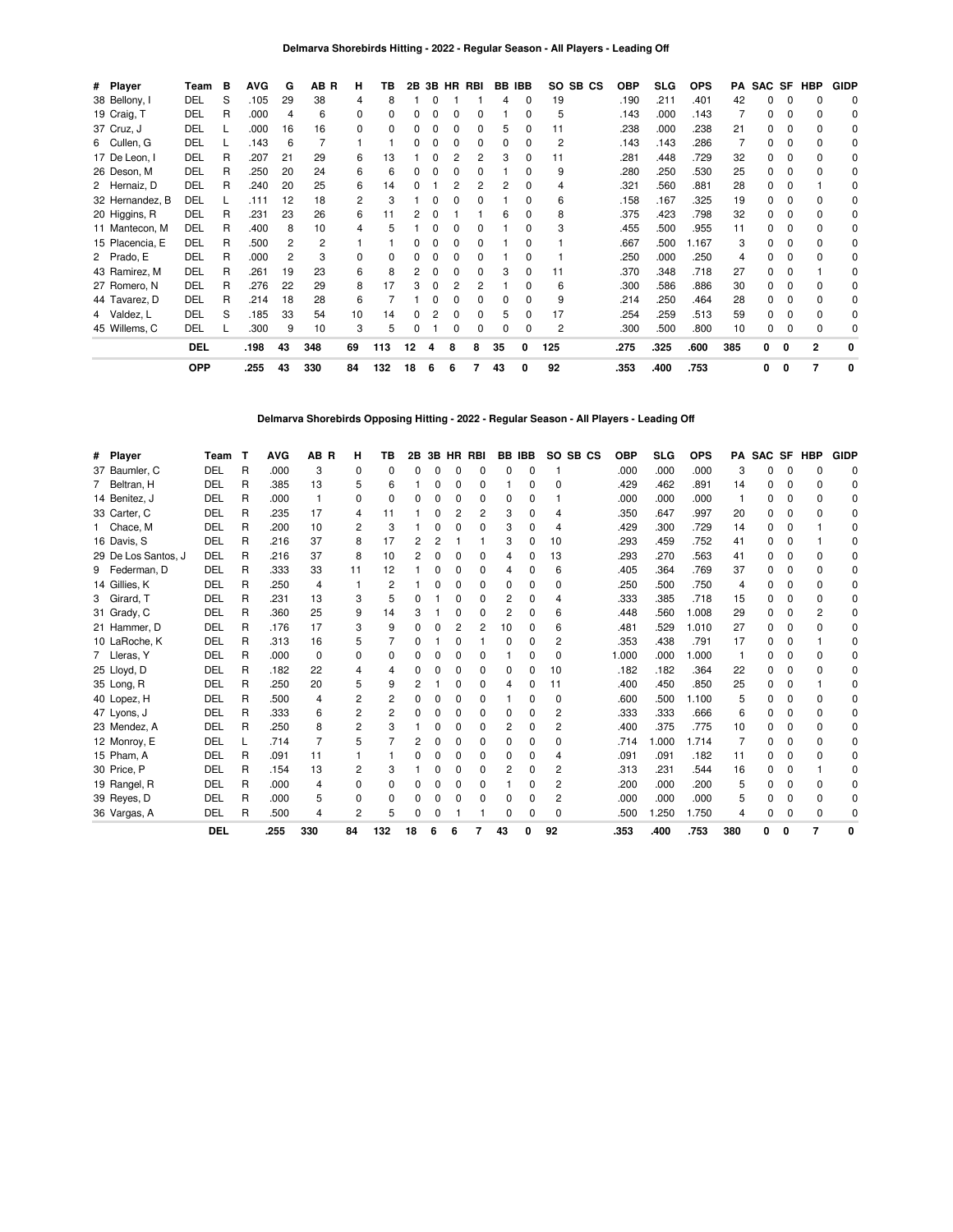**Delmarva Shorebirds Hitting - 2022 - Regular Season - All Players - Leading Off**

| # | Player | Team | B | AVG | G | AB | R | H | TB | 2B | 3B | HR | RBI | BB | IBB | SO | SB | CS | OBP | SLG | OPS | PA | SAC | SF | HBP | GIDP |
|---|---|---|---|---|---|---|---|---|---|---|---|---|---|---|---|---|---|---|---|---|---|---|---|---|---|---|
| 38 | Bellony, I | DEL | S | .105 | 29 | 38 | | 4 | 8 | 1 | 0 | 1 | 1 | 4 | 0 | 19 | | | .190 | .211 | .401 | 42 | 0 | 0 | 0 | 0 |
| 19 | Craig, T | DEL | R | .000 | 4 | 6 | | 0 | 0 | 0 | 0 | 0 | 0 | 1 | 0 | 5 | | | .143 | .000 | .143 | 7 | 0 | 0 | 0 | 0 |
| 37 | Cruz, J | DEL | L | .000 | 16 | 16 | | 0 | 0 | 0 | 0 | 0 | 0 | 5 | 0 | 11 | | | .238 | .000 | .238 | 21 | 0 | 0 | 0 | 0 |
| 6 | Cullen, G | DEL | L | .143 | 6 | 7 | | 1 | 1 | 0 | 0 | 0 | 0 | 0 | 0 | 2 | | | .143 | .143 | .286 | 7 | 0 | 0 | 0 | 0 |
| 17 | De Leon, I | DEL | R | .207 | 21 | 29 | | 6 | 13 | 1 | 0 | 2 | 2 | 3 | 0 | 11 | | | .281 | .448 | .729 | 32 | 0 | 0 | 0 | 0 |
| 26 | Deson, M | DEL | R | .250 | 20 | 24 | | 6 | 6 | 0 | 0 | 0 | 0 | 1 | 0 | 9 | | | .280 | .250 | .530 | 25 | 0 | 0 | 0 | 0 |
| 2 | Hernaiz, D | DEL | R | .240 | 20 | 25 | | 6 | 14 | 0 | 1 | 2 | 2 | 2 | 0 | 4 | | | .321 | .560 | .881 | 28 | 0 | 0 | 1 | 0 |
| 32 | Hernandez, B | DEL | L | .111 | 12 | 18 | | 2 | 3 | 1 | 0 | 0 | 0 | 1 | 0 | 6 | | | .158 | .167 | .325 | 19 | 0 | 0 | 0 | 0 |
| 20 | Higgins, R | DEL | R | .231 | 23 | 26 | | 6 | 11 | 2 | 0 | 1 | 1 | 6 | 0 | 8 | | | .375 | .423 | .798 | 32 | 0 | 0 | 0 | 0 |
| 11 | Mantecon, M | DEL | R | .400 | 8 | 10 | | 4 | 5 | 1 | 0 | 0 | 0 | 1 | 0 | 3 | | | .455 | .500 | .955 | 11 | 0 | 0 | 0 | 0 |
| 15 | Placencia, E | DEL | R | .500 | 2 | 2 | | 1 | 1 | 0 | 0 | 0 | 0 | 1 | 0 | 1 | | | .667 | .500 | 1.167 | 3 | 0 | 0 | 0 | 0 |
| 2 | Prado, E | DEL | R | .000 | 2 | 3 | | 0 | 0 | 0 | 0 | 0 | 0 | 1 | 0 | 1 | | | .250 | .000 | .250 | 4 | 0 | 0 | 0 | 0 |
| 43 | Ramirez, M | DEL | R | .261 | 19 | 23 | | 6 | 8 | 2 | 0 | 0 | 0 | 3 | 0 | 11 | | | .370 | .348 | .718 | 27 | 0 | 0 | 1 | 0 |
| 27 | Romero, N | DEL | R | .276 | 22 | 29 | | 8 | 17 | 3 | 0 | 2 | 2 | 1 | 0 | 6 | | | .300 | .586 | .886 | 30 | 0 | 0 | 0 | 0 |
| 44 | Tavarez, D | DEL | R | .214 | 18 | 28 | | 6 | 7 | 1 | 0 | 0 | 0 | 0 | 0 | 9 | | | .214 | .250 | .464 | 28 | 0 | 0 | 0 | 0 |
| 4 | Valdez, L | DEL | S | .185 | 33 | 54 | | 10 | 14 | 0 | 2 | 0 | 0 | 5 | 0 | 17 | | | .254 | .259 | .513 | 59 | 0 | 0 | 0 | 0 |
| 45 | Willems, C | DEL | L | .300 | 9 | 10 | | 3 | 5 | 0 | 1 | 0 | 0 | 0 | 0 | 2 | | | .300 | .500 | .800 | 10 | 0 | 0 | 0 | 0 |
| | | **DEL** | | **.198** | **43** | **348** | | **69** | **113** | **12** | **4** | **8** | **8** | **35** | **0** | **125** | | | **.275** | **.325** | **.600** | **385** | **0** | **0** | **2** | **0** |
| | | **OPP** | | **.255** | **43** | **330** | | **84** | **132** | **18** | **6** | **6** | **7** | **43** | **0** | **92** | | | **.353** | **.400** | **.753** | | **0** | **0** | **7** | **0** |

**Delmarva Shorebirds Opposing Hitting - 2022 - Regular Season - All Players - Leading Off**

| # | Player | Team | T | AVG | AB | R | H | TB | 2B | 3B | HR | RBI | BB | IBB | SO | SB | CS | OBP | SLG | OPS | PA | SAC | SF | HBP | GIDP |
|---|---|---|---|---|---|---|---|---|---|---|---|---|---|---|---|---|---|---|---|---|---|---|---|---|---|
| 37 | Baumler, C | DEL | R | .000 | 3 | | 0 | 0 | 0 | 0 | 0 | 0 | 0 | 0 | 1 | | | .000 | .000 | .000 | 3 | 0 | 0 | 0 | 0 |
| 7 | Beltran, H | DEL | R | .385 | 13 | | 5 | 6 | 1 | 0 | 0 | 0 | 1 | 0 | 0 | | | .429 | .462 | .891 | 14 | 0 | 0 | 0 | 0 |
| 14 | Benitez, J | DEL | R | .000 | 1 | | 0 | 0 | 0 | 0 | 0 | 0 | 0 | 0 | 1 | | | .000 | .000 | .000 | 1 | 0 | 0 | 0 | 0 |
| 33 | Carter, C | DEL | R | .235 | 17 | | 4 | 11 | 1 | 0 | 2 | 2 | 3 | 0 | 4 | | | .350 | .647 | .997 | 20 | 0 | 0 | 0 | 0 |
| 1 | Chace, M | DEL | R | .200 | 10 | | 2 | 3 | 1 | 0 | 0 | 0 | 3 | 0 | 4 | | | .429 | .300 | .729 | 14 | 0 | 0 | 1 | 0 |
| 16 | Davis, S | DEL | R | .216 | 37 | | 8 | 17 | 2 | 2 | 1 | 1 | 3 | 0 | 10 | | | .293 | .459 | .752 | 41 | 0 | 0 | 1 | 0 |
| 29 | De Los Santos, J | DEL | R | .216 | 37 | | 8 | 10 | 2 | 0 | 0 | 0 | 4 | 0 | 13 | | | .293 | .270 | .563 | 41 | 0 | 0 | 0 | 0 |
| 9 | Federman, D | DEL | R | .333 | 33 | | 11 | 12 | 1 | 0 | 0 | 0 | 4 | 0 | 6 | | | .405 | .364 | .769 | 37 | 0 | 0 | 0 | 0 |
| 14 | Gillies, K | DEL | R | .250 | 4 | | 1 | 2 | 1 | 0 | 0 | 0 | 0 | 0 | 0 | | | .250 | .500 | .750 | 4 | 0 | 0 | 0 | 0 |
| 3 | Girard, T | DEL | R | .231 | 13 | | 3 | 5 | 0 | 1 | 0 | 0 | 2 | 0 | 4 | | | .333 | .385 | .718 | 15 | 0 | 0 | 0 | 0 |
| 31 | Grady, C | DEL | R | .360 | 25 | | 9 | 14 | 3 | 1 | 0 | 0 | 2 | 0 | 6 | | | .448 | .560 | 1.008 | 29 | 0 | 0 | 2 | 0 |
| 21 | Hammer, D | DEL | R | .176 | 17 | | 3 | 9 | 0 | 0 | 2 | 2 | 10 | 0 | 6 | | | .481 | .529 | 1.010 | 27 | 0 | 0 | 0 | 0 |
| 10 | LaRoche, K | DEL | R | .313 | 16 | | 5 | 7 | 0 | 1 | 0 | 1 | 0 | 0 | 2 | | | .353 | .438 | .791 | 17 | 0 | 0 | 1 | 0 |
| 7 | Lleras, Y | DEL | R | .000 | 0 | | 0 | 0 | 0 | 0 | 0 | 0 | 1 | 0 | 0 | | | 1.000 | .000 | 1.000 | 1 | 0 | 0 | 0 | 0 |
| 25 | Lloyd, D | DEL | R | .182 | 22 | | 4 | 4 | 0 | 0 | 0 | 0 | 0 | 0 | 10 | | | .182 | .182 | .364 | 22 | 0 | 0 | 0 | 0 |
| 35 | Long, R | DEL | R | .250 | 20 | | 5 | 9 | 2 | 1 | 0 | 0 | 4 | 0 | 11 | | | .400 | .450 | .850 | 25 | 0 | 0 | 1 | 0 |
| 40 | Lopez, H | DEL | R | .500 | 4 | | 2 | 2 | 0 | 0 | 0 | 0 | 1 | 0 | 0 | | | .600 | .500 | 1.100 | 5 | 0 | 0 | 0 | 0 |
| 47 | Lyons, J | DEL | R | .333 | 6 | | 2 | 2 | 0 | 0 | 0 | 0 | 0 | 0 | 2 | | | .333 | .333 | .666 | 6 | 0 | 0 | 0 | 0 |
| 23 | Mendez, A | DEL | R | .250 | 8 | | 2 | 3 | 1 | 0 | 0 | 0 | 2 | 0 | 2 | | | .400 | .375 | .775 | 10 | 0 | 0 | 0 | 0 |
| 12 | Monroy, E | DEL | L | .714 | 7 | | 5 | 7 | 2 | 0 | 0 | 0 | 0 | 0 | 0 | | | .714 | 1.000 | 1.714 | 7 | 0 | 0 | 0 | 0 |
| 15 | Pham, A | DEL | R | .091 | 11 | | 1 | 1 | 0 | 0 | 0 | 0 | 0 | 0 | 4 | | | .091 | .091 | .182 | 11 | 0 | 0 | 0 | 0 |
| 30 | Price, P | DEL | R | .154 | 13 | | 2 | 3 | 1 | 0 | 0 | 0 | 2 | 0 | 2 | | | .313 | .231 | .544 | 16 | 0 | 0 | 1 | 0 |
| 19 | Rangel, R | DEL | R | .000 | 4 | | 0 | 0 | 0 | 0 | 0 | 0 | 1 | 0 | 2 | | | .200 | .000 | .200 | 5 | 0 | 0 | 0 | 0 |
| 39 | Reyes, D | DEL | R | .000 | 5 | | 0 | 0 | 0 | 0 | 0 | 0 | 0 | 0 | 2 | | | .000 | .000 | .000 | 5 | 0 | 0 | 0 | 0 |
| 36 | Vargas, A | DEL | R | .500 | 4 | | 2 | 5 | 0 | 0 | 1 | 1 | 0 | 0 | 0 | | | .500 | 1.250 | 1.750 | 4 | 0 | 0 | 0 | 0 |
| | | **DEL** | | **.255** | **330** | | **84** | **132** | **18** | **6** | **6** | **7** | **43** | **0** | **92** | | | **.353** | **.400** | **.753** | **380** | **0** | **0** | **7** | **0** |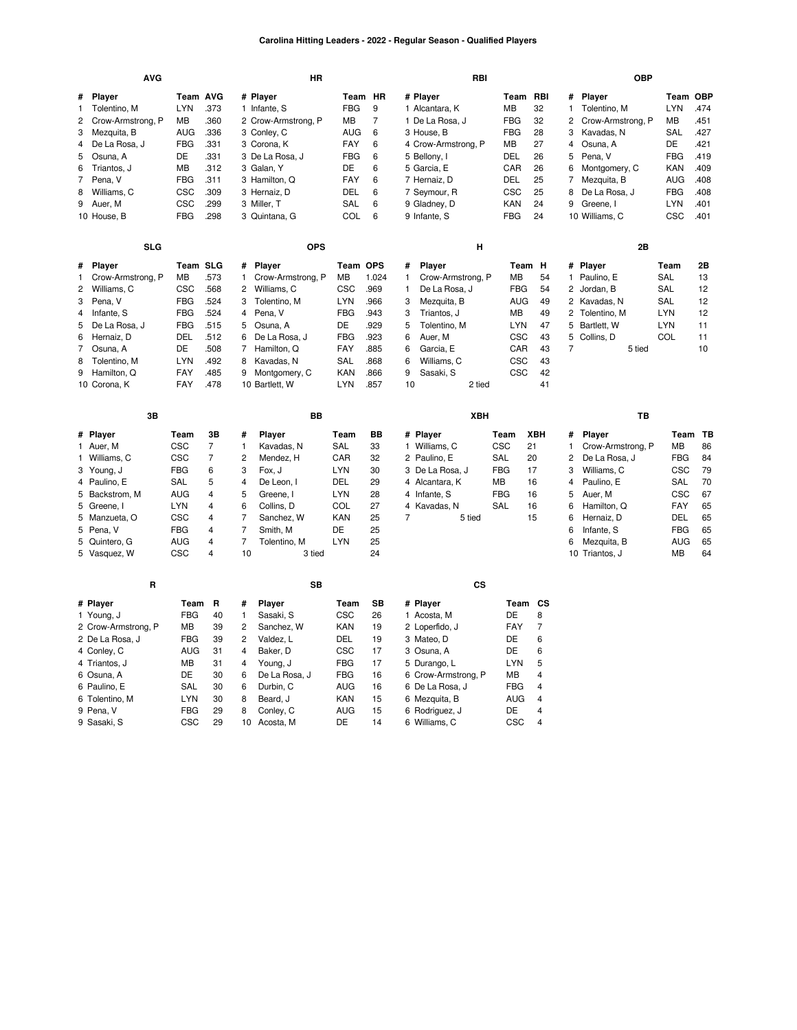# Carolina Hitting Leaders - 2022 - Regular Season - Qualified Players

### AVG

| # | Player | Team | AVG |
|---|---|---|---|
| 1 | Tolentino, M | LYN | .373 |
| 2 | Crow-Armstrong, P | MB | .360 |
| 3 | Mezquita, B | AUG | .336 |
| 4 | De La Rosa, J | FBG | .331 |
| 5 | Osuna, A | DE | .331 |
| 6 | Triantos, J | MB | .312 |
| 7 | Pena, V | FBG | .311 |
| 8 | Williams, C | CSC | .309 |
| 9 | Auer, M | CSC | .299 |
| 10 | House, B | FBG | .298 |

### HR

| # | Player | Team | HR |
|---|---|---|---|
| 1 | Infante, S | FBG | 9 |
| 2 | Crow-Armstrong, P | MB | 7 |
| 3 | Conley, C | AUG | 6 |
| 3 | Corona, K | FAY | 6 |
| 3 | De La Rosa, J | FBG | 6 |
| 3 | Galan, Y | DE | 6 |
| 3 | Hamilton, Q | FAY | 6 |
| 3 | Hernaiz, D | DEL | 6 |
| 3 | Miller, T | SAL | 6 |
| 3 | Quintana, G | COL | 6 |

### RBI

| # | Player | Team | RBI |
|---|---|---|---|
| 1 | Alcantara, K | MB | 32 |
| 1 | De La Rosa, J | FBG | 32 |
| 3 | House, B | FBG | 28 |
| 4 | Crow-Armstrong, P | MB | 27 |
| 5 | Bellony, I | DEL | 26 |
| 5 | Garcia, E | CAR | 26 |
| 7 | Hernaiz, D | DEL | 25 |
| 7 | Seymour, R | CSC | 25 |
| 9 | Gladney, D | KAN | 24 |
| 9 | Infante, S | FBG | 24 |

### OBP

| # | Player | Team | OBP |
|---|---|---|---|
| 1 | Tolentino, M | LYN | .474 |
| 2 | Crow-Armstrong, P | MB | .451 |
| 3 | Kavadas, N | SAL | .427 |
| 4 | Osuna, A | DE | .421 |
| 5 | Pena, V | FBG | .419 |
| 6 | Montgomery, C | KAN | .409 |
| 7 | Mezquita, B | AUG | .408 |
| 8 | De La Rosa, J | FBG | .408 |
| 9 | Greene, I | LYN | .401 |
| 10 | Williams, C | CSC | .401 |

### SLG

| # | Player | Team | SLG |
|---|---|---|---|
| 1 | Crow-Armstrong, P | MB | .573 |
| 2 | Williams, C | CSC | .568 |
| 3 | Pena, V | FBG | .524 |
| 4 | Infante, S | FBG | .524 |
| 5 | De La Rosa, J | FBG | .515 |
| 6 | Hernaiz, D | DEL | .512 |
| 7 | Osuna, A | DE | .508 |
| 8 | Tolentino, M | LYN | .492 |
| 9 | Hamilton, Q | FAY | .485 |
| 10 | Corona, K | FAY | .478 |

### OPS

| # | Player | Team | OPS |
|---|---|---|---|
| 1 | Crow-Armstrong, P | MB | 1.024 |
| 2 | Williams, C | CSC | .969 |
| 3 | Tolentino, M | LYN | .966 |
| 4 | Pena, V | FBG | .943 |
| 5 | Osuna, A | DE | .929 |
| 6 | De La Rosa, J | FBG | .923 |
| 7 | Hamilton, Q | FAY | .885 |
| 8 | Kavadas, N | SAL | .868 |
| 9 | Montgomery, C | KAN | .866 |
| 10 | Bartlett, W | LYN | .857 |

### H

| # | Player | Team | H |
|---|---|---|---|
| 1 | Crow-Armstrong, P | MB | 54 |
| 1 | De La Rosa, J | FBG | 54 |
| 3 | Mezquita, B | AUG | 49 |
| 3 | Triantos, J | MB | 49 |
| 5 | Tolentino, M | LYN | 47 |
| 6 | Auer, M | CSC | 43 |
| 6 | Garcia, E | CAR | 43 |
| 6 | Williams, C | CSC | 43 |
| 9 | Sasaki, S | CSC | 42 |
| 10 | 2 tied | | 41 |

### 2B

| # | Player | Team | 2B |
|---|---|---|---|
| 1 | Paulino, E | SAL | 13 |
| 2 | Jordan, B | SAL | 12 |
| 2 | Kavadas, N | SAL | 12 |
| 2 | Tolentino, M | LYN | 12 |
| 5 | Bartlett, W | LYN | 11 |
| 5 | Collins, D | COL | 11 |
| 7 | 5 tied | | 10 |

### 3B

| # | Player | Team | 3B |
|---|---|---|---|
| 1 | Auer, M | CSC | 7 |
| 1 | Williams, C | CSC | 7 |
| 3 | Young, J | FBG | 6 |
| 4 | Paulino, E | SAL | 5 |
| 5 | Backstrom, M | AUG | 4 |
| 5 | Greene, I | LYN | 4 |
| 5 | Manzueta, O | CSC | 4 |
| 5 | Pena, V | FBG | 4 |
| 5 | Quintero, G | AUG | 4 |
| 5 | Vasquez, W | CSC | 4 |

### BB

| # | Player | Team | BB |
|---|---|---|---|
| 1 | Kavadas, N | SAL | 33 |
| 2 | Mendez, H | CAR | 32 |
| 3 | Fox, J | LYN | 30 |
| 4 | De Leon, I | DEL | 29 |
| 5 | Greene, I | LYN | 28 |
| 6 | Collins, D | COL | 27 |
| 7 | Sanchez, W | KAN | 25 |
| 7 | Smith, M | DE | 25 |
| 7 | Tolentino, M | LYN | 25 |
| 10 | 3 tied | | 24 |

### XBH

| # | Player | Team | XBH |
|---|---|---|---|
| 1 | Williams, C | CSC | 21 |
| 2 | Paulino, E | SAL | 20 |
| 3 | De La Rosa, J | FBG | 17 |
| 4 | Alcantara, K | MB | 16 |
| 4 | Infante, S | FBG | 16 |
| 4 | Kavadas, N | SAL | 16 |
| 7 | 5 tied | | 15 |

### TB

| # | Player | Team | TB |
|---|---|---|---|
| 1 | Crow-Armstrong, P | MB | 86 |
| 2 | De La Rosa, J | FBG | 84 |
| 3 | Williams, C | CSC | 79 |
| 4 | Paulino, E | SAL | 70 |
| 5 | Auer, M | CSC | 67 |
| 6 | Hamilton, Q | FAY | 65 |
| 6 | Hernaiz, D | DEL | 65 |
| 6 | Infante, S | FBG | 65 |
| 6 | Mezquita, B | AUG | 65 |
| 10 | Triantos, J | MB | 64 |

### R

| # | Player | Team | R |
|---|---|---|---|
| 1 | Young, J | FBG | 40 |
| 2 | Crow-Armstrong, P | MB | 39 |
| 2 | De La Rosa, J | FBG | 39 |
| 4 | Conley, C | AUG | 31 |
| 4 | Triantos, J | MB | 31 |
| 6 | Osuna, A | DE | 30 |
| 6 | Paulino, E | SAL | 30 |
| 6 | Tolentino, M | LYN | 30 |
| 9 | Pena, V | FBG | 29 |
| 9 | Sasaki, S | CSC | 29 |

### SB

| # | Player | Team | SB |
|---|---|---|---|
| 1 | Sasaki, S | CSC | 26 |
| 2 | Sanchez, W | KAN | 19 |
| 2 | Valdez, L | DEL | 19 |
| 4 | Baker, D | CSC | 17 |
| 4 | Young, J | FBG | 17 |
| 6 | De La Rosa, J | FBG | 16 |
| 6 | Durbin, C | AUG | 16 |
| 8 | Beard, J | KAN | 15 |
| 8 | Conley, C | AUG | 15 |
| 10 | Acosta, M | DE | 14 |

### CS

| # | Player | Team | CS |
|---|---|---|---|
| 1 | Acosta, M | DE | 8 |
| 2 | Loperfido, J | FAY | 7 |
| 3 | Mateo, D | DE | 6 |
| 3 | Osuna, A | DE | 6 |
| 5 | Durango, L | LYN | 5 |
| 6 | Crow-Armstrong, P | MB | 4 |
| 6 | De La Rosa, J | FBG | 4 |
| 6 | Mezquita, B | AUG | 4 |
| 6 | Rodriguez, J | DE | 4 |
| 6 | Williams, C | CSC | 4 |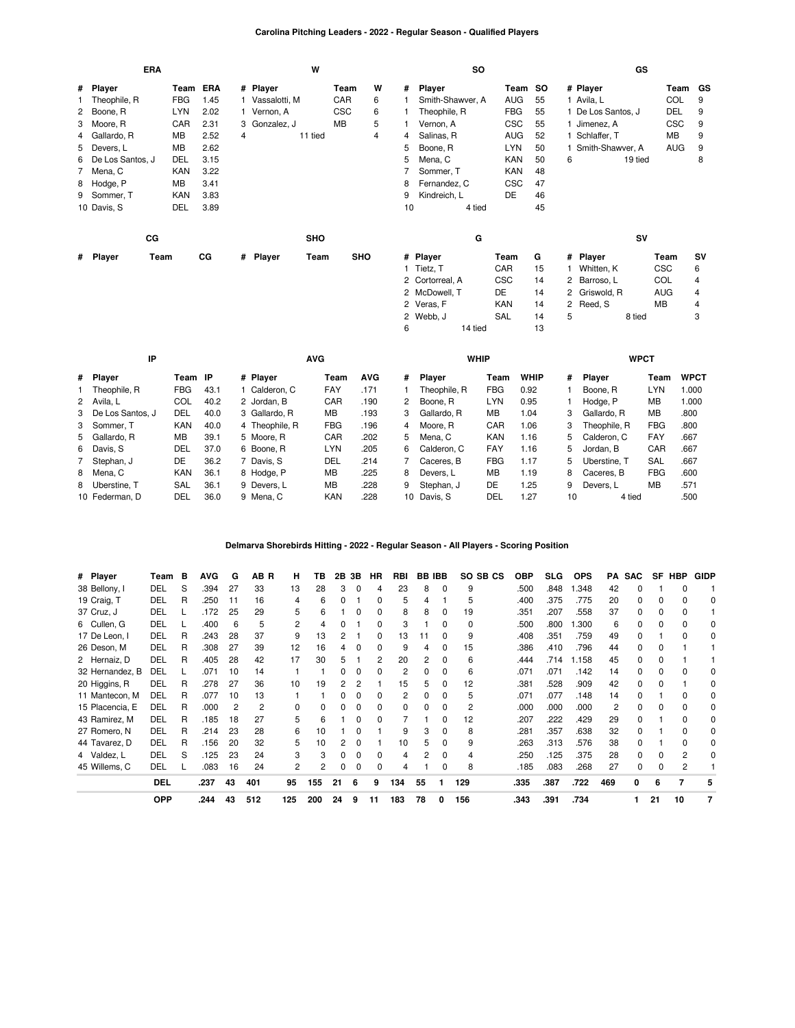## Carolina Pitching Leaders - 2022 - Regular Season - Qualified Players

### ERA

| # | Player | Team | ERA |
|---|---|---|---|
| 1 | Theophile, R | FBG | 1.45 |
| 2 | Boone, R | LYN | 2.02 |
| 3 | Moore, R | CAR | 2.31 |
| 4 | Gallardo, R | MB | 2.52 |
| 5 | Devers, L | MB | 2.62 |
| 6 | De Los Santos, J | DEL | 3.15 |
| 7 | Mena, C | KAN | 3.22 |
| 8 | Hodge, P | MB | 3.41 |
| 9 | Sommer, T | KAN | 3.83 |
| 10 | Davis, S | DEL | 3.89 |

### W

| # | Player | Team | W |
|---|---|---|---|
| 1 | Vassalotti, M | CAR | 6 |
| 1 | Vernon, A | CSC | 6 |
| 3 | Gonzalez, J | MB | 5 |
| 4 | 11 tied | | 4 |

### SO

| # | Player | Team | SO |
|---|---|---|---|
| 1 | Smith-Shawver, A | AUG | 55 |
| 1 | Theophile, R | FBG | 55 |
| 1 | Vernon, A | CSC | 55 |
| 4 | Salinas, R | AUG | 52 |
| 5 | Boone, R | LYN | 50 |
| 5 | Mena, C | KAN | 50 |
| 7 | Sommer, T | KAN | 48 |
| 8 | Fernandez, C | CSC | 47 |
| 9 | Kindreich, L | DE | 46 |
| 10 | 4 tied | | 45 |

### GS

| # | Player | Team | GS |
|---|---|---|---|
| 1 | Avila, L | COL | 9 |
| 1 | De Los Santos, J | DEL | 9 |
| 1 | Jimenez, A | CSC | 9 |
| 1 | Schlaffer, T | MB | 9 |
| 1 | Smith-Shawver, A | AUG | 9 |
| 6 | 19 tied | | 8 |

### CG

| # | Player | Team | CG |
|---|---|---|---|

### SHO

| # | Player | Team | SHO |
|---|---|---|---|

### G

| # | Player | Team | G |
|---|---|---|---|
| 1 | Tietz, T | CAR | 15 |
| 2 | Cortorreal, A | CSC | 14 |
| 2 | McDowell, T | DE | 14 |
| 2 | Veras, F | KAN | 14 |
| 2 | Webb, J | SAL | 14 |
| 6 | 14 tied | | 13 |

### SV

| # | Player | Team | SV |
|---|---|---|---|
| 1 | Whitten, K | CSC | 6 |
| 2 | Barroso, L | COL | 4 |
| 2 | Griswold, R | AUG | 4 |
| 2 | Reed, S | MB | 4 |
| 5 | 8 tied | | 3 |

### IP

| # | Player | Team | IP |
|---|---|---|---|
| 1 | Theophile, R | FBG | 43.1 |
| 2 | Avila, L | COL | 40.2 |
| 3 | De Los Santos, J | DEL | 40.0 |
| 3 | Sommer, T | KAN | 40.0 |
| 5 | Gallardo, R | MB | 39.1 |
| 6 | Davis, S | DEL | 37.0 |
| 7 | Stephan, J | DE | 36.2 |
| 8 | Mena, C | KAN | 36.1 |
| 8 | Uberstine, T | SAL | 36.1 |
| 10 | Federman, D | DEL | 36.0 |

### AVG

| # | Player | Team | AVG |
|---|---|---|---|
| 1 | Calderon, C | FAY | .171 |
| 2 | Jordan, B | CAR | .190 |
| 3 | Gallardo, R | MB | .193 |
| 4 | Theophile, R | FBG | .196 |
| 5 | Moore, R | CAR | .202 |
| 6 | Boone, R | LYN | .205 |
| 7 | Davis, S | DEL | .214 |
| 8 | Hodge, P | MB | .225 |
| 9 | Devers, L | MB | .228 |
| 9 | Mena, C | KAN | .228 |

### WHIP

| # | Player | Team | WHIP |
|---|---|---|---|
| 1 | Theophile, R | FBG | 0.92 |
| 2 | Boone, R | LYN | 0.95 |
| 3 | Gallardo, R | MB | 1.04 |
| 4 | Moore, R | CAR | 1.06 |
| 5 | Mena, C | KAN | 1.16 |
| 6 | Calderon, C | FAY | 1.16 |
| 7 | Caceres, B | FBG | 1.17 |
| 8 | Devers, L | MB | 1.19 |
| 9 | Stephan, J | DE | 1.25 |
| 10 | Davis, S | DEL | 1.27 |

### WPCT

| # | Player | Team | WPCT |
|---|---|---|---|
| 1 | Boone, R | LYN | 1.000 |
| 1 | Hodge, P | MB | 1.000 |
| 3 | Gallardo, R | MB | .800 |
| 3 | Theophile, R | FBG | .800 |
| 5 | Calderon, C | FAY | .667 |
| 5 | Jordan, B | CAR | .667 |
| 5 | Uberstine, T | SAL | .667 |
| 8 | Caceres, B | FBG | .600 |
| 9 | Devers, L | MB | .571 |
| 10 | 4 tied | | .500 |

## Delmarva Shorebirds Hitting - 2022 - Regular Season - All Players - Scoring Position

| # Player | Team | B | AVG | G | AB | R | H | TB | 2B | 3B | HR | RBI | BB | IBB | SO | SB | CS | OBP | SLG | OPS | PA | SAC | SF | HBP | GIDP |
|---|---|---|---|---|---|---|---|---|---|---|---|---|---|---|---|---|---|---|---|---|---|---|---|---|---|
| 38 Bellony, I | DEL | S | .394 | 27 | 33 | | 13 | 28 | 3 | 0 | 4 | 23 | 8 | 0 | 9 | | | .500 | .848 | 1.348 | 42 | 0 | 1 | 0 | 1 |
| 19 Craig, T | DEL | R | .250 | 11 | 16 | | 4 | 6 | 0 | 1 | 0 | 5 | 4 | 1 | 5 | | | .400 | .375 | .775 | 20 | 0 | 0 | 0 | 0 |
| 37 Cruz, J | DEL | L | .172 | 25 | 29 | | 5 | 6 | 1 | 0 | 0 | 8 | 8 | 0 | 19 | | | .351 | .207 | .558 | 37 | 0 | 0 | 0 | 1 |
| 6 Cullen, G | DEL | L | .400 | 6 | 5 | | 2 | 4 | 0 | 1 | 0 | 3 | 1 | 0 | 0 | | | .500 | .800 | 1.300 | 6 | 0 | 0 | 0 | 0 |
| 17 De Leon, I | DEL | R | .243 | 28 | 37 | | 9 | 13 | 2 | 1 | 0 | 13 | 11 | 0 | 9 | | | .408 | .351 | .759 | 49 | 0 | 1 | 0 | 0 |
| 26 Deson, M | DEL | R | .308 | 27 | 39 | | 12 | 16 | 4 | 0 | 0 | 9 | 4 | 0 | 15 | | | .386 | .410 | .796 | 44 | 0 | 0 | 1 | 1 |
| 2 Hernaiz, D | DEL | R | .405 | 28 | 42 | | 17 | 30 | 5 | 1 | 2 | 20 | 2 | 0 | 6 | | | .444 | .714 | 1.158 | 45 | 0 | 0 | 1 | 1 |
| 32 Hernandez, B | DEL | L | .071 | 10 | 14 | | 1 | 1 | 0 | 0 | 0 | 2 | 0 | 0 | 6 | | | .071 | .071 | .142 | 14 | 0 | 0 | 0 | 0 |
| 20 Higgins, R | DEL | R | .278 | 27 | 36 | | 10 | 19 | 2 | 2 | 1 | 15 | 5 | 0 | 12 | | | .381 | .528 | .909 | 42 | 0 | 0 | 1 | 0 |
| 11 Mantecon, M | DEL | R | .077 | 10 | 13 | | 1 | 1 | 0 | 0 | 0 | 2 | 0 | 0 | 5 | | | .071 | .077 | .148 | 14 | 0 | 1 | 0 | 0 |
| 15 Placencia, E | DEL | R | .000 | 2 | 2 | | 0 | 0 | 0 | 0 | 0 | 0 | 0 | 0 | 2 | | | .000 | .000 | .000 | 2 | 0 | 0 | 0 | 0 |
| 43 Ramirez, M | DEL | R | .185 | 18 | 27 | | 5 | 6 | 1 | 0 | 0 | 7 | 1 | 0 | 12 | | | .207 | .222 | .429 | 29 | 0 | 1 | 0 | 0 |
| 27 Romero, N | DEL | R | .214 | 23 | 28 | | 6 | 10 | 1 | 0 | 1 | 9 | 3 | 0 | 8 | | | .281 | .357 | .638 | 32 | 0 | 1 | 0 | 0 |
| 44 Tavarez, D | DEL | R | .156 | 20 | 32 | | 5 | 10 | 2 | 0 | 1 | 10 | 5 | 0 | 9 | | | .263 | .313 | .576 | 38 | 0 | 1 | 0 | 0 |
| 4 Valdez, L | DEL | S | .125 | 23 | 24 | | 3 | 3 | 0 | 0 | 0 | 4 | 2 | 0 | 4 | | | .250 | .125 | .375 | 28 | 0 | 0 | 2 | 0 |
| 45 Willems, C | DEL | L | .083 | 16 | 24 | | 2 | 2 | 0 | 0 | 0 | 4 | 1 | 0 | 8 | | | .185 | .083 | .268 | 27 | 0 | 0 | 2 | 1 |
| | **DEL** | | **.237** | **43** | **401** | | **95** | **155** | **21** | **6** | **9** | **134** | **55** | **1** | **129** | | | **.335** | **.387** | **.722** | **469** | **0** | **6** | **7** | **5** |
| | **OPP** | | **.244** | **43** | **512** | | **125** | **200** | **24** | **9** | **11** | **183** | **78** | **0** | **156** | | | **.343** | **.391** | **.734** | | **1** | **21** | **10** | **7** |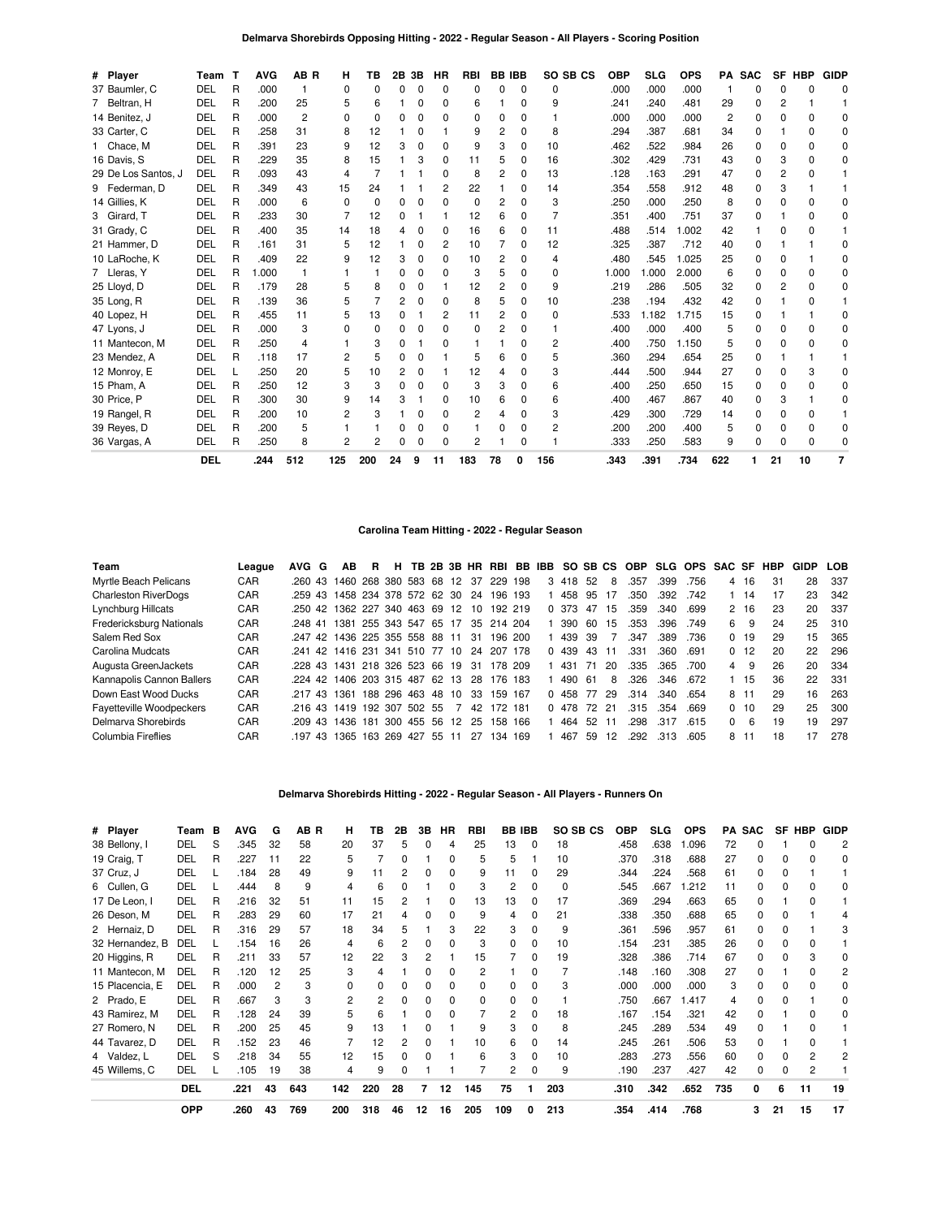## Delmarva Shorebirds Opposing Hitting - 2022 - Regular Season - All Players - Scoring Position

| # | Player | Team | T | AVG | AB | R | H | TB | 2B | 3B | HR | RBI | BB | IBB | SO | SB | CS | OBP | SLG | OPS | PA | SAC | SF | HBP | GIDP |
|---|---|---|---|---|---|---|---|---|---|---|---|---|---|---|---|---|---|---|---|---|---|---|---|---|---|
| 37 | Baumler, C | DEL | R | .000 | 1 | | 0 | 0 | 0 | 0 | 0 | 0 | 0 | 0 | 0 | | | .000 | .000 | .000 | 1 | 0 | 0 | 0 | 0 |
| 7 | Beltran, H | DEL | R | .200 | 25 | | 5 | 6 | 1 | 0 | 0 | 6 | 1 | 0 | 9 | | | .241 | .240 | .481 | 29 | 0 | 2 | 1 | 1 |
| 14 | Benitez, J | DEL | R | .000 | 2 | | 0 | 0 | 0 | 0 | 0 | 0 | 0 | 0 | 1 | | | .000 | .000 | .000 | 2 | 0 | 0 | 0 | 0 |
| 33 | Carter, C | DEL | R | .258 | 31 | | 8 | 12 | 1 | 0 | 1 | 9 | 2 | 0 | 8 | | | .294 | .387 | .681 | 34 | 0 | 1 | 0 | 0 |
| 1 | Chace, M | DEL | R | .391 | 23 | | 9 | 12 | 3 | 0 | 0 | 9 | 3 | 0 | 10 | | | .462 | .522 | .984 | 26 | 0 | 0 | 0 | 0 |
| 16 | Davis, S | DEL | R | .229 | 35 | | 8 | 15 | 1 | 3 | 0 | 11 | 5 | 0 | 16 | | | .302 | .429 | .731 | 43 | 0 | 3 | 0 | 0 |
| 29 | De Los Santos, J | DEL | R | .093 | 43 | | 4 | 7 | 1 | 1 | 0 | 8 | 2 | 0 | 13 | | | .128 | .163 | .291 | 47 | 0 | 2 | 0 | 1 |
| 9 | Federman, D | DEL | R | .349 | 43 | | 15 | 24 | 1 | 1 | 2 | 22 | 1 | 0 | 14 | | | .354 | .558 | .912 | 48 | 0 | 3 | 1 | 1 |
| 14 | Gillies, K | DEL | R | .000 | 6 | | 0 | 0 | 0 | 0 | 0 | 0 | 2 | 0 | 3 | | | .250 | .000 | .250 | 8 | 0 | 0 | 0 | 0 |
| 3 | Girard, T | DEL | R | .233 | 30 | | 7 | 12 | 0 | 1 | 1 | 12 | 6 | 0 | 7 | | | .351 | .400 | .751 | 37 | 0 | 1 | 0 | 0 |
| 31 | Grady, C | DEL | R | .400 | 35 | | 14 | 18 | 4 | 0 | 0 | 16 | 6 | 0 | 11 | | | .488 | .514 | 1.002 | 42 | 1 | 0 | 0 | 1 |
| 21 | Hammer, D | DEL | R | .161 | 31 | | 5 | 12 | 1 | 0 | 2 | 10 | 7 | 0 | 12 | | | .325 | .387 | .712 | 40 | 0 | 1 | 1 | 0 |
| 10 | LaRoche, K | DEL | R | .409 | 22 | | 9 | 12 | 3 | 0 | 0 | 10 | 2 | 0 | 4 | | | .480 | .545 | 1.025 | 25 | 0 | 0 | 1 | 0 |
| 7 | Lleras, Y | DEL | R | 1.000 | 1 | | 1 | 1 | 0 | 0 | 0 | 3 | 5 | 0 | 0 | | | 1.000 | 1.000 | 2.000 | 6 | 0 | 0 | 0 | 0 |
| 25 | Lloyd, D | DEL | R | .179 | 28 | | 5 | 8 | 0 | 0 | 1 | 12 | 2 | 0 | 9 | | | .219 | .286 | .505 | 32 | 0 | 2 | 0 | 0 |
| 35 | Long, R | DEL | R | .139 | 36 | | 5 | 7 | 2 | 0 | 0 | 8 | 5 | 0 | 10 | | | .238 | .194 | .432 | 42 | 0 | 1 | 0 | 1 |
| 40 | Lopez, H | DEL | R | .455 | 11 | | 5 | 13 | 0 | 1 | 2 | 11 | 2 | 0 | 0 | | | .533 | 1.182 | 1.715 | 15 | 0 | 1 | 1 | 0 |
| 47 | Lyons, J | DEL | R | .000 | 3 | | 0 | 0 | 0 | 0 | 0 | 0 | 2 | 0 | 1 | | | .400 | .000 | .400 | 5 | 0 | 0 | 0 | 0 |
| 11 | Mantecon, M | DEL | R | .250 | 4 | | 1 | 3 | 0 | 1 | 0 | 1 | 1 | 0 | 2 | | | .400 | .750 | 1.150 | 5 | 0 | 0 | 0 | 0 |
| 23 | Mendez, A | DEL | R | .118 | 17 | | 2 | 5 | 0 | 0 | 1 | 5 | 6 | 0 | 5 | | | .360 | .294 | .654 | 25 | 0 | 1 | 1 | 1 |
| 12 | Monroy, E | DEL | L | .250 | 20 | | 5 | 10 | 2 | 0 | 1 | 12 | 4 | 0 | 3 | | | .444 | .500 | .944 | 27 | 0 | 0 | 3 | 0 |
| 15 | Pham, A | DEL | R | .250 | 12 | | 3 | 3 | 0 | 0 | 0 | 3 | 3 | 0 | 6 | | | .400 | .250 | .650 | 15 | 0 | 0 | 0 | 0 |
| 30 | Price, P | DEL | R | .300 | 30 | | 9 | 14 | 3 | 1 | 0 | 10 | 6 | 0 | 6 | | | .400 | .467 | .867 | 40 | 0 | 3 | 1 | 0 |
| 19 | Rangel, R | DEL | R | .200 | 10 | | 2 | 3 | 1 | 0 | 0 | 2 | 4 | 0 | 3 | | | .429 | .300 | .729 | 14 | 0 | 0 | 0 | 1 |
| 39 | Reyes, D | DEL | R | .200 | 5 | | 1 | 1 | 0 | 0 | 0 | 1 | 0 | 0 | 2 | | | .200 | .200 | .400 | 5 | 0 | 0 | 0 | 0 |
| 36 | Vargas, A | DEL | R | .250 | 8 | | 2 | 2 | 0 | 0 | 0 | 2 | 1 | 0 | 1 | | | .333 | .250 | .583 | 9 | 0 | 0 | 0 | 0 |
| | | **DEL** | | **.244** | **512** | | **125** | **200** | **24** | **9** | **11** | **183** | **78** | **0** | **156** | | | **.343** | **.391** | **.734** | **622** | **1** | **21** | **10** | **7** |

## Carolina Team Hitting - 2022 - Regular Season

| Team | League | AVG | G | AB | R | H | TB | 2B | 3B | HR | RBI | BB | IBB | SO | SB | CS | OBP | SLG | OPS | SAC | SF | HBP | GIDP | LOB |
|---|---|---|---|---|---|---|---|---|---|---|---|---|---|---|---|---|---|---|---|---|---|---|---|---|
| Myrtle Beach Pelicans | CAR | .260 | 43 | 1460 | 268 | 380 | 583 | 68 | 12 | 37 | 229 | 198 | 3 | 418 | 52 | 8 | .357 | .399 | .756 | 4 | 16 | 31 | 28 | 337 |
| Charleston RiverDogs | CAR | .259 | 43 | 1458 | 234 | 378 | 572 | 62 | 30 | 24 | 196 | 193 | 1 | 458 | 95 | 17 | .350 | .392 | .742 | 1 | 14 | 17 | 23 | 342 |
| Lynchburg Hillcats | CAR | .250 | 42 | 1362 | 227 | 340 | 463 | 69 | 12 | 10 | 192 | 219 | 0 | 373 | 47 | 15 | .359 | .340 | .699 | 2 | 16 | 23 | 20 | 337 |
| Fredericksburg Nationals | CAR | .248 | 41 | 1381 | 255 | 343 | 547 | 65 | 17 | 35 | 214 | 204 | 1 | 390 | 60 | 15 | .353 | .396 | .749 | 6 | 9 | 24 | 25 | 310 |
| Salem Red Sox | CAR | .247 | 42 | 1436 | 225 | 355 | 558 | 88 | 11 | 31 | 196 | 200 | 1 | 439 | 39 | 7 | .347 | .389 | .736 | 0 | 19 | 29 | 15 | 365 |
| Carolina Mudcats | CAR | .241 | 42 | 1416 | 231 | 341 | 510 | 77 | 10 | 24 | 207 | 178 | 0 | 439 | 43 | 11 | .331 | .360 | .691 | 0 | 12 | 20 | 22 | 296 |
| Augusta GreenJackets | CAR | .228 | 43 | 1431 | 218 | 326 | 523 | 66 | 19 | 31 | 178 | 209 | 1 | 431 | 71 | 20 | .335 | .365 | .700 | 4 | 9 | 26 | 20 | 334 |
| Kannapolis Cannon Ballers | CAR | .224 | 42 | 1406 | 203 | 315 | 487 | 62 | 13 | 28 | 176 | 183 | 1 | 490 | 61 | 8 | .326 | .346 | .672 | 1 | 15 | 36 | 22 | 331 |
| Down East Wood Ducks | CAR | .217 | 43 | 1361 | 188 | 296 | 463 | 48 | 10 | 33 | 159 | 167 | 0 | 458 | 77 | 29 | .314 | .340 | .654 | 8 | 11 | 29 | 16 | 263 |
| Fayetteville Woodpeckers | CAR | .216 | 43 | 1419 | 192 | 307 | 502 | 55 | 7 | 42 | 172 | 181 | 0 | 478 | 72 | 21 | .315 | .354 | .669 | 0 | 10 | 29 | 25 | 300 |
| Delmarva Shorebirds | CAR | .209 | 43 | 1436 | 181 | 300 | 455 | 56 | 12 | 25 | 158 | 166 | 1 | 464 | 52 | 11 | .298 | .317 | .615 | 0 | 6 | 19 | 19 | 297 |
| Columbia Fireflies | CAR | .197 | 43 | 1365 | 163 | 269 | 427 | 55 | 11 | 27 | 134 | 169 | 1 | 467 | 59 | 12 | .292 | .313 | .605 | 8 | 11 | 18 | 17 | 278 |

## Delmarva Shorebirds Hitting - 2022 - Regular Season - All Players - Runners On

| # | Player | Team | B | AVG | G | AB | R | H | TB | 2B | 3B | HR | RBI | BB | IBB | SO | SB | CS | OBP | SLG | OPS | PA | SAC | SF | HBP | GIDP |
|---|---|---|---|---|---|---|---|---|---|---|---|---|---|---|---|---|---|---|---|---|---|---|---|---|---|---|
| 38 | Bellony, I | DEL | S | .345 | 32 | 58 | | 20 | 37 | 5 | 0 | 4 | 25 | 13 | 0 | 18 | | | .458 | .638 | 1.096 | 72 | 0 | 1 | 0 | 2 |
| 19 | Craig, T | DEL | R | .227 | 11 | 22 | | 5 | 7 | 0 | 1 | 0 | 5 | 5 | 1 | 10 | | | .370 | .318 | .688 | 27 | 0 | 0 | 0 | 0 |
| 37 | Cruz, J | DEL | L | .184 | 28 | 49 | | 9 | 11 | 2 | 0 | 0 | 9 | 11 | 0 | 29 | | | .344 | .224 | .568 | 61 | 0 | 0 | 1 | 1 |
| 6 | Cullen, G | DEL | L | .444 | 8 | 9 | | 4 | 6 | 0 | 1 | 0 | 3 | 2 | 0 | 0 | | | .545 | .667 | 1.212 | 11 | 0 | 0 | 0 | 0 |
| 17 | De Leon, I | DEL | R | .216 | 32 | 51 | | 11 | 15 | 2 | 1 | 0 | 13 | 13 | 0 | 17 | | | .369 | .294 | .663 | 65 | 0 | 1 | 0 | 1 |
| 26 | Deson, M | DEL | R | .283 | 29 | 60 | | 17 | 21 | 4 | 0 | 0 | 9 | 4 | 0 | 21 | | | .338 | .350 | .688 | 65 | 0 | 0 | 1 | 4 |
| 2 | Hernaiz, D | DEL | R | .316 | 29 | 57 | | 18 | 34 | 5 | 1 | 3 | 22 | 3 | 0 | 9 | | | .361 | .596 | .957 | 61 | 0 | 0 | 1 | 3 |
| 32 | Hernandez, B | DEL | L | .154 | 16 | 26 | | 4 | 6 | 2 | 0 | 0 | 3 | 0 | 0 | 10 | | | .154 | .231 | .385 | 26 | 0 | 0 | 0 | 1 |
| 20 | Higgins, R | DEL | R | .211 | 33 | 57 | | 12 | 22 | 3 | 2 | 1 | 15 | 7 | 0 | 19 | | | .328 | .386 | .714 | 67 | 0 | 0 | 3 | 0 |
| 11 | Mantecon, M | DEL | R | .120 | 12 | 25 | | 3 | 4 | 1 | 0 | 0 | 2 | 1 | 0 | 7 | | | .148 | .160 | .308 | 27 | 0 | 1 | 0 | 2 |
| 15 | Placencia, E | DEL | R | .000 | 2 | 3 | | 0 | 0 | 0 | 0 | 0 | 0 | 0 | 0 | 3 | | | .000 | .000 | .000 | 3 | 0 | 0 | 0 | 0 |
| 2 | Prado, E | DEL | R | .667 | 3 | 3 | | 2 | 2 | 0 | 0 | 0 | 0 | 0 | 0 | 1 | | | .750 | .667 | 1.417 | 4 | 0 | 0 | 1 | 0 |
| 43 | Ramirez, M | DEL | R | .128 | 24 | 39 | | 5 | 6 | 1 | 0 | 0 | 7 | 2 | 0 | 18 | | | .167 | .154 | .321 | 42 | 0 | 1 | 0 | 0 |
| 27 | Romero, N | DEL | R | .200 | 25 | 45 | | 9 | 13 | 1 | 0 | 1 | 9 | 3 | 0 | 8 | | | .245 | .289 | .534 | 49 | 0 | 1 | 0 | 1 |
| 44 | Tavarez, D | DEL | R | .152 | 23 | 46 | | 7 | 12 | 2 | 0 | 1 | 10 | 6 | 0 | 14 | | | .245 | .261 | .506 | 53 | 0 | 1 | 0 | 1 |
| 4 | Valdez, L | DEL | S | .218 | 34 | 55 | | 12 | 15 | 0 | 0 | 1 | 6 | 3 | 0 | 10 | | | .283 | .273 | .556 | 60 | 0 | 0 | 2 | 2 |
| 45 | Willems, C | DEL | L | .105 | 19 | 38 | | 4 | 9 | 0 | 1 | 1 | 7 | 2 | 0 | 9 | | | .190 | .237 | .427 | 42 | 0 | 0 | 2 | 1 |
| | | **DEL** | | **.221** | **43** | **643** | | **142** | **220** | **28** | **7** | **12** | **145** | **75** | **1** | **203** | | | **.310** | **.342** | **.652** | **735** | **0** | **6** | **11** | **19** |
| | | **OPP** | | **.260** | **43** | **769** | | **200** | **318** | **46** | **12** | **16** | **205** | **109** | **0** | **213** | | | **.354** | **.414** | **.768** | | **3** | **21** | **15** | **17** |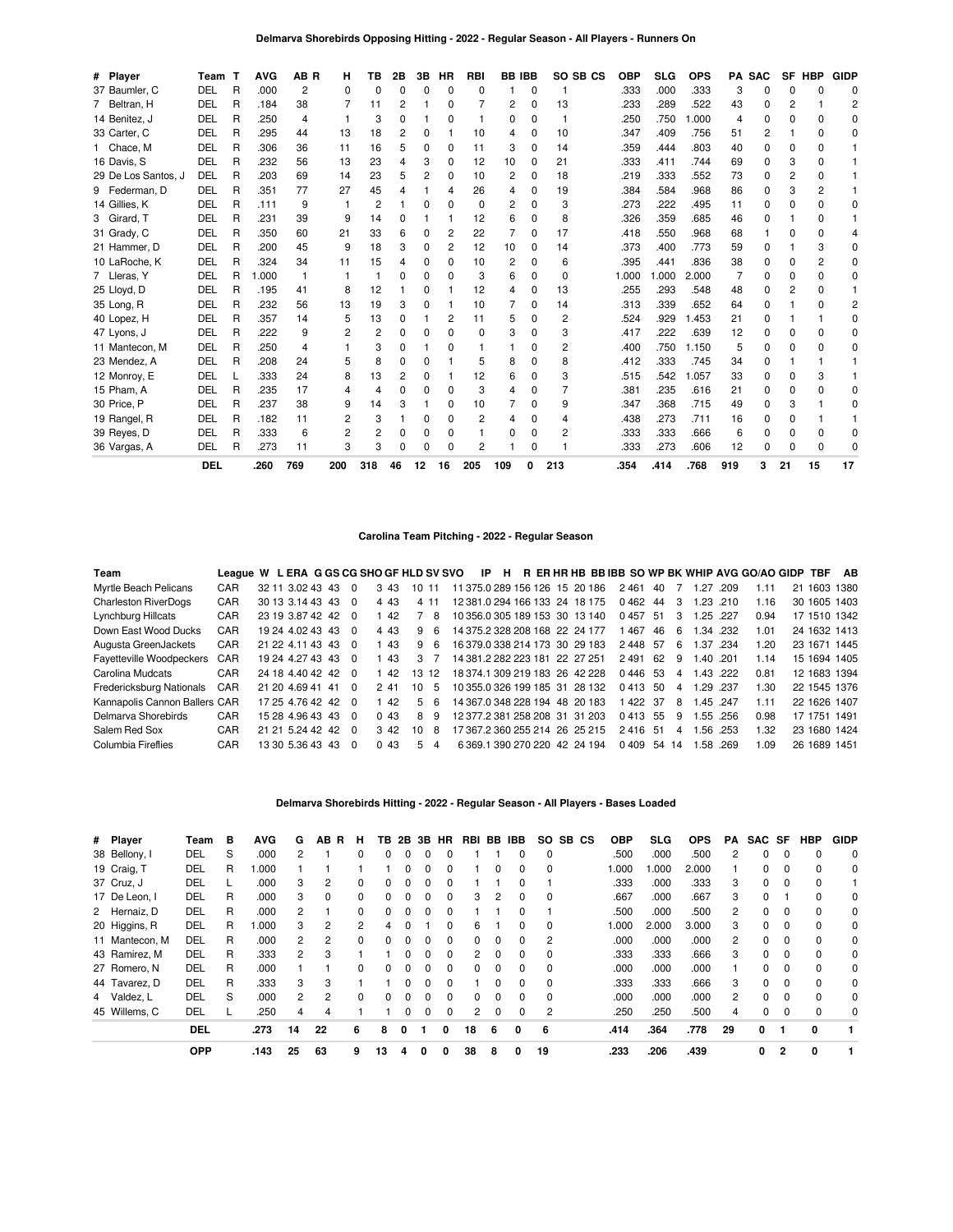## Delmarva Shorebirds Opposing Hitting - 2022 - Regular Season - All Players - Runners On

| # | Player | Team | T | AVG | AB | R | H | TB | 2B | 3B | HR | RBI | BB | IBB | SO | SB | CS | OBP | SLG | OPS | PA | SAC | SF | HBP | GIDP |
|---|---|---|---|---|---|---|---|---|---|---|---|---|---|---|---|---|---|---|---|---|---|---|---|---|---|
| 37 | Baumler, C | DEL | R | .000 | 2 | | 0 | 0 | 0 | 0 | 0 | 0 | 1 | 0 | 1 | | | .333 | .000 | .333 | 3 | 0 | 0 | 0 | 0 |
| 7 | Beltran, H | DEL | R | .184 | 38 | | 7 | 11 | 2 | 1 | 0 | 7 | 2 | 0 | 13 | | | .233 | .289 | .522 | 43 | 0 | 2 | 1 | 2 |
| 14 | Benitez, J | DEL | R | .250 | 4 | | 1 | 3 | 0 | 1 | 0 | 1 | 0 | 0 | 1 | | | .250 | .750 | 1.000 | 4 | 0 | 0 | 0 | 0 |
| 33 | Carter, C | DEL | R | .295 | 44 | | 13 | 18 | 2 | 0 | 1 | 10 | 4 | 0 | 10 | | | .347 | .409 | .756 | 51 | 2 | 1 | 0 | 0 |
| 1 | Chace, M | DEL | R | .306 | 36 | | 11 | 16 | 5 | 0 | 0 | 11 | 3 | 0 | 14 | | | .359 | .444 | .803 | 40 | 0 | 0 | 0 | 1 |
| 16 | Davis, S | DEL | R | .232 | 56 | | 13 | 23 | 4 | 3 | 0 | 12 | 10 | 0 | 21 | | | .333 | .411 | .744 | 69 | 0 | 3 | 0 | 1 |
| 29 | De Los Santos, J | DEL | R | .203 | 69 | | 14 | 23 | 5 | 2 | 0 | 10 | 2 | 0 | 18 | | | .219 | .333 | .552 | 73 | 0 | 2 | 0 | 1 |
| 9 | Federman, D | DEL | R | .351 | 77 | | 27 | 45 | 4 | 1 | 4 | 26 | 4 | 0 | 19 | | | .384 | .584 | .968 | 86 | 0 | 3 | 2 | 1 |
| 14 | Gillies, K | DEL | R | .111 | 9 | | 1 | 2 | 1 | 0 | 0 | 0 | 2 | 0 | 3 | | | .273 | .222 | .495 | 11 | 0 | 0 | 0 | 0 |
| 3 | Girard, T | DEL | R | .231 | 39 | | 9 | 14 | 0 | 1 | 1 | 12 | 6 | 0 | 8 | | | .326 | .359 | .685 | 46 | 0 | 1 | 0 | 1 |
| 31 | Grady, C | DEL | R | .350 | 60 | | 21 | 33 | 6 | 0 | 2 | 22 | 7 | 0 | 17 | | | .418 | .550 | .968 | 68 | 1 | 0 | 0 | 4 |
| 21 | Hammer, D | DEL | R | .200 | 45 | | 9 | 18 | 3 | 0 | 2 | 12 | 10 | 0 | 14 | | | .373 | .400 | .773 | 59 | 0 | 1 | 3 | 0 |
| 10 | LaRoche, K | DEL | R | .324 | 34 | | 11 | 15 | 4 | 0 | 0 | 10 | 2 | 0 | 6 | | | .395 | .441 | .836 | 38 | 0 | 0 | 2 | 0 |
| 7 | Lleras, Y | DEL | R | 1.000 | 1 | | 1 | 1 | 0 | 0 | 0 | 3 | 6 | 0 | 0 | | | 1.000 | 1.000 | 2.000 | 7 | 0 | 0 | 0 | 0 |
| 25 | Lloyd, D | DEL | R | .195 | 41 | | 8 | 12 | 1 | 0 | 1 | 12 | 4 | 0 | 13 | | | .255 | .293 | .548 | 48 | 0 | 2 | 0 | 1 |
| 35 | Long, R | DEL | R | .232 | 56 | | 13 | 19 | 3 | 0 | 1 | 10 | 7 | 0 | 14 | | | .313 | .339 | .652 | 64 | 0 | 1 | 0 | 2 |
| 40 | Lopez, H | DEL | R | .357 | 14 | | 5 | 13 | 0 | 1 | 2 | 11 | 5 | 0 | 2 | | | .524 | .929 | 1.453 | 21 | 0 | 1 | 1 | 0 |
| 47 | Lyons, J | DEL | R | .222 | 9 | | 2 | 2 | 0 | 0 | 0 | 0 | 3 | 0 | 3 | | | .417 | .222 | .639 | 12 | 0 | 0 | 0 | 0 |
| 11 | Mantecon, M | DEL | R | .250 | 4 | | 1 | 3 | 0 | 1 | 0 | 1 | 1 | 0 | 2 | | | .400 | .750 | 1.150 | 5 | 0 | 0 | 0 | 0 |
| 23 | Mendez, A | DEL | R | .208 | 24 | | 5 | 8 | 0 | 0 | 1 | 5 | 8 | 0 | 8 | | | .412 | .333 | .745 | 34 | 0 | 1 | 1 | 1 |
| 12 | Monroy, E | DEL | L | .333 | 24 | | 8 | 13 | 2 | 0 | 1 | 12 | 6 | 0 | 3 | | | .515 | .542 | 1.057 | 33 | 0 | 0 | 3 | 1 |
| 15 | Pham, A | DEL | R | .235 | 17 | | 4 | 4 | 0 | 0 | 0 | 3 | 4 | 0 | 7 | | | .381 | .235 | .616 | 21 | 0 | 0 | 0 | 0 |
| 30 | Price, P | DEL | R | .237 | 38 | | 9 | 14 | 3 | 1 | 0 | 10 | 7 | 0 | 9 | | | .347 | .368 | .715 | 49 | 0 | 3 | 1 | 0 |
| 19 | Rangel, R | DEL | R | .182 | 11 | | 2 | 3 | 1 | 0 | 0 | 2 | 4 | 0 | 4 | | | .438 | .273 | .711 | 16 | 0 | 0 | 1 | 1 |
| 39 | Reyes, D | DEL | R | .333 | 6 | | 2 | 2 | 0 | 0 | 0 | 1 | 0 | 0 | 2 | | | .333 | .333 | .666 | 6 | 0 | 0 | 0 | 0 |
| 36 | Vargas, A | DEL | R | .273 | 11 | | 3 | 3 | 0 | 0 | 0 | 2 | 1 | 0 | 1 | | | .333 | .273 | .606 | 12 | 0 | 0 | 0 | 0 |
| | | **DEL** | | **.260** | **769** | | **200** | **318** | **46** | **12** | **16** | **205** | **109** | **0** | **213** | | | **.354** | **.414** | **.768** | **919** | **3** | **21** | **15** | **17** |

## Carolina Team Pitching - 2022 - Regular Season

| Team | League | W | L | ERA | G | GS | CG | SHO | GF | HLD | SV | SVO | IP | H | R | ER | HR | HB | BB | IBB | SO | WP | BK | WHIP | AVG | GO/AO | GIDP | TBF | AB |
|---|---|---|---|---|---|---|---|---|---|---|---|---|---|---|---|---|---|---|---|---|---|---|---|---|---|---|---|---|---|
| Myrtle Beach Pelicans | CAR | 32 | 11 | 3.02 | 43 | 43 | 0 | 3 | 43 | 10 | 11 | 11 | 375.0 | 289 | 156 | 126 | 15 | 20 | 186 | 2 | 461 | 40 | 7 | 1.27 | .209 | 1.11 | 21 | 1603 | 1380 |
| Charleston RiverDogs | CAR | 30 | 13 | 3.14 | 43 | 43 | 0 | 4 | 43 | 4 | 11 | 12 | 381.0 | 294 | 166 | 133 | 24 | 18 | 175 | 0 | 462 | 44 | 3 | 1.23 | .210 | 1.16 | 30 | 1605 | 1403 |
| Lynchburg Hillcats | CAR | 23 | 19 | 3.87 | 42 | 42 | 0 | 1 | 42 | 7 | 8 | 10 | 356.0 | 305 | 189 | 153 | 30 | 13 | 140 | 0 | 457 | 51 | 3 | 1.25 | .227 | 0.94 | 17 | 1510 | 1342 |
| Down East Wood Ducks | CAR | 19 | 24 | 4.02 | 43 | 43 | 0 | 4 | 43 | 9 | 6 | 14 | 375.2 | 328 | 208 | 168 | 22 | 24 | 177 | 1 | 467 | 46 | 6 | 1.34 | .232 | 1.01 | 24 | 1632 | 1413 |
| Augusta GreenJackets | CAR | 21 | 22 | 4.11 | 43 | 43 | 0 | 1 | 43 | 9 | 6 | 16 | 379.0 | 338 | 214 | 173 | 30 | 29 | 183 | 2 | 448 | 57 | 6 | 1.37 | .234 | 1.20 | 23 | 1671 | 1445 |
| Fayetteville Woodpeckers | CAR | 19 | 24 | 4.27 | 43 | 43 | 0 | 1 | 43 | 3 | 7 | 14 | 381.2 | 282 | 223 | 181 | 22 | 27 | 251 | 2 | 491 | 62 | 9 | 1.40 | .201 | 1.14 | 15 | 1694 | 1405 |
| Carolina Mudcats | CAR | 24 | 18 | 4.40 | 42 | 42 | 0 | 1 | 42 | 13 | 12 | 18 | 374.1 | 309 | 219 | 183 | 26 | 42 | 228 | 0 | 446 | 53 | 4 | 1.43 | .222 | 0.81 | 12 | 1683 | 1394 |
| Fredericksburg Nationals | CAR | 21 | 20 | 4.69 | 41 | 41 | 0 | 2 | 41 | 10 | 5 | 10 | 355.0 | 326 | 199 | 185 | 31 | 28 | 132 | 0 | 413 | 50 | 4 | 1.29 | .237 | 1.30 | 22 | 1545 | 1376 |
| Kannapolis Cannon Ballers | CAR | 17 | 25 | 4.76 | 42 | 42 | 0 | 1 | 42 | 5 | 6 | 14 | 367.0 | 348 | 228 | 194 | 48 | 20 | 183 | 1 | 422 | 37 | 8 | 1.45 | .247 | 1.11 | 22 | 1626 | 1407 |
| Delmarva Shorebirds | CAR | 15 | 28 | 4.96 | 43 | 43 | 0 | 0 | 43 | 8 | 9 | 12 | 377.2 | 381 | 258 | 208 | 31 | 31 | 203 | 0 | 413 | 55 | 9 | 1.55 | .256 | 0.98 | 17 | 1751 | 1491 |
| Salem Red Sox | CAR | 21 | 21 | 5.24 | 42 | 42 | 0 | 3 | 42 | 10 | 8 | 17 | 367.2 | 360 | 255 | 214 | 26 | 25 | 215 | 2 | 416 | 51 | 4 | 1.56 | .253 | 1.32 | 23 | 1680 | 1424 |
| Columbia Fireflies | CAR | 13 | 30 | 5.36 | 43 | 43 | 0 | 0 | 43 | 5 | 4 | 6 | 369.1 | 390 | 270 | 220 | 42 | 24 | 194 | 0 | 409 | 54 | 14 | 1.58 | .269 | 1.09 | 26 | 1689 | 1451 |

## Delmarva Shorebirds Hitting - 2022 - Regular Season - All Players - Bases Loaded

| # | Player | Team | B | AVG | G | AB | R | H | TB | 2B | 3B | HR | RBI | BB | IBB | SO | SB | CS | OBP | SLG | OPS | PA | SAC | SF | HBP | GIDP |
|---|---|---|---|---|---|---|---|---|---|---|---|---|---|---|---|---|---|---|---|---|---|---|---|---|---|---|
| 38 | Bellony, I | DEL | S | .000 | 2 | 1 | | 0 | 0 | 0 | 0 | 0 | 1 | 1 | 0 | 0 | | | .500 | .000 | .500 | 2 | 0 | 0 | 0 | 0 |
| 19 | Craig, T | DEL | R | 1.000 | 1 | 1 | | 1 | 1 | 0 | 0 | 0 | 1 | 0 | 0 | 0 | | | 1.000 | 1.000 | 2.000 | 1 | 0 | 0 | 0 | 0 |
| 37 | Cruz, J | DEL | L | .000 | 3 | 2 | | 0 | 0 | 0 | 0 | 0 | 1 | 1 | 0 | 1 | | | .333 | .000 | .333 | 3 | 0 | 0 | 0 | 1 |
| 17 | De Leon, I | DEL | R | .000 | 3 | 0 | | 0 | 0 | 0 | 0 | 0 | 3 | 2 | 0 | 0 | | | .667 | .000 | .667 | 3 | 0 | 1 | 0 | 0 |
| 2 | Hernaiz, D | DEL | R | .000 | 2 | 1 | | 0 | 0 | 0 | 0 | 0 | 1 | 1 | 0 | 1 | | | .500 | .000 | .500 | 2 | 0 | 0 | 0 | 0 |
| 20 | Higgins, R | DEL | R | 1.000 | 3 | 2 | | 2 | 4 | 0 | 1 | 0 | 6 | 1 | 0 | 0 | | | 1.000 | 2.000 | 3.000 | 3 | 0 | 0 | 0 | 0 |
| 11 | Mantecon, M | DEL | R | .000 | 2 | 2 | | 0 | 0 | 0 | 0 | 0 | 0 | 0 | 0 | 2 | | | .000 | .000 | .000 | 2 | 0 | 0 | 0 | 0 |
| 43 | Ramirez, M | DEL | R | .333 | 2 | 3 | | 1 | 1 | 0 | 0 | 0 | 2 | 0 | 0 | 0 | | | .333 | .333 | .666 | 3 | 0 | 0 | 0 | 0 |
| 27 | Romero, N | DEL | R | .000 | 1 | 1 | | 0 | 0 | 0 | 0 | 0 | 0 | 0 | 0 | 0 | | | .000 | .000 | .000 | 1 | 0 | 0 | 0 | 0 |
| 44 | Tavarez, D | DEL | R | .333 | 3 | 3 | | 1 | 1 | 0 | 0 | 0 | 1 | 0 | 0 | 0 | | | .333 | .333 | .666 | 3 | 0 | 0 | 0 | 0 |
| 4 | Valdez, L | DEL | S | .000 | 2 | 2 | | 0 | 0 | 0 | 0 | 0 | 0 | 0 | 0 | 0 | | | .000 | .000 | .000 | 2 | 0 | 0 | 0 | 0 |
| 45 | Willems, C | DEL | L | .250 | 4 | 4 | | 1 | 1 | 0 | 0 | 0 | 2 | 0 | 0 | 2 | | | .250 | .250 | .500 | 4 | 0 | 0 | 0 | 0 |
| | | **DEL** | | **.273** | **14** | **22** | | **6** | **8** | **0** | **1** | **0** | **18** | **6** | **0** | **6** | | | **.414** | **.364** | **.778** | **29** | **0** | **1** | **0** | **1** |
| | | **OPP** | | **.143** | **25** | **63** | | **9** | **13** | **4** | **0** | **0** | **38** | **8** | **0** | **19** | | | **.233** | **.206** | **.439** | | **0** | **2** | **0** | **1** |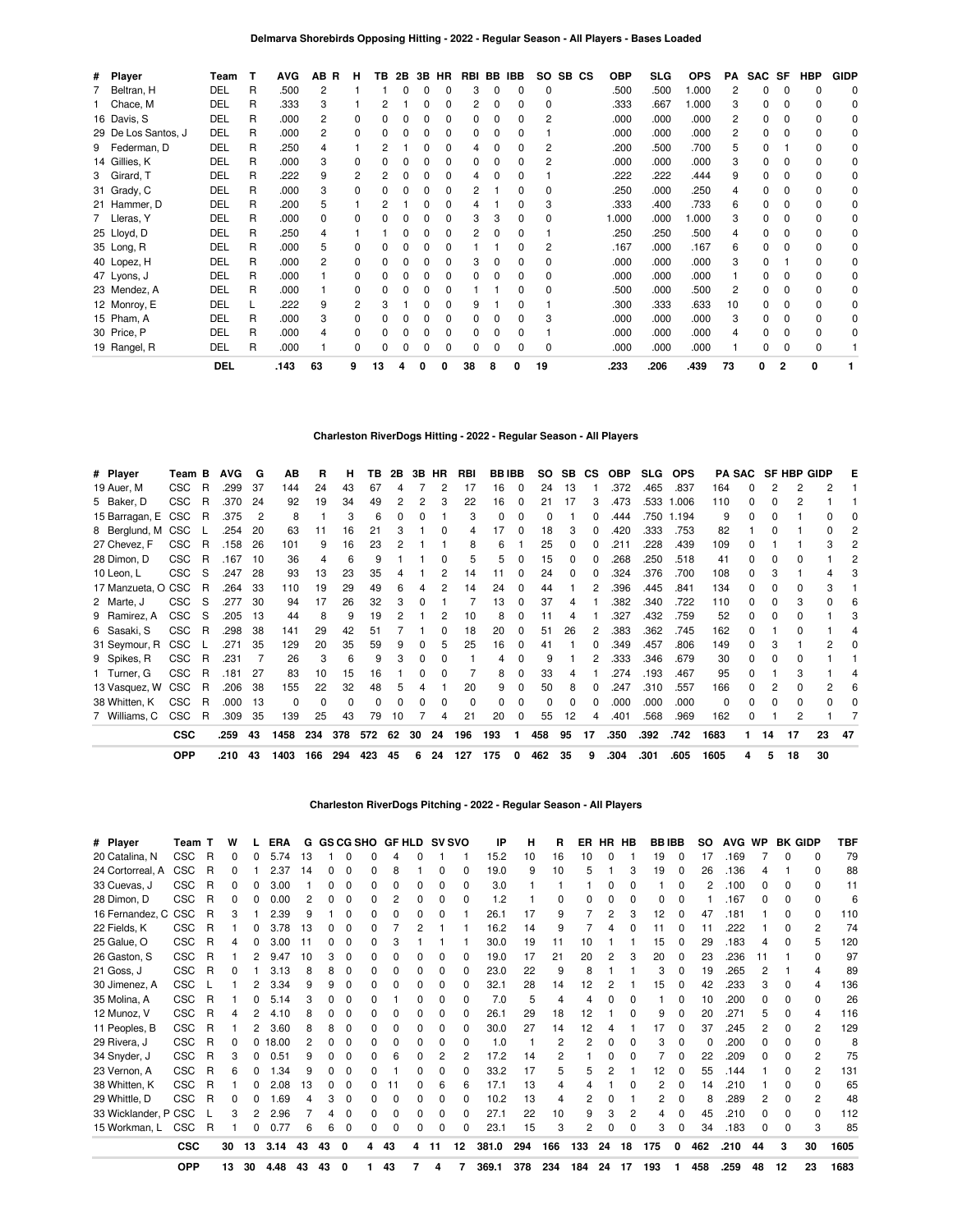## Delmarva Shorebirds Opposing Hitting - 2022 - Regular Season - All Players - Bases Loaded

| # | Player | Team | T | AVG | AB | R | H | TB | 2B | 3B | HR | RBI | BB | IBB | SO | SB | CS | OBP | SLG | OPS | PA | SAC | SF | HBP | GIDP |
|---|---|---|---|---|---|---|---|---|---|---|---|---|---|---|---|---|---|---|---|---|---|---|---|---|---|
| 7 | Beltran, H | DEL | R | .500 | 2 | | 1 | 1 | 0 | 0 | 0 | 3 | 0 | 0 | 0 | | | .500 | .500 | 1.000 | 2 | 0 | 0 | 0 | 0 |
| 1 | Chace, M | DEL | R | .333 | 3 | | 1 | 2 | 1 | 0 | 0 | 2 | 0 | 0 | 0 | | | .333 | .667 | 1.000 | 3 | 0 | 0 | 0 | 0 |
| 16 | Davis, S | DEL | R | .000 | 2 | | 0 | 0 | 0 | 0 | 0 | 0 | 0 | 0 | 2 | | | .000 | .000 | .000 | 2 | 0 | 0 | 0 | 0 |
| 29 | De Los Santos, J | DEL | R | .000 | 2 | | 0 | 0 | 0 | 0 | 0 | 0 | 0 | 0 | 1 | | | .000 | .000 | .000 | 2 | 0 | 0 | 0 | 0 |
| 9 | Federman, D | DEL | R | .250 | 4 | | 1 | 2 | 1 | 0 | 0 | 4 | 0 | 0 | 2 | | | .200 | .500 | .700 | 5 | 0 | 1 | 0 | 0 |
| 14 | Gillies, K | DEL | R | .000 | 3 | | 0 | 0 | 0 | 0 | 0 | 0 | 0 | 0 | 2 | | | .000 | .000 | .000 | 3 | 0 | 0 | 0 | 0 |
| 3 | Girard, T | DEL | R | .222 | 9 | | 2 | 2 | 0 | 0 | 0 | 4 | 0 | 0 | 1 | | | .222 | .222 | .444 | 9 | 0 | 0 | 0 | 0 |
| 31 | Grady, C | DEL | R | .000 | 3 | | 0 | 0 | 0 | 0 | 0 | 2 | 1 | 0 | 0 | | | .250 | .000 | .250 | 4 | 0 | 0 | 0 | 0 |
| 21 | Hammer, D | DEL | R | .200 | 5 | | 1 | 2 | 1 | 0 | 0 | 4 | 1 | 0 | 3 | | | .333 | .400 | .733 | 6 | 0 | 0 | 0 | 0 |
| 7 | Lleras, Y | DEL | R | .000 | 0 | | 0 | 0 | 0 | 0 | 0 | 3 | 3 | 0 | 0 | | | 1.000 | .000 | 1.000 | 3 | 0 | 0 | 0 | 0 |
| 25 | Lloyd, D | DEL | R | .250 | 4 | | 1 | 1 | 0 | 0 | 0 | 2 | 0 | 0 | 1 | | | .250 | .250 | .500 | 4 | 0 | 0 | 0 | 0 |
| 35 | Long, R | DEL | R | .000 | 5 | | 0 | 0 | 0 | 0 | 0 | 1 | 1 | 0 | 2 | | | .167 | .000 | .167 | 6 | 0 | 0 | 0 | 0 |
| 40 | Lopez, H | DEL | R | .000 | 2 | | 0 | 0 | 0 | 0 | 0 | 3 | 0 | 0 | 0 | | | .000 | .000 | .000 | 3 | 0 | 1 | 0 | 0 |
| 47 | Lyons, J | DEL | R | .000 | 1 | | 0 | 0 | 0 | 0 | 0 | 0 | 0 | 0 | 0 | | | .000 | .000 | .000 | 1 | 0 | 0 | 0 | 0 |
| 23 | Mendez, A | DEL | R | .000 | 1 | | 0 | 0 | 0 | 0 | 0 | 1 | 1 | 0 | 0 | | | .500 | .000 | .500 | 2 | 0 | 0 | 0 | 0 |
| 12 | Monroy, E | DEL | L | .222 | 9 | | 2 | 3 | 1 | 0 | 0 | 9 | 1 | 0 | 1 | | | .300 | .333 | .633 | 10 | 0 | 0 | 0 | 0 |
| 15 | Pham, A | DEL | R | .000 | 3 | | 0 | 0 | 0 | 0 | 0 | 0 | 0 | 0 | 3 | | | .000 | .000 | .000 | 3 | 0 | 0 | 0 | 0 |
| 30 | Price, P | DEL | R | .000 | 4 | | 0 | 0 | 0 | 0 | 0 | 0 | 0 | 0 | 1 | | | .000 | .000 | .000 | 4 | 0 | 0 | 0 | 0 |
| 19 | Rangel, R | DEL | R | .000 | 1 | | 0 | 0 | 0 | 0 | 0 | 0 | 0 | 0 | 0 | | | .000 | .000 | .000 | 1 | 0 | 0 | 0 | 1 |
| | | **DEL** | | **.143** | **63** | | **9** | **13** | **4** | **0** | **0** | **38** | **8** | **0** | **19** | | | **.233** | **.206** | **.439** | **73** | **0** | **2** | **0** | **1** |

## Charleston RiverDogs Hitting - 2022 - Regular Season - All Players

| # | Player | Team | B | AVG | G | AB | R | H | TB | 2B | 3B | HR | RBI | BB | IBB | SO | SB | CS | OBP | SLG | OPS | PA | SAC | SF | HBP | GIDP | E |
|---|---|---|---|---|---|---|---|---|---|---|---|---|---|---|---|---|---|---|---|---|---|---|---|---|---|---|---|
| 19 | Auer, M | CSC | R | .299 | 37 | 144 | 24 | 43 | 67 | 4 | 7 | 2 | 17 | 16 | 0 | 24 | 13 | 1 | .372 | .465 | .837 | 164 | 0 | 2 | 2 | 2 | 1 |
| 5 | Baker, D | CSC | R | .370 | 24 | 92 | 19 | 34 | 49 | 2 | 2 | 3 | 22 | 16 | 0 | 21 | 17 | 3 | .473 | .533 | 1.006 | 110 | 0 | 0 | 2 | 1 | 1 |
| 15 | Barragan, E | CSC | R | .375 | 2 | 8 | 1 | 3 | 6 | 0 | 0 | 1 | 3 | 0 | 0 | 0 | 1 | 0 | .444 | .750 | 1.194 | 9 | 0 | 0 | 1 | 0 | 0 |
| 8 | Berglund, M | CSC | L | .254 | 20 | 63 | 11 | 16 | 21 | 3 | 1 | 0 | 4 | 17 | 0 | 18 | 3 | 0 | .420 | .333 | .753 | 82 | 1 | 0 | 1 | 0 | 2 |
| 27 | Chevez, F | CSC | R | .158 | 26 | 101 | 9 | 16 | 23 | 2 | 1 | 1 | 8 | 6 | 1 | 25 | 0 | 0 | .211 | .228 | .439 | 109 | 0 | 1 | 1 | 3 | 2 |
| 28 | Dimon, D | CSC | R | .167 | 10 | 36 | 4 | 6 | 9 | 1 | 1 | 0 | 5 | 5 | 0 | 15 | 0 | 0 | .268 | .250 | .518 | 41 | 0 | 0 | 0 | 1 | 2 |
| 10 | Leon, L | CSC | S | .247 | 28 | 93 | 13 | 23 | 35 | 4 | 1 | 2 | 14 | 11 | 0 | 24 | 0 | 0 | .324 | .376 | .700 | 108 | 0 | 3 | 1 | 4 | 3 |
| 17 | Manzueta, O | CSC | R | .264 | 33 | 110 | 19 | 29 | 49 | 6 | 4 | 2 | 14 | 24 | 0 | 44 | 1 | 2 | .396 | .445 | .841 | 134 | 0 | 0 | 0 | 3 | 1 |
| 2 | Marte, J | CSC | S | .277 | 30 | 94 | 17 | 26 | 32 | 3 | 0 | 1 | 7 | 13 | 0 | 37 | 4 | 1 | .382 | .340 | .722 | 110 | 0 | 0 | 3 | 0 | 6 |
| 9 | Ramirez, A | CSC | S | .205 | 13 | 44 | 8 | 9 | 19 | 2 | 1 | 2 | 10 | 8 | 0 | 11 | 4 | 1 | .327 | .432 | .759 | 52 | 0 | 0 | 0 | 1 | 3 |
| 6 | Sasaki, S | CSC | R | .298 | 38 | 141 | 29 | 42 | 51 | 7 | 1 | 0 | 18 | 20 | 0 | 51 | 26 | 2 | .383 | .362 | .745 | 162 | 0 | 1 | 0 | 1 | 4 |
| 31 | Seymour, R | CSC | L | .271 | 35 | 129 | 20 | 35 | 59 | 9 | 0 | 5 | 25 | 16 | 0 | 41 | 1 | 0 | .349 | .457 | .806 | 149 | 0 | 3 | 1 | 2 | 0 |
| 9 | Spikes, R | CSC | R | .231 | 7 | 26 | 3 | 6 | 9 | 3 | 0 | 0 | 1 | 4 | 0 | 9 | 1 | 2 | .333 | .346 | .679 | 30 | 0 | 0 | 0 | 1 | 1 |
| 1 | Turner, G | CSC | R | .181 | 27 | 83 | 10 | 15 | 16 | 1 | 0 | 0 | 7 | 8 | 0 | 33 | 4 | 1 | .274 | .193 | .467 | 95 | 0 | 1 | 3 | 1 | 4 |
| 13 | Vasquez, W | CSC | R | .206 | 38 | 155 | 22 | 32 | 48 | 5 | 4 | 1 | 20 | 9 | 0 | 50 | 8 | 0 | .247 | .310 | .557 | 166 | 0 | 2 | 0 | 2 | 6 |
| 38 | Whitten, K | CSC | R | .000 | 13 | 0 | 0 | 0 | 0 | 0 | 0 | 0 | 0 | 0 | 0 | 0 | 0 | 0 | .000 | .000 | .000 | 0 | 0 | 0 | 0 | 0 | 0 |
| 7 | Williams, C | CSC | R | .309 | 35 | 139 | 25 | 43 | 79 | 10 | 7 | 4 | 21 | 20 | 0 | 55 | 12 | 4 | .401 | .568 | .969 | 162 | 0 | 1 | 2 | 1 | 7 |
| | | **CSC** | | **.259** | **43** | **1458** | **234** | **378** | **572** | **62** | **30** | **24** | **196** | **193** | **1** | **458** | **95** | **17** | **.350** | **.392** | **.742** | **1683** | **1** | **14** | **17** | **23** | **47** |
| | | **OPP** | | **.210** | **43** | **1403** | **166** | **294** | **423** | **45** | **6** | **24** | **127** | **175** | **0** | **462** | **35** | **9** | **.304** | **.301** | **.605** | **1605** | **4** | **5** | **18** | **30** | |

## Charleston RiverDogs Pitching - 2022 - Regular Season - All Players

| # | Player | Team | T | W | L | ERA | G | GS | CG | SHO | GF | HLD | SV | SVO | IP | H | R | ER | HR | HB | BB | IBB | SO | AVG | WP | BK | GIDP | TBF |
|---|---|---|---|---|---|---|---|---|---|---|---|---|---|---|---|---|---|---|---|---|---|---|---|---|---|---|---|---|
| 20 | Catalina, N | CSC | R | 0 | 0 | 5.74 | 13 | 1 | 0 | 0 | 4 | 0 | 1 | 1 | 15.2 | 10 | 16 | 10 | 0 | 1 | 19 | 0 | 17 | .169 | 7 | 0 | 0 | 79 |
| 24 | Cortorreal, A | CSC | R | 0 | 1 | 2.37 | 14 | 0 | 0 | 0 | 8 | 1 | 0 | 0 | 19.0 | 9 | 10 | 5 | 1 | 3 | 19 | 0 | 26 | .136 | 4 | 1 | 0 | 88 |
| 33 | Cuevas, J | CSC | R | 0 | 0 | 3.00 | 1 | 0 | 0 | 0 | 0 | 0 | 0 | 0 | 3.0 | 1 | 1 | 1 | 0 | 0 | 1 | 0 | 2 | .100 | 0 | 0 | 0 | 11 |
| 28 | Dimon, D | CSC | R | 0 | 0 | 0.00 | 2 | 0 | 0 | 0 | 2 | 0 | 0 | 0 | 1.2 | 1 | 0 | 0 | 0 | 0 | 0 | 0 | 1 | .167 | 0 | 0 | 0 | 6 |
| 16 | Fernandez, C | CSC | R | 3 | 1 | 2.39 | 9 | 1 | 0 | 0 | 0 | 0 | 0 | 1 | 26.1 | 17 | 9 | 7 | 2 | 3 | 12 | 0 | 47 | .181 | 1 | 0 | 0 | 110 |
| 22 | Fields, K | CSC | R | 1 | 0 | 3.78 | 13 | 0 | 0 | 0 | 7 | 2 | 1 | 1 | 16.2 | 14 | 9 | 7 | 4 | 0 | 11 | 0 | 11 | .222 | 1 | 0 | 2 | 74 |
| 25 | Galue, O | CSC | R | 4 | 0 | 3.00 | 11 | 0 | 0 | 0 | 3 | 1 | 1 | 1 | 30.0 | 19 | 11 | 10 | 1 | 1 | 15 | 0 | 29 | .183 | 4 | 0 | 5 | 120 |
| 26 | Gaston, S | CSC | R | 1 | 2 | 9.47 | 10 | 3 | 0 | 0 | 0 | 0 | 0 | 0 | 19.0 | 17 | 21 | 20 | 2 | 3 | 20 | 0 | 23 | .236 | 11 | 1 | 0 | 97 |
| 21 | Goss, J | CSC | R | 0 | 1 | 3.13 | 8 | 8 | 0 | 0 | 0 | 0 | 0 | 0 | 23.0 | 22 | 9 | 8 | 1 | 1 | 3 | 0 | 19 | .265 | 2 | 1 | 4 | 89 |
| 30 | Jimenez, A | CSC | L | 1 | 2 | 3.34 | 9 | 9 | 0 | 0 | 0 | 0 | 0 | 0 | 32.1 | 28 | 14 | 12 | 2 | 1 | 15 | 0 | 42 | .233 | 3 | 0 | 4 | 136 |
| 35 | Molina, A | CSC | R | 1 | 0 | 5.14 | 3 | 0 | 0 | 0 | 1 | 0 | 0 | 0 | 7.0 | 5 | 4 | 4 | 0 | 0 | 1 | 0 | 10 | .200 | 0 | 0 | 0 | 26 |
| 12 | Munoz, V | CSC | R | 4 | 2 | 4.10 | 8 | 0 | 0 | 0 | 0 | 0 | 0 | 0 | 26.1 | 29 | 18 | 12 | 1 | 0 | 9 | 0 | 20 | .271 | 5 | 0 | 4 | 116 |
| 11 | Peoples, B | CSC | R | 1 | 2 | 3.60 | 8 | 8 | 0 | 0 | 0 | 0 | 0 | 0 | 30.0 | 27 | 14 | 12 | 4 | 1 | 17 | 0 | 37 | .245 | 2 | 0 | 2 | 129 |
| 29 | Rivera, J | CSC | R | 0 | 0 | 18.00 | 2 | 0 | 0 | 0 | 0 | 0 | 0 | 0 | 1.0 | 1 | 2 | 2 | 0 | 0 | 3 | 0 | 0 | .200 | 0 | 0 | 0 | 8 |
| 34 | Snyder, J | CSC | R | 3 | 0 | 0.51 | 9 | 0 | 0 | 0 | 6 | 0 | 2 | 2 | 17.2 | 14 | 2 | 1 | 0 | 0 | 7 | 0 | 22 | .209 | 0 | 0 | 2 | 75 |
| 23 | Vernon, A | CSC | R | 6 | 0 | 1.34 | 9 | 0 | 0 | 0 | 1 | 0 | 0 | 0 | 33.2 | 17 | 5 | 5 | 2 | 1 | 12 | 0 | 55 | .144 | 1 | 0 | 2 | 131 |
| 38 | Whitten, K | CSC | R | 1 | 0 | 2.08 | 13 | 0 | 0 | 0 | 11 | 0 | 6 | 6 | 17.1 | 13 | 4 | 4 | 1 | 0 | 2 | 0 | 14 | .210 | 1 | 0 | 0 | 65 |
| 29 | Whittle, D | CSC | R | 0 | 0 | 1.69 | 4 | 3 | 0 | 0 | 0 | 0 | 0 | 0 | 10.2 | 13 | 4 | 2 | 0 | 1 | 2 | 0 | 8 | .289 | 2 | 0 | 2 | 48 |
| 33 | Wicklander, P | CSC | L | 3 | 2 | 2.96 | 7 | 4 | 0 | 0 | 0 | 0 | 0 | 0 | 27.1 | 22 | 10 | 9 | 3 | 2 | 4 | 0 | 45 | .210 | 0 | 0 | 0 | 112 |
| 15 | Workman, L | CSC | R | 1 | 0 | 0.77 | 6 | 6 | 0 | 0 | 0 | 0 | 0 | 0 | 23.1 | 15 | 3 | 2 | 0 | 0 | 3 | 0 | 34 | .183 | 0 | 0 | 3 | 85 |
| | | **CSC** | | **30** | **13** | **3.14** | **43** | **43** | **0** | **4** | **43** | **4** | **11** | **12** | **381.0** | **294** | **166** | **133** | **24** | **18** | **175** | **0** | **462** | **.210** | **44** | **3** | **30** | **1605** |
| | | **OPP** | | **13** | **30** | **4.48** | **43** | **43** | **0** | **1** | **43** | **7** | **4** | **7** | **369.1** | **378** | **234** | **184** | **24** | **17** | **193** | **1** | **458** | **.259** | **48** | **12** | **23** | **1683** |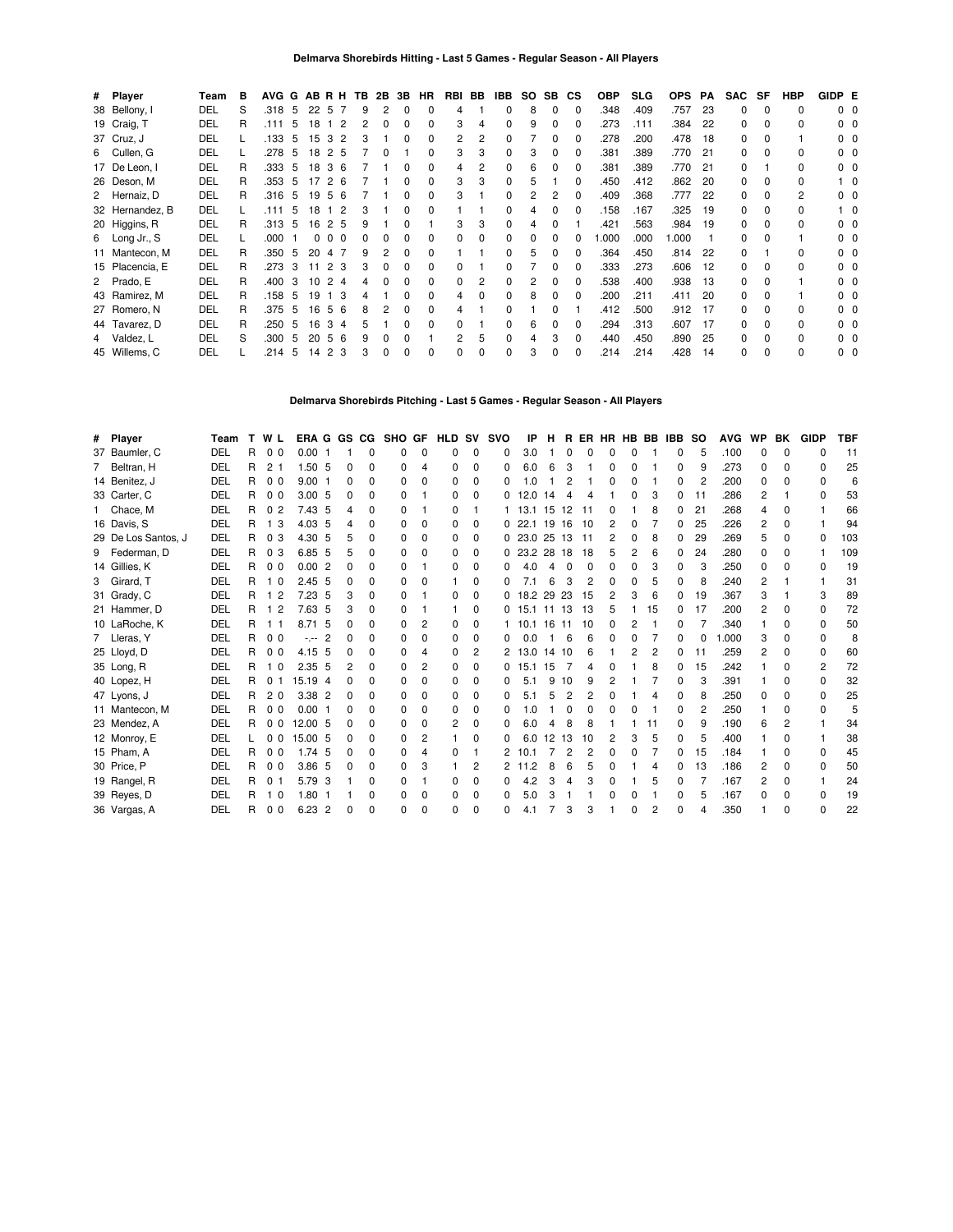### Delmarva Shorebirds Hitting - Last 5 Games - Regular Season - All Players

| # | Player | Team | B | AVG | G | AB | R | H | TB | 2B | 3B | HR | RBI | BB | IBB | SO | SB | CS | OBP | SLG | OPS | PA | SAC | SF | HBP | GIDP | E |
|---|---|---|---|---|---|---|---|---|---|---|---|---|---|---|---|---|---|---|---|---|---|---|---|---|---|---|---|
| 38 | Bellony, I | DEL | S | .318 | 5 | 22 | 5 | 7 | 9 | 2 | 0 | 0 | 4 | 1 | 0 | 8 | 0 | 0 | .348 | .409 | .757 | 23 | 0 | 0 | 0 | 0 | 0 |
| 19 | Craig, T | DEL | R | .111 | 5 | 18 | 1 | 2 | 2 | 0 | 0 | 0 | 3 | 4 | 0 | 9 | 0 | 0 | .273 | .111 | .384 | 22 | 0 | 0 | 0 | 0 | 0 |
| 37 | Cruz, J | DEL | L | .133 | 5 | 15 | 3 | 2 | 3 | 1 | 0 | 0 | 2 | 2 | 0 | 7 | 0 | 0 | .278 | .200 | .478 | 18 | 0 | 0 | 1 | 0 | 0 |
| 6 | Cullen, G | DEL | L | .278 | 5 | 18 | 2 | 5 | 7 | 0 | 1 | 0 | 3 | 3 | 0 | 3 | 0 | 0 | .381 | .389 | .770 | 21 | 0 | 0 | 0 | 0 | 0 |
| 17 | De Leon, I | DEL | R | .333 | 5 | 18 | 3 | 6 | 7 | 1 | 0 | 0 | 4 | 2 | 0 | 6 | 0 | 0 | .381 | .389 | .770 | 21 | 0 | 1 | 0 | 0 | 0 |
| 26 | Deson, M | DEL | R | .353 | 5 | 17 | 2 | 6 | 7 | 1 | 0 | 0 | 3 | 3 | 0 | 5 | 1 | 0 | .450 | .412 | .862 | 20 | 0 | 0 | 0 | 1 | 0 |
| 2 | Hernaiz, D | DEL | R | .316 | 5 | 19 | 5 | 6 | 7 | 1 | 0 | 0 | 3 | 1 | 0 | 2 | 2 | 0 | .409 | .368 | .777 | 22 | 0 | 0 | 2 | 0 | 0 |
| 32 | Hernandez, B | DEL | L | .111 | 5 | 18 | 1 | 2 | 3 | 1 | 0 | 0 | 1 | 1 | 0 | 4 | 0 | 0 | .158 | .167 | .325 | 19 | 0 | 0 | 0 | 1 | 0 |
| 20 | Higgins, R | DEL | R | .313 | 5 | 16 | 2 | 5 | 9 | 1 | 0 | 1 | 3 | 3 | 0 | 4 | 0 | 1 | .421 | .563 | .984 | 19 | 0 | 0 | 0 | 0 | 0 |
| 6 | Long Jr., S | DEL | L | .000 | 1 | 0 | 0 | 0 | 0 | 0 | 0 | 0 | 0 | 0 | 0 | 0 | 0 | 0 | 1.000 | .000 | 1.000 | 1 | 0 | 0 | 1 | 0 | 0 |
| 11 | Mantecon, M | DEL | R | .350 | 5 | 20 | 4 | 7 | 9 | 2 | 0 | 0 | 1 | 1 | 0 | 5 | 0 | 0 | .364 | .450 | .814 | 22 | 0 | 1 | 0 | 0 | 0 |
| 15 | Placencia, E | DEL | R | .273 | 3 | 11 | 2 | 3 | 3 | 0 | 0 | 0 | 0 | 1 | 0 | 7 | 0 | 0 | .333 | .273 | .606 | 12 | 0 | 0 | 0 | 0 | 0 |
| 2 | Prado, E | DEL | R | .400 | 3 | 10 | 2 | 4 | 4 | 0 | 0 | 0 | 0 | 2 | 0 | 2 | 0 | 0 | .538 | .400 | .938 | 13 | 0 | 0 | 1 | 0 | 0 |
| 43 | Ramirez, M | DEL | R | .158 | 5 | 19 | 1 | 3 | 4 | 1 | 0 | 0 | 4 | 0 | 0 | 8 | 0 | 0 | .200 | .211 | .411 | 20 | 0 | 0 | 1 | 0 | 0 |
| 27 | Romero, N | DEL | R | .375 | 5 | 16 | 5 | 6 | 8 | 2 | 0 | 0 | 4 | 1 | 0 | 1 | 0 | 1 | .412 | .500 | .912 | 17 | 0 | 0 | 0 | 0 | 0 |
| 44 | Tavarez, D | DEL | R | .250 | 5 | 16 | 3 | 4 | 5 | 1 | 0 | 0 | 0 | 1 | 0 | 6 | 0 | 0 | .294 | .313 | .607 | 17 | 0 | 0 | 0 | 0 | 0 |
| 4 | Valdez, L | DEL | S | .300 | 5 | 20 | 5 | 6 | 9 | 0 | 0 | 1 | 2 | 5 | 0 | 4 | 3 | 0 | .440 | .450 | .890 | 25 | 0 | 0 | 0 | 0 | 0 |
| 45 | Willems, C | DEL | L | .214 | 5 | 14 | 2 | 3 | 3 | 0 | 0 | 0 | 0 | 0 | 0 | 3 | 0 | 0 | .214 | .214 | .428 | 14 | 0 | 0 | 0 | 0 | 0 |

### Delmarva Shorebirds Pitching - Last 5 Games - Regular Season - All Players

| # | Player | Team | T | W | L | ERA | G | GS | CG | SHO | GF | HLD | SV | SVO | IP | H | R | ER | HR | HB | BB | IBB | SO | AVG | WP | BK | GIDP | TBF |
|---|---|---|---|---|---|---|---|---|---|---|---|---|---|---|---|---|---|---|---|---|---|---|---|---|---|---|---|---|
| 37 | Baumler, C | DEL | R | 0 | 0 | 0.00 | 1 | 1 | 0 | 0 | 0 | 0 | 0 | 0 | 3.0 | 1 | 0 | 0 | 0 | 0 | 1 | 0 | 5 | .100 | 0 | 0 | 0 | 11 |
| 7 | Beltran, H | DEL | R | 2 | 1 | 1.50 | 5 | 0 | 0 | 0 | 4 | 0 | 0 | 0 | 6.0 | 6 | 3 | 1 | 0 | 0 | 1 | 0 | 9 | .273 | 0 | 0 | 0 | 25 |
| 14 | Benitez, J | DEL | R | 0 | 0 | 9.00 | 1 | 0 | 0 | 0 | 0 | 0 | 0 | 0 | 1.0 | 1 | 2 | 1 | 0 | 0 | 1 | 0 | 2 | .200 | 0 | 0 | 0 | 6 |
| 33 | Carter, C | DEL | R | 0 | 0 | 3.00 | 5 | 0 | 0 | 0 | 1 | 0 | 0 | 0 | 12.0 | 14 | 4 | 4 | 1 | 0 | 3 | 0 | 11 | .286 | 2 | 1 | 0 | 53 |
| 1 | Chace, M | DEL | R | 0 | 2 | 7.43 | 5 | 4 | 0 | 0 | 1 | 0 | 1 | 1 | 13.1 | 15 | 12 | 11 | 0 | 1 | 8 | 0 | 21 | .268 | 4 | 0 | 1 | 66 |
| 16 | Davis, S | DEL | R | 1 | 3 | 4.03 | 5 | 4 | 0 | 0 | 0 | 0 | 0 | 0 | 22.1 | 19 | 16 | 10 | 2 | 0 | 7 | 0 | 25 | .226 | 2 | 0 | 1 | 94 |
| 29 | De Los Santos, J | DEL | R | 0 | 3 | 4.30 | 5 | 5 | 0 | 0 | 0 | 0 | 0 | 0 | 23.0 | 25 | 13 | 11 | 2 | 0 | 8 | 0 | 29 | .269 | 5 | 0 | 0 | 103 |
| 9 | Federman, D | DEL | R | 0 | 3 | 6.85 | 5 | 5 | 0 | 0 | 0 | 0 | 0 | 0 | 23.2 | 28 | 18 | 18 | 5 | 2 | 6 | 0 | 24 | .280 | 0 | 0 | 1 | 109 |
| 14 | Gillies, K | DEL | R | 0 | 0 | 0.00 | 2 | 0 | 0 | 0 | 1 | 0 | 0 | 0 | 4.0 | 4 | 0 | 0 | 0 | 0 | 3 | 0 | 3 | .250 | 0 | 0 | 0 | 19 |
| 3 | Girard, T | DEL | R | 1 | 0 | 2.45 | 5 | 0 | 0 | 0 | 0 | 1 | 0 | 0 | 7.1 | 6 | 3 | 2 | 0 | 0 | 5 | 0 | 8 | .240 | 2 | 1 | 1 | 31 |
| 31 | Grady, C | DEL | R | 1 | 2 | 7.23 | 5 | 3 | 0 | 0 | 1 | 0 | 0 | 0 | 18.2 | 29 | 23 | 15 | 2 | 3 | 6 | 0 | 19 | .367 | 3 | 1 | 3 | 89 |
| 21 | Hammer, D | DEL | R | 1 | 2 | 7.63 | 5 | 3 | 0 | 0 | 1 | 1 | 0 | 0 | 15.1 | 11 | 13 | 13 | 5 | 1 | 15 | 0 | 17 | .200 | 2 | 0 | 0 | 72 |
| 10 | LaRoche, K | DEL | R | 1 | 1 | 8.71 | 5 | 0 | 0 | 0 | 2 | 0 | 0 | 1 | 10.1 | 16 | 11 | 10 | 0 | 2 | 1 | 0 | 7 | .340 | 1 | 0 | 0 | 50 |
| 7 | Lleras, Y | DEL | R | 0 | 0 | -.-- | 2 | 0 | 0 | 0 | 0 | 0 | 0 | 0 | 0.0 | 1 | 6 | 6 | 0 | 0 | 7 | 0 | 0 | 1.000 | 3 | 0 | 0 | 8 |
| 25 | Lloyd, D | DEL | R | 0 | 0 | 4.15 | 5 | 0 | 0 | 0 | 4 | 0 | 2 | 2 | 13.0 | 14 | 10 | 6 | 1 | 2 | 2 | 0 | 11 | .259 | 2 | 0 | 0 | 60 |
| 35 | Long, R | DEL | R | 1 | 0 | 2.35 | 5 | 2 | 0 | 0 | 2 | 0 | 0 | 0 | 15.1 | 15 | 7 | 4 | 0 | 1 | 8 | 0 | 15 | .242 | 1 | 0 | 2 | 72 |
| 40 | Lopez, H | DEL | R | 0 | 1 | 15.19 | 4 | 0 | 0 | 0 | 0 | 0 | 0 | 0 | 5.1 | 9 | 10 | 9 | 2 | 1 | 7 | 0 | 3 | .391 | 1 | 0 | 0 | 32 |
| 47 | Lyons, J | DEL | R | 2 | 0 | 3.38 | 2 | 0 | 0 | 0 | 0 | 0 | 0 | 0 | 5.1 | 5 | 2 | 2 | 0 | 1 | 4 | 0 | 8 | .250 | 0 | 0 | 0 | 25 |
| 11 | Mantecon, M | DEL | R | 0 | 0 | 0.00 | 1 | 0 | 0 | 0 | 0 | 0 | 0 | 0 | 1.0 | 1 | 0 | 0 | 0 | 0 | 1 | 0 | 2 | .250 | 1 | 0 | 0 | 5 |
| 23 | Mendez, A | DEL | R | 0 | 0 | 12.00 | 5 | 0 | 0 | 0 | 0 | 2 | 0 | 0 | 6.0 | 4 | 8 | 8 | 1 | 1 | 11 | 0 | 9 | .190 | 6 | 2 | 1 | 34 |
| 12 | Monroy, E | DEL | L | 0 | 0 | 15.00 | 5 | 0 | 0 | 0 | 2 | 1 | 0 | 0 | 6.0 | 12 | 13 | 10 | 2 | 3 | 5 | 0 | 5 | .400 | 1 | 0 | 1 | 38 |
| 15 | Pham, A | DEL | R | 0 | 0 | 1.74 | 5 | 0 | 0 | 0 | 4 | 0 | 1 | 2 | 10.1 | 7 | 2 | 2 | 0 | 0 | 7 | 0 | 15 | .184 | 1 | 0 | 0 | 45 |
| 30 | Price, P | DEL | R | 0 | 0 | 3.86 | 5 | 0 | 0 | 0 | 3 | 1 | 2 | 2 | 11.2 | 8 | 6 | 5 | 0 | 1 | 4 | 0 | 13 | .186 | 2 | 0 | 0 | 50 |
| 19 | Rangel, R | DEL | R | 0 | 1 | 5.79 | 3 | 1 | 0 | 0 | 1 | 0 | 0 | 0 | 4.2 | 3 | 4 | 3 | 0 | 1 | 5 | 0 | 7 | .167 | 2 | 0 | 1 | 24 |
| 39 | Reyes, D | DEL | R | 1 | 0 | 1.80 | 1 | 1 | 0 | 0 | 0 | 0 | 0 | 0 | 5.0 | 3 | 1 | 1 | 0 | 0 | 1 | 0 | 5 | .167 | 0 | 0 | 0 | 19 |
| 36 | Vargas, A | DEL | R | 0 | 0 | 6.23 | 2 | 0 | 0 | 0 | 0 | 0 | 0 | 0 | 4.1 | 7 | 3 | 3 | 1 | 0 | 2 | 0 | 4 | .350 | 1 | 0 | 0 | 22 |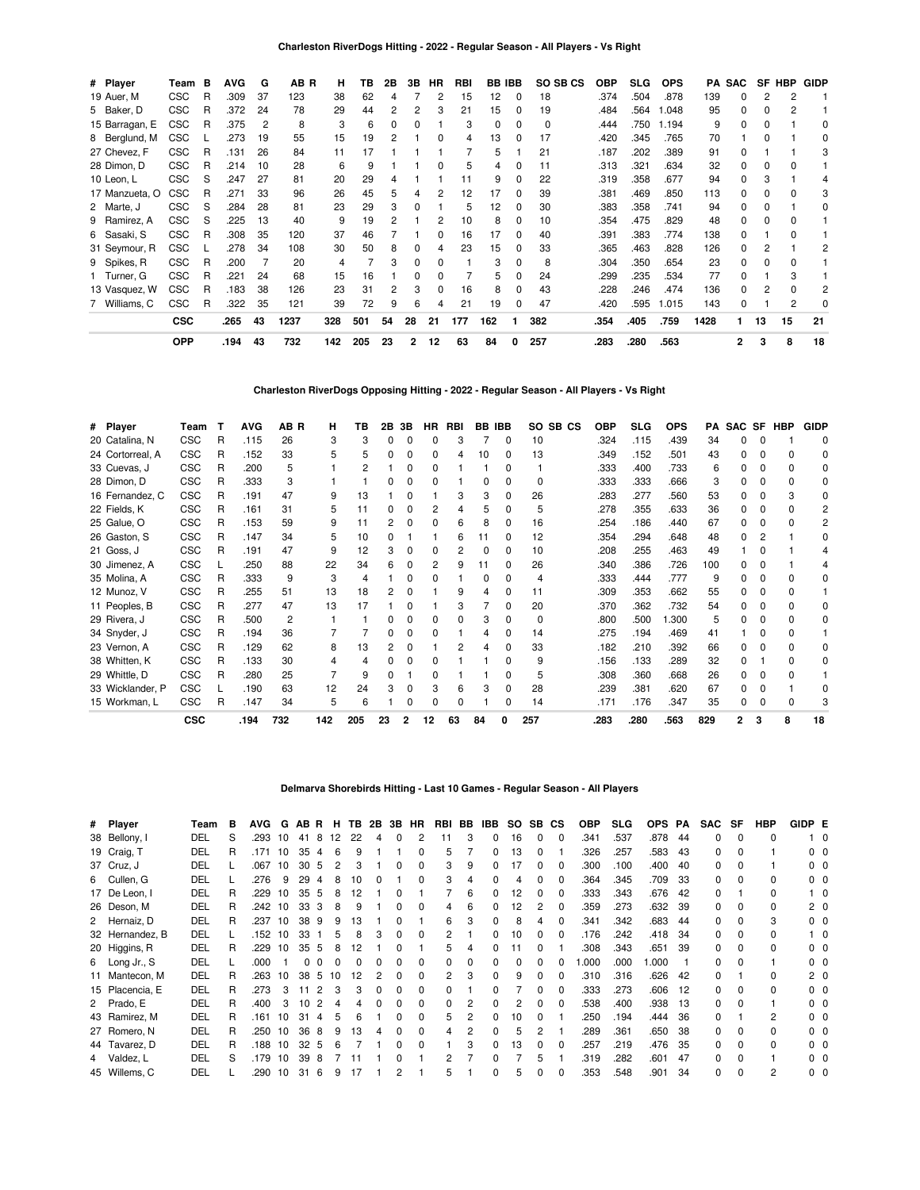### Charleston RiverDogs Hitting - 2022 - Regular Season - All Players - Vs Right

| # | Player | Team | B | AVG | G | AB | R | H | TB | 2B | 3B | HR | RBI | BB | IBB | SO | SB | CS | OBP | SLG | OPS | PA | SAC | SF | HBP | GIDP |
|---|---|---|---|---|---|---|---|---|---|---|---|---|---|---|---|---|---|---|---|---|---|---|---|---|---|---|
| 19 | Auer, M | CSC | R | .309 | 37 | 123 | | 38 | 62 | 4 | 7 | 2 | 15 | 12 | 0 | 18 | | | .374 | .504 | .878 | 139 | 0 | 2 | 2 | 1 |
| 5 | Baker, D | CSC | R | .372 | 24 | 78 | | 29 | 44 | 2 | 2 | 3 | 21 | 15 | 0 | 19 | | | .484 | .564 | 1.048 | 95 | 0 | 0 | 2 | 1 |
| 15 | Barragan, E | CSC | R | .375 | 2 | 8 | | 3 | 6 | 0 | 0 | 1 | 3 | 0 | 0 | 0 | | | .444 | .750 | 1.194 | 9 | 0 | 0 | 1 | 0 |
| 8 | Berglund, M | CSC | L | .273 | 19 | 55 | | 15 | 19 | 2 | 1 | 0 | 4 | 13 | 0 | 17 | | | .420 | .345 | .765 | 70 | 1 | 0 | 1 | 0 |
| 27 | Chevez, F | CSC | R | .131 | 26 | 84 | | 11 | 17 | 1 | 1 | 1 | 7 | 5 | 1 | 21 | | | .187 | .202 | .389 | 91 | 0 | 1 | 1 | 3 |
| 28 | Dimon, D | CSC | R | .214 | 10 | 28 | | 6 | 9 | 1 | 1 | 0 | 5 | 4 | 0 | 11 | | | .313 | .321 | .634 | 32 | 0 | 0 | 0 | 1 |
| 10 | Leon, L | CSC | S | .247 | 27 | 81 | | 20 | 29 | 4 | 1 | 1 | 11 | 9 | 0 | 22 | | | .319 | .358 | .677 | 94 | 0 | 3 | 1 | 4 |
| 17 | Manzueta, O | CSC | R | .271 | 33 | 96 | | 26 | 45 | 5 | 4 | 2 | 12 | 17 | 0 | 39 | | | .381 | .469 | .850 | 113 | 0 | 0 | 0 | 3 |
| 2 | Marte, J | CSC | S | .284 | 28 | 81 | | 23 | 29 | 3 | 0 | 1 | 5 | 12 | 0 | 30 | | | .383 | .358 | .741 | 94 | 0 | 0 | 1 | 0 |
| 9 | Ramirez, A | CSC | S | .225 | 13 | 40 | | 9 | 19 | 2 | 1 | 2 | 10 | 8 | 0 | 10 | | | .354 | .475 | .829 | 48 | 0 | 0 | 0 | 1 |
| 6 | Sasaki, S | CSC | R | .308 | 35 | 120 | | 37 | 46 | 7 | 1 | 0 | 16 | 17 | 0 | 40 | | | .391 | .383 | .774 | 138 | 0 | 1 | 0 | 1 |
| 31 | Seymour, R | CSC | L | .278 | 34 | 108 | | 30 | 50 | 8 | 0 | 4 | 23 | 15 | 0 | 33 | | | .365 | .463 | .828 | 126 | 0 | 2 | 1 | 2 |
| 9 | Spikes, R | CSC | R | .200 | 7 | 20 | | 4 | 7 | 3 | 0 | 0 | 1 | 3 | 0 | 8 | | | .304 | .350 | .654 | 23 | 0 | 0 | 0 | 1 |
| 1 | Turner, G | CSC | R | .221 | 24 | 68 | | 15 | 16 | 1 | 0 | 0 | 7 | 5 | 0 | 24 | | | .299 | .235 | .534 | 77 | 0 | 1 | 3 | 1 |
| 13 | Vasquez, W | CSC | R | .183 | 38 | 126 | | 23 | 31 | 2 | 3 | 0 | 16 | 8 | 0 | 43 | | | .228 | .246 | .474 | 136 | 0 | 2 | 0 | 2 |
| 7 | Williams, C | CSC | R | .322 | 35 | 121 | | 39 | 72 | 9 | 6 | 4 | 21 | 19 | 0 | 47 | | | .420 | .595 | 1.015 | 143 | 0 | 1 | 2 | 0 |
| | | **CSC** | | **.265** | **43** | **1237** | | **328** | **501** | **54** | **28** | **21** | **177** | **162** | **1** | **382** | | | **.354** | **.405** | **.759** | **1428** | **1** | **13** | **15** | **21** |
| | | **OPP** | | **.194** | **43** | **732** | | **142** | **205** | **23** | **2** | **12** | **63** | **84** | **0** | **257** | | | **.283** | **.280** | **.563** | | **2** | **3** | **8** | **18** |

### Charleston RiverDogs Opposing Hitting - 2022 - Regular Season - All Players - Vs Right

| # | Player | Team | T | AVG | AB | R | H | TB | 2B | 3B | HR | RBI | BB | IBB | SO | SB | CS | OBP | SLG | OPS | PA | SAC | SF | HBP | GIDP |
|---|---|---|---|---|---|---|---|---|---|---|---|---|---|---|---|---|---|---|---|---|---|---|---|---|---|
| 20 | Catalina, N | CSC | R | .115 | 26 | | 3 | 3 | 0 | 0 | 0 | 3 | 7 | 0 | 10 | | | .324 | .115 | .439 | 34 | 0 | 0 | 1 | 0 |
| 24 | Cortorreal, A | CSC | R | .152 | 33 | | 5 | 5 | 0 | 0 | 0 | 4 | 10 | 0 | 13 | | | .349 | .152 | .501 | 43 | 0 | 0 | 0 | 0 |
| 33 | Cuevas, J | CSC | R | .200 | 5 | | 1 | 2 | 1 | 0 | 0 | 1 | 1 | 0 | 1 | | | .333 | .400 | .733 | 6 | 0 | 0 | 0 | 0 |
| 28 | Dimon, D | CSC | R | .333 | 3 | | 1 | 1 | 0 | 0 | 0 | 1 | 0 | 0 | 0 | | | .333 | .333 | .666 | 3 | 0 | 0 | 0 | 0 |
| 16 | Fernandez, C | CSC | R | .191 | 47 | | 9 | 13 | 1 | 0 | 1 | 3 | 3 | 0 | 26 | | | .283 | .277 | .560 | 53 | 0 | 0 | 3 | 0 |
| 22 | Fields, K | CSC | R | .161 | 31 | | 5 | 11 | 0 | 0 | 2 | 4 | 5 | 0 | 5 | | | .278 | .355 | .633 | 36 | 0 | 0 | 0 | 2 |
| 25 | Galue, O | CSC | R | .153 | 59 | | 9 | 11 | 2 | 0 | 0 | 6 | 8 | 0 | 16 | | | .254 | .186 | .440 | 67 | 0 | 0 | 0 | 2 |
| 26 | Gaston, S | CSC | R | .147 | 34 | | 5 | 10 | 0 | 1 | 1 | 6 | 11 | 0 | 12 | | | .354 | .294 | .648 | 48 | 0 | 2 | 1 | 0 |
| 21 | Goss, J | CSC | R | .191 | 47 | | 9 | 12 | 3 | 0 | 0 | 2 | 0 | 0 | 10 | | | .208 | .255 | .463 | 49 | 1 | 0 | 1 | 4 |
| 30 | Jimenez, A | CSC | L | .250 | 88 | | 22 | 34 | 6 | 0 | 2 | 9 | 11 | 0 | 26 | | | .340 | .386 | .726 | 100 | 0 | 0 | 1 | 4 |
| 35 | Molina, A | CSC | R | .333 | 9 | | 3 | 4 | 1 | 0 | 0 | 1 | 0 | 0 | 4 | | | .333 | .444 | .777 | 9 | 0 | 0 | 0 | 0 |
| 12 | Munoz, V | CSC | R | .255 | 51 | | 13 | 18 | 2 | 0 | 1 | 9 | 4 | 0 | 11 | | | .309 | .353 | .662 | 55 | 0 | 0 | 0 | 1 |
| 11 | Peoples, B | CSC | R | .277 | 47 | | 13 | 17 | 1 | 0 | 1 | 3 | 7 | 0 | 20 | | | .370 | .362 | .732 | 54 | 0 | 0 | 0 | 0 |
| 29 | Rivera, J | CSC | R | .500 | 2 | | 1 | 1 | 0 | 0 | 0 | 0 | 3 | 0 | 0 | | | .800 | .500 | 1.300 | 5 | 0 | 0 | 0 | 0 |
| 34 | Snyder, J | CSC | R | .194 | 36 | | 7 | 7 | 0 | 0 | 0 | 1 | 4 | 0 | 14 | | | .275 | .194 | .469 | 41 | 1 | 0 | 0 | 1 |
| 23 | Vernon, A | CSC | R | .129 | 62 | | 8 | 13 | 2 | 0 | 1 | 2 | 4 | 0 | 33 | | | .182 | .210 | .392 | 66 | 0 | 0 | 0 | 0 |
| 38 | Whitten, K | CSC | R | .133 | 30 | | 4 | 4 | 0 | 0 | 0 | 1 | 1 | 0 | 9 | | | .156 | .133 | .289 | 32 | 0 | 1 | 0 | 0 |
| 29 | Whittle, D | CSC | R | .280 | 25 | | 7 | 9 | 0 | 1 | 0 | 1 | 1 | 0 | 5 | | | .308 | .360 | .668 | 26 | 0 | 0 | 0 | 1 |
| 33 | Wicklander, P | CSC | L | .190 | 63 | | 12 | 24 | 3 | 0 | 3 | 6 | 3 | 0 | 28 | | | .239 | .381 | .620 | 67 | 0 | 0 | 1 | 0 |
| 15 | Workman, L | CSC | R | .147 | 34 | | 5 | 6 | 1 | 0 | 0 | 0 | 1 | 0 | 14 | | | .171 | .176 | .347 | 35 | 0 | 0 | 0 | 3 |
| | | **CSC** | | **.194** | **732** | | **142** | **205** | **23** | **2** | **12** | **63** | **84** | **0** | **257** | | | **.283** | **.280** | **.563** | **829** | **2** | **3** | **8** | **18** |

### Delmarva Shorebirds Hitting - Last 10 Games - Regular Season - All Players

| # | Player | Team | B | AVG | G | AB | R | H | TB | 2B | 3B | HR | RBI | BB | IBB | SO | SB | CS | OBP | SLG | OPS | PA | SAC | SF | HBP | GIDP | E |
|---|---|---|---|---|---|---|---|---|---|---|---|---|---|---|---|---|---|---|---|---|---|---|---|---|---|---|---|
| 38 | Bellony, I | DEL | S | .293 | 10 | 41 | 8 | 12 | 22 | 4 | 0 | 2 | 11 | 3 | 0 | 16 | 0 | 0 | .341 | .537 | .878 | 44 | 0 | 0 | 0 | 1 | 0 |
| 19 | Craig, T | DEL | R | .171 | 10 | 35 | 4 | 6 | 9 | 1 | 1 | 0 | 5 | 7 | 0 | 13 | 0 | 1 | .326 | .257 | .583 | 43 | 0 | 0 | 1 | 0 | 0 |
| 37 | Cruz, J | DEL | L | .067 | 10 | 30 | 5 | 2 | 3 | 1 | 0 | 0 | 3 | 9 | 0 | 17 | 0 | 0 | .300 | .100 | .400 | 40 | 0 | 0 | 1 | 0 | 0 |
| 6 | Cullen, G | DEL | L | .276 | 9 | 29 | 4 | 8 | 10 | 0 | 1 | 0 | 3 | 4 | 0 | 4 | 0 | 0 | .364 | .345 | .709 | 33 | 0 | 0 | 0 | 0 | 0 |
| 17 | De Leon, I | DEL | R | .229 | 10 | 35 | 5 | 8 | 12 | 1 | 0 | 1 | 7 | 6 | 0 | 12 | 0 | 0 | .333 | .343 | .676 | 42 | 0 | 1 | 0 | 1 | 0 |
| 26 | Deson, M | DEL | R | .242 | 10 | 33 | 3 | 8 | 9 | 1 | 0 | 0 | 4 | 6 | 0 | 12 | 2 | 0 | .359 | .273 | .632 | 39 | 0 | 0 | 0 | 2 | 0 |
| 2 | Hernaiz, D | DEL | R | .237 | 10 | 38 | 9 | 9 | 13 | 1 | 0 | 1 | 6 | 3 | 0 | 8 | 4 | 0 | .341 | .342 | .683 | 44 | 0 | 0 | 3 | 0 | 0 |
| 32 | Hernandez, B | DEL | L | .152 | 10 | 33 | 1 | 5 | 8 | 3 | 0 | 0 | 2 | 1 | 0 | 10 | 0 | 0 | .176 | .242 | .418 | 34 | 0 | 0 | 0 | 1 | 0 |
| 20 | Higgins, R | DEL | R | .229 | 10 | 35 | 5 | 8 | 12 | 1 | 0 | 1 | 5 | 4 | 0 | 11 | 0 | 1 | .308 | .343 | .651 | 39 | 0 | 0 | 0 | 0 | 0 |
| 6 | Long Jr., S | DEL | L | .000 | 1 | 0 | 0 | 0 | 0 | 0 | 0 | 0 | 0 | 0 | 0 | 0 | 0 | 0 | 1.000 | .000 | 1.000 | 1 | 0 | 0 | 1 | 0 | 0 |
| 11 | Mantecon, M | DEL | R | .263 | 10 | 38 | 5 | 10 | 12 | 2 | 0 | 0 | 2 | 3 | 0 | 9 | 0 | 0 | .310 | .316 | .626 | 42 | 0 | 1 | 0 | 2 | 0 |
| 15 | Placencia, E | DEL | R | .273 | 3 | 11 | 2 | 3 | 3 | 0 | 0 | 0 | 0 | 1 | 0 | 7 | 0 | 0 | .333 | .273 | .606 | 12 | 0 | 0 | 0 | 0 | 0 |
| 2 | Prado, E | DEL | R | .400 | 3 | 10 | 2 | 4 | 4 | 0 | 0 | 0 | 0 | 2 | 0 | 2 | 0 | 0 | .538 | .400 | .938 | 13 | 0 | 0 | 1 | 0 | 0 |
| 43 | Ramirez, M | DEL | R | .161 | 10 | 31 | 4 | 5 | 6 | 1 | 0 | 0 | 5 | 2 | 0 | 10 | 0 | 1 | .250 | .194 | .444 | 36 | 0 | 1 | 2 | 0 | 0 |
| 27 | Romero, N | DEL | R | .250 | 10 | 36 | 8 | 9 | 13 | 4 | 0 | 0 | 4 | 2 | 0 | 5 | 2 | 1 | .289 | .361 | .650 | 38 | 0 | 0 | 0 | 0 | 0 |
| 44 | Tavarez, D | DEL | R | .188 | 10 | 32 | 5 | 6 | 7 | 1 | 0 | 0 | 1 | 3 | 0 | 13 | 0 | 0 | .257 | .219 | .476 | 35 | 0 | 0 | 0 | 0 | 0 |
| 4 | Valdez, L | DEL | S | .179 | 10 | 39 | 8 | 7 | 11 | 1 | 0 | 1 | 2 | 7 | 0 | 7 | 5 | 1 | .319 | .282 | .601 | 47 | 0 | 0 | 1 | 0 | 0 |
| 45 | Willems, C | DEL | L | .290 | 10 | 31 | 6 | 9 | 17 | 1 | 2 | 1 | 5 | 1 | 0 | 5 | 0 | 0 | .353 | .548 | .901 | 34 | 0 | 0 | 2 | 0 | 0 |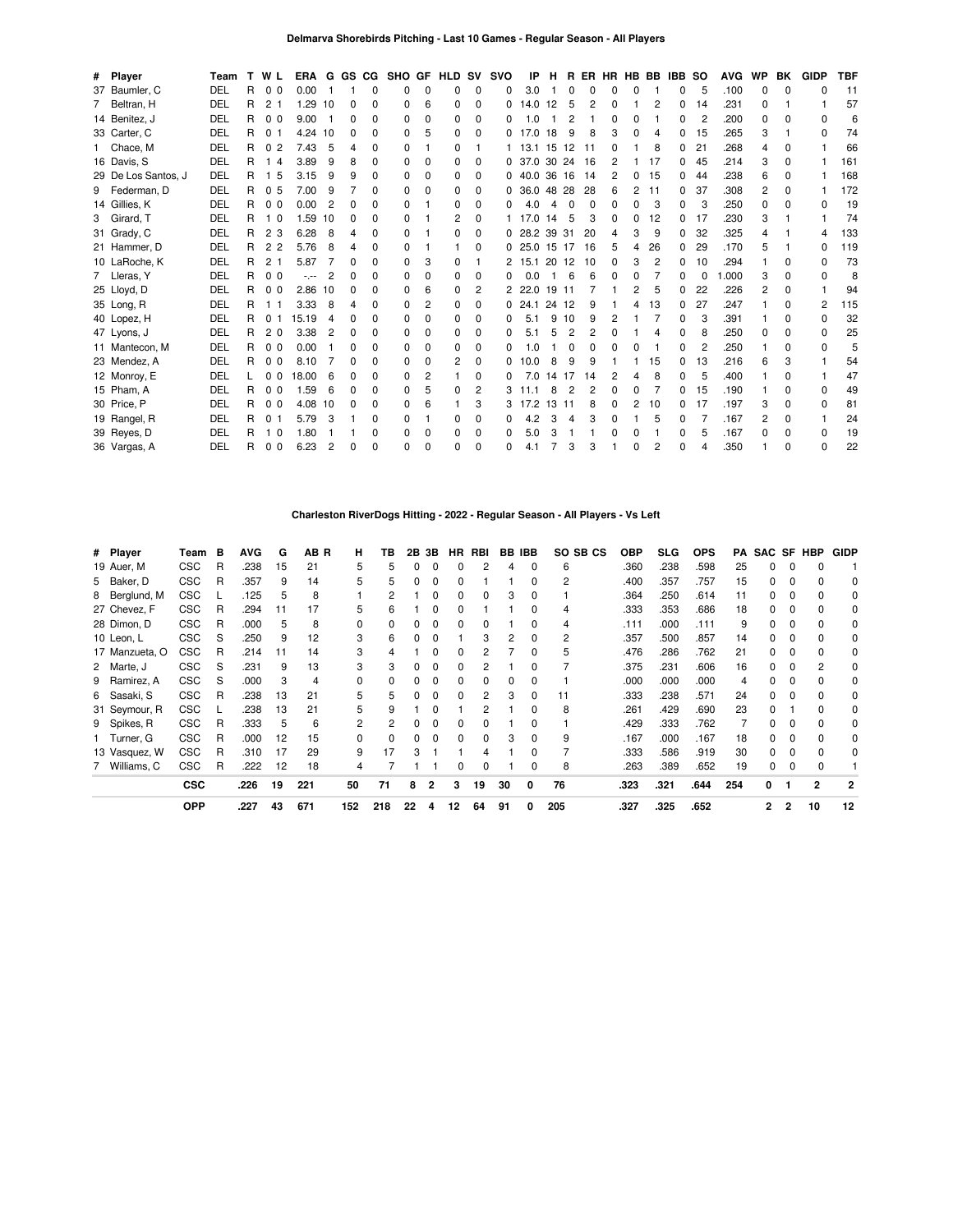## Delmarva Shorebirds Pitching - Last 10 Games - Regular Season - All Players

| # | Player | Team | T | W | L | ERA | G | GS | CG | SHO | GF | HLD | SV | SVO | IP | H | R | ER | HR | HB | BB | IBB | SO | AVG | WP | BK | GIDP | TBF |
|---|---|---|---|---|---|---|---|---|---|---|---|---|---|---|---|---|---|---|---|---|---|---|---|---|---|---|---|---|
| 37 | Baumler, C | DEL | R | 0 | 0 | 0.00 | 1 | 1 | 0 | 0 | 0 | 0 | 0 | 0 | 3.0 | 1 | 0 | 0 | 0 | 0 | 1 | 0 | 5 | .100 | 0 | 0 | 0 | 11 |
| 7 | Beltran, H | DEL | R | 2 | 1 | 1.29 | 10 | 0 | 0 | 0 | 6 | 0 | 0 | 0 | 14.0 | 12 | 5 | 2 | 0 | 1 | 2 | 0 | 14 | .231 | 0 | 1 | 1 | 57 |
| 14 | Benitez, J | DEL | R | 0 | 0 | 9.00 | 1 | 0 | 0 | 0 | 0 | 0 | 0 | 0 | 1.0 | 1 | 2 | 1 | 0 | 0 | 1 | 0 | 2 | .200 | 0 | 0 | 0 | 6 |
| 33 | Carter, C | DEL | R | 0 | 1 | 4.24 | 10 | 0 | 0 | 0 | 5 | 0 | 0 | 0 | 17.0 | 18 | 9 | 8 | 3 | 0 | 4 | 0 | 15 | .265 | 3 | 1 | 0 | 74 |
| 1 | Chace, M | DEL | R | 0 | 2 | 7.43 | 5 | 4 | 0 | 0 | 1 | 0 | 1 | 1 | 13.1 | 15 | 12 | 11 | 0 | 1 | 8 | 0 | 21 | .268 | 4 | 0 | 1 | 66 |
| 16 | Davis, S | DEL | R | 1 | 4 | 3.89 | 9 | 8 | 0 | 0 | 0 | 0 | 0 | 0 | 37.0 | 30 | 24 | 16 | 2 | 1 | 17 | 0 | 45 | .214 | 3 | 0 | 1 | 161 |
| 29 | De Los Santos, J | DEL | R | 1 | 5 | 3.15 | 9 | 9 | 0 | 0 | 0 | 0 | 0 | 0 | 40.0 | 36 | 16 | 14 | 2 | 0 | 15 | 0 | 44 | .238 | 6 | 0 | 1 | 168 |
| 9 | Federman, D | DEL | R | 0 | 5 | 7.00 | 9 | 7 | 0 | 0 | 0 | 0 | 0 | 0 | 36.0 | 48 | 28 | 28 | 6 | 2 | 11 | 0 | 37 | .308 | 2 | 0 | 1 | 172 |
| 14 | Gillies, K | DEL | R | 0 | 0 | 0.00 | 2 | 0 | 0 | 0 | 1 | 0 | 0 | 0 | 4.0 | 4 | 0 | 0 | 0 | 0 | 3 | 0 | 3 | .250 | 0 | 0 | 0 | 19 |
| 3 | Girard, T | DEL | R | 1 | 0 | 1.59 | 10 | 0 | 0 | 0 | 1 | 2 | 0 | 1 | 17.0 | 14 | 5 | 3 | 0 | 0 | 12 | 0 | 17 | .230 | 3 | 1 | 1 | 74 |
| 31 | Grady, C | DEL | R | 2 | 3 | 6.28 | 8 | 4 | 0 | 0 | 1 | 0 | 0 | 0 | 28.2 | 39 | 31 | 20 | 4 | 3 | 9 | 0 | 32 | .325 | 4 | 1 | 4 | 133 |
| 21 | Hammer, D | DEL | R | 2 | 2 | 5.76 | 8 | 4 | 0 | 0 | 1 | 1 | 0 | 0 | 25.0 | 15 | 17 | 16 | 5 | 4 | 26 | 0 | 29 | .170 | 5 | 1 | 0 | 119 |
| 10 | LaRoche, K | DEL | R | 2 | 1 | 5.87 | 7 | 0 | 0 | 0 | 3 | 0 | 1 | 2 | 15.1 | 20 | 12 | 10 | 0 | 3 | 2 | 0 | 10 | .294 | 1 | 0 | 0 | 73 |
| 7 | Lleras, Y | DEL | R | 0 | 0 | -.-- | 2 | 0 | 0 | 0 | 0 | 0 | 0 | 0 | 0.0 | 1 | 6 | 6 | 0 | 0 | 7 | 0 | 0 | 1.000 | 3 | 0 | 0 | 8 |
| 25 | Lloyd, D | DEL | R | 0 | 0 | 2.86 | 10 | 0 | 0 | 0 | 6 | 0 | 2 | 2 | 22.0 | 19 | 11 | 7 | 1 | 2 | 5 | 0 | 22 | .226 | 2 | 0 | 1 | 94 |
| 35 | Long, R | DEL | R | 1 | 1 | 3.33 | 8 | 4 | 0 | 0 | 2 | 0 | 0 | 0 | 24.1 | 24 | 12 | 9 | 1 | 4 | 13 | 0 | 27 | .247 | 1 | 0 | 2 | 115 |
| 40 | Lopez, H | DEL | R | 0 | 1 | 15.19 | 4 | 0 | 0 | 0 | 0 | 0 | 0 | 0 | 5.1 | 9 | 10 | 9 | 2 | 1 | 7 | 0 | 3 | .391 | 1 | 0 | 0 | 32 |
| 47 | Lyons, J | DEL | R | 2 | 0 | 3.38 | 2 | 0 | 0 | 0 | 0 | 0 | 0 | 0 | 5.1 | 5 | 2 | 2 | 0 | 1 | 4 | 0 | 8 | .250 | 0 | 0 | 0 | 25 |
| 11 | Mantecon, M | DEL | R | 0 | 0 | 0.00 | 1 | 0 | 0 | 0 | 0 | 0 | 0 | 0 | 1.0 | 1 | 0 | 0 | 0 | 0 | 1 | 0 | 2 | .250 | 1 | 0 | 0 | 5 |
| 23 | Mendez, A | DEL | R | 0 | 0 | 8.10 | 7 | 0 | 0 | 0 | 0 | 2 | 0 | 0 | 10.0 | 8 | 9 | 9 | 1 | 1 | 15 | 0 | 13 | .216 | 6 | 3 | 1 | 54 |
| 12 | Monroy, E | DEL | L | 0 | 0 | 18.00 | 6 | 0 | 0 | 0 | 2 | 1 | 0 | 0 | 7.0 | 14 | 17 | 14 | 2 | 4 | 8 | 0 | 5 | .400 | 1 | 0 | 1 | 47 |
| 15 | Pham, A | DEL | R | 0 | 0 | 1.59 | 6 | 0 | 0 | 0 | 5 | 0 | 2 | 3 | 11.1 | 8 | 2 | 2 | 0 | 0 | 7 | 0 | 15 | .190 | 1 | 0 | 0 | 49 |
| 30 | Price, P | DEL | R | 0 | 0 | 4.08 | 10 | 0 | 0 | 0 | 6 | 1 | 3 | 3 | 17.2 | 13 | 11 | 8 | 0 | 2 | 10 | 0 | 17 | .197 | 3 | 0 | 0 | 81 |
| 19 | Rangel, R | DEL | R | 0 | 1 | 5.79 | 3 | 1 | 0 | 0 | 1 | 0 | 0 | 0 | 4.2 | 3 | 4 | 3 | 0 | 1 | 5 | 0 | 7 | .167 | 2 | 0 | 1 | 24 |
| 39 | Reyes, D | DEL | R | 1 | 0 | 1.80 | 1 | 1 | 0 | 0 | 0 | 0 | 0 | 0 | 5.0 | 3 | 1 | 1 | 0 | 0 | 1 | 0 | 5 | .167 | 0 | 0 | 0 | 19 |
| 36 | Vargas, A | DEL | R | 0 | 0 | 6.23 | 2 | 0 | 0 | 0 | 0 | 0 | 0 | 0 | 4.1 | 7 | 3 | 3 | 1 | 0 | 2 | 0 | 4 | .350 | 1 | 0 | 0 | 22 |

## Charleston RiverDogs Hitting - 2022 - Regular Season - All Players - Vs Left

| # | Player | Team | B | AVG | G | AB | R | H | TB | 2B | 3B | HR | RBI | BB | IBB | SO | SB | CS | OBP | SLG | OPS | PA | SAC | SF | HBP | GIDP |
|---|---|---|---|---|---|---|---|---|---|---|---|---|---|---|---|---|---|---|---|---|---|---|---|---|---|---|
| 19 | Auer, M | CSC | R | .238 | 15 | 21 | | 5 | 5 | 0 | 0 | 0 | 2 | 4 | 0 | 6 | | | .360 | .238 | .598 | 25 | 0 | 0 | 0 | 1 |
| 5 | Baker, D | CSC | R | .357 | 9 | 14 | | 5 | 5 | 0 | 0 | 0 | 1 | 1 | 0 | 2 | | | .400 | .357 | .757 | 15 | 0 | 0 | 0 | 0 |
| 8 | Berglund, M | CSC | L | .125 | 5 | 8 | | 1 | 2 | 1 | 0 | 0 | 0 | 3 | 0 | 1 | | | .364 | .250 | .614 | 11 | 0 | 0 | 0 | 0 |
| 27 | Chevez, F | CSC | R | .294 | 11 | 17 | | 5 | 6 | 1 | 0 | 0 | 1 | 1 | 0 | 4 | | | .333 | .353 | .686 | 18 | 0 | 0 | 0 | 0 |
| 28 | Dimon, D | CSC | R | .000 | 5 | 8 | | 0 | 0 | 0 | 0 | 0 | 0 | 1 | 0 | 4 | | | .111 | .000 | .111 | 9 | 0 | 0 | 0 | 0 |
| 10 | Leon, L | CSC | S | .250 | 9 | 12 | | 3 | 6 | 0 | 0 | 1 | 3 | 2 | 0 | 2 | | | .357 | .500 | .857 | 14 | 0 | 0 | 0 | 0 |
| 17 | Manzueta, O | CSC | R | .214 | 11 | 14 | | 3 | 4 | 1 | 0 | 0 | 2 | 7 | 0 | 5 | | | .476 | .286 | .762 | 21 | 0 | 0 | 0 | 0 |
| 2 | Marte, J | CSC | S | .231 | 9 | 13 | | 3 | 3 | 0 | 0 | 0 | 2 | 1 | 0 | 7 | | | .375 | .231 | .606 | 16 | 0 | 0 | 2 | 0 |
| 9 | Ramirez, A | CSC | S | .000 | 3 | 4 | | 0 | 0 | 0 | 0 | 0 | 0 | 0 | 0 | 1 | | | .000 | .000 | .000 | 4 | 0 | 0 | 0 | 0 |
| 6 | Sasaki, S | CSC | R | .238 | 13 | 21 | | 5 | 5 | 0 | 0 | 0 | 2 | 3 | 0 | 11 | | | .333 | .238 | .571 | 24 | 0 | 0 | 0 | 0 |
| 31 | Seymour, R | CSC | L | .238 | 13 | 21 | | 5 | 9 | 1 | 0 | 1 | 2 | 1 | 0 | 8 | | | .261 | .429 | .690 | 23 | 0 | 1 | 0 | 0 |
| 9 | Spikes, R | CSC | R | .333 | 5 | 6 | | 2 | 2 | 0 | 0 | 0 | 0 | 1 | 0 | 1 | | | .429 | .333 | .762 | 7 | 0 | 0 | 0 | 0 |
| 1 | Turner, G | CSC | R | .000 | 12 | 15 | | 0 | 0 | 0 | 0 | 0 | 0 | 3 | 0 | 9 | | | .167 | .000 | .167 | 18 | 0 | 0 | 0 | 0 |
| 13 | Vasquez, W | CSC | R | .310 | 17 | 29 | | 9 | 17 | 3 | 1 | 1 | 4 | 1 | 0 | 7 | | | .333 | .586 | .919 | 30 | 0 | 0 | 0 | 0 |
| 7 | Williams, C | CSC | R | .222 | 12 | 18 | | 4 | 7 | 1 | 1 | 0 | 0 | 1 | 0 | 8 | | | .263 | .389 | .652 | 19 | 0 | 0 | 0 | 1 |
| | | **CSC** | | **.226** | **19** | **221** | | **50** | **71** | **8** | **2** | **3** | **19** | **30** | **0** | **76** | | | **.323** | **.321** | **.644** | **254** | **0** | **1** | **2** | **2** |
| | | **OPP** | | **.227** | **43** | **671** | | **152** | **218** | **22** | **4** | **12** | **64** | **91** | **0** | **205** | | | **.327** | **.325** | **.652** | | **2** | **2** | **10** | **12** |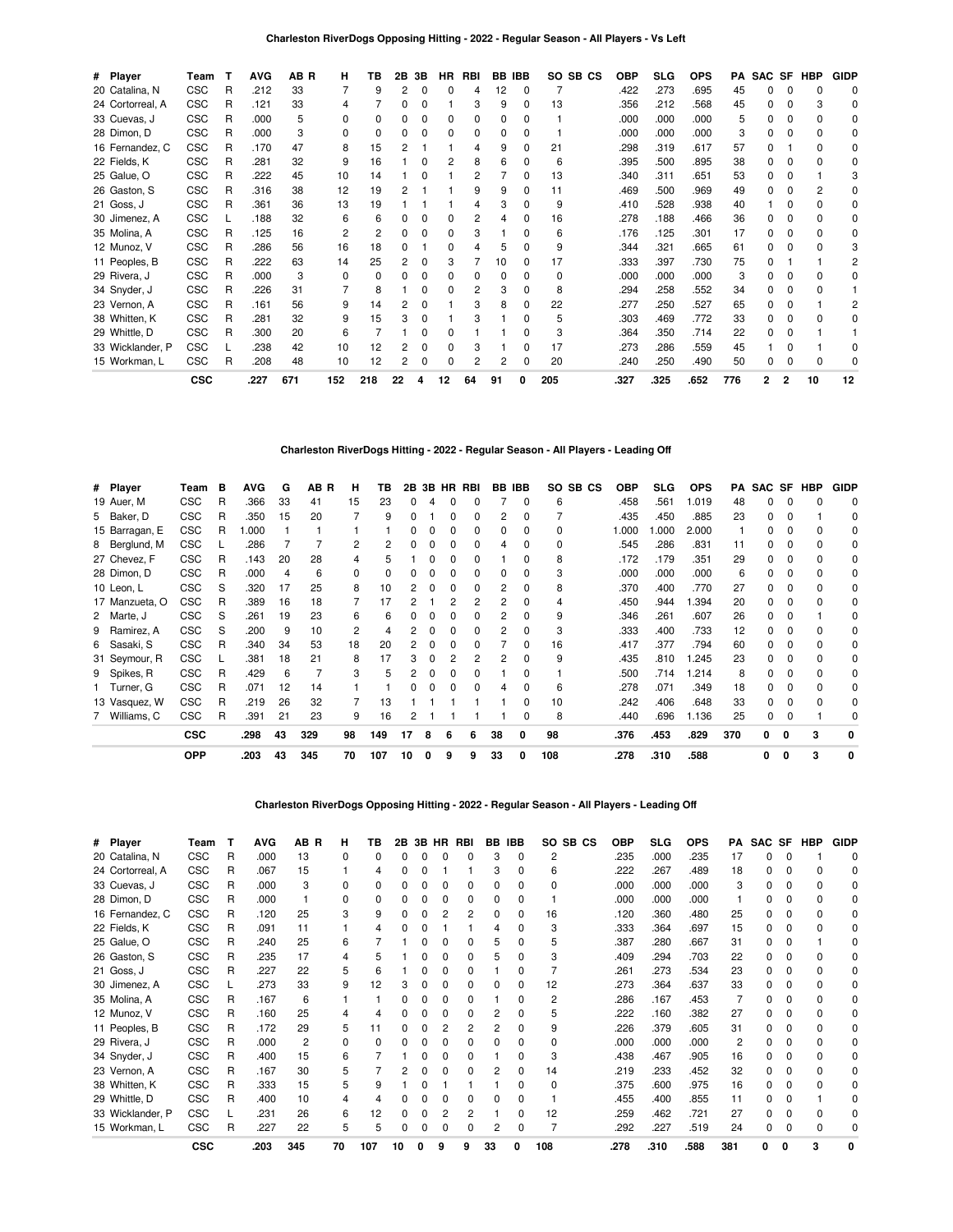### Charleston RiverDogs Opposing Hitting - 2022 - Regular Season - All Players - Vs Left

| # | Player | Team | T | AVG | AB | R | H | TB | 2B | 3B | HR | RBI | BB | IBB | SO | SB | CS | OBP | SLG | OPS | PA | SAC | SF | HBP | GIDP |
|---|---|---|---|---|---|---|---|---|---|---|---|---|---|---|---|---|---|---|---|---|---|---|---|---|---|
| 20 | Catalina, N | CSC | R | .212 | 33 | | 7 | 9 | 2 | 0 | 0 | 4 | 12 | 0 | 7 | | | .422 | .273 | .695 | 45 | 0 | 0 | 0 | 0 |
| 24 | Cortorreal, A | CSC | R | .121 | 33 | | 4 | 7 | 0 | 0 | 1 | 3 | 9 | 0 | 13 | | | .356 | .212 | .568 | 45 | 0 | 0 | 3 | 0 |
| 33 | Cuevas, J | CSC | R | .000 | 5 | | 0 | 0 | 0 | 0 | 0 | 0 | 0 | 0 | 1 | | | .000 | .000 | .000 | 5 | 0 | 0 | 0 | 0 |
| 28 | Dimon, D | CSC | R | .000 | 3 | | 0 | 0 | 0 | 0 | 0 | 0 | 0 | 0 | 1 | | | .000 | .000 | .000 | 3 | 0 | 0 | 0 | 0 |
| 16 | Fernandez, C | CSC | R | .170 | 47 | | 8 | 15 | 2 | 1 | 1 | 4 | 9 | 0 | 21 | | | .298 | .319 | .617 | 57 | 0 | 1 | 0 | 0 |
| 22 | Fields, K | CSC | R | .281 | 32 | | 9 | 16 | 1 | 0 | 2 | 8 | 6 | 0 | 6 | | | .395 | .500 | .895 | 38 | 0 | 0 | 0 | 0 |
| 25 | Galue, O | CSC | R | .222 | 45 | | 10 | 14 | 1 | 0 | 1 | 2 | 7 | 0 | 13 | | | .340 | .311 | .651 | 53 | 0 | 0 | 1 | 3 |
| 26 | Gaston, S | CSC | R | .316 | 38 | | 12 | 19 | 2 | 1 | 1 | 9 | 9 | 0 | 11 | | | .469 | .500 | .969 | 49 | 0 | 0 | 2 | 0 |
| 21 | Goss, J | CSC | R | .361 | 36 | | 13 | 19 | 1 | 1 | 1 | 4 | 3 | 0 | 9 | | | .410 | .528 | .938 | 40 | 1 | 0 | 0 | 0 |
| 30 | Jimenez, A | CSC | L | .188 | 32 | | 6 | 6 | 0 | 0 | 0 | 2 | 4 | 0 | 16 | | | .278 | .188 | .466 | 36 | 0 | 0 | 0 | 0 |
| 35 | Molina, A | CSC | R | .125 | 16 | | 2 | 2 | 0 | 0 | 0 | 3 | 1 | 0 | 6 | | | .176 | .125 | .301 | 17 | 0 | 0 | 0 | 0 |
| 12 | Munoz, V | CSC | R | .286 | 56 | | 16 | 18 | 0 | 1 | 0 | 4 | 5 | 0 | 9 | | | .344 | .321 | .665 | 61 | 0 | 0 | 0 | 3 |
| 11 | Peoples, B | CSC | R | .222 | 63 | | 14 | 25 | 2 | 0 | 3 | 7 | 10 | 0 | 17 | | | .333 | .397 | .730 | 75 | 0 | 1 | 1 | 2 |
| 29 | Rivera, J | CSC | R | .000 | 3 | | 0 | 0 | 0 | 0 | 0 | 0 | 0 | 0 | 0 | | | .000 | .000 | .000 | 3 | 0 | 0 | 0 | 0 |
| 34 | Snyder, J | CSC | R | .226 | 31 | | 7 | 8 | 1 | 0 | 0 | 2 | 3 | 0 | 8 | | | .294 | .258 | .552 | 34 | 0 | 0 | 0 | 1 |
| 23 | Vernon, A | CSC | R | .161 | 56 | | 9 | 14 | 2 | 0 | 1 | 3 | 8 | 0 | 22 | | | .277 | .250 | .527 | 65 | 0 | 0 | 1 | 2 |
| 38 | Whitten, K | CSC | R | .281 | 32 | | 9 | 15 | 3 | 0 | 1 | 3 | 1 | 0 | 5 | | | .303 | .469 | .772 | 33 | 0 | 0 | 0 | 0 |
| 29 | Whittle, D | CSC | R | .300 | 20 | | 6 | 7 | 1 | 0 | 0 | 1 | 1 | 0 | 3 | | | .364 | .350 | .714 | 22 | 0 | 0 | 1 | 1 |
| 33 | Wicklander, P | CSC | L | .238 | 42 | | 10 | 12 | 2 | 0 | 0 | 3 | 1 | 0 | 17 | | | .273 | .286 | .559 | 45 | 1 | 0 | 1 | 0 |
| 15 | Workman, L | CSC | R | .208 | 48 | | 10 | 12 | 2 | 0 | 0 | 2 | 2 | 0 | 20 | | | .240 | .250 | .490 | 50 | 0 | 0 | 0 | 0 |
| | | **CSC** | | **.227** | **671** | | **152** | **218** | **22** | **4** | **12** | **64** | **91** | **0** | **205** | | | **.327** | **.325** | **.652** | **776** | **2** | **2** | **10** | **12** |

### Charleston RiverDogs Hitting - 2022 - Regular Season - All Players - Leading Off

| # | Player | Team | B | AVG | G | AB | R | H | TB | 2B | 3B | HR | RBI | BB | IBB | SO | SB | CS | OBP | SLG | OPS | PA | SAC | SF | HBP | GIDP |
|---|---|---|---|---|---|---|---|---|---|---|---|---|---|---|---|---|---|---|---|---|---|---|---|---|---|---|
| 19 | Auer, M | CSC | R | .366 | 33 | 41 | | 15 | 23 | 0 | 4 | 0 | 0 | 7 | 0 | 6 | | | .458 | .561 | 1.019 | 48 | 0 | 0 | 0 | 0 |
| 5 | Baker, D | CSC | R | .350 | 15 | 20 | | 7 | 9 | 0 | 1 | 0 | 0 | 2 | 0 | 7 | | | .435 | .450 | .885 | 23 | 0 | 0 | 1 | 0 |
| 15 | Barragan, E | CSC | R | 1.000 | 1 | 1 | | 1 | 1 | 0 | 0 | 0 | 0 | 0 | 0 | 0 | | | 1.000 | 1.000 | 2.000 | 1 | 0 | 0 | 0 | 0 |
| 8 | Berglund, M | CSC | L | .286 | 7 | 7 | | 2 | 2 | 0 | 0 | 0 | 0 | 4 | 0 | 0 | | | .545 | .286 | .831 | 11 | 0 | 0 | 0 | 0 |
| 27 | Chevez, F | CSC | R | .143 | 20 | 28 | | 4 | 5 | 1 | 0 | 0 | 0 | 1 | 0 | 8 | | | .172 | .179 | .351 | 29 | 0 | 0 | 0 | 0 |
| 28 | Dimon, D | CSC | R | .000 | 4 | 6 | | 0 | 0 | 0 | 0 | 0 | 0 | 0 | 0 | 3 | | | .000 | .000 | .000 | 6 | 0 | 0 | 0 | 0 |
| 10 | Leon, L | CSC | S | .320 | 17 | 25 | | 8 | 10 | 2 | 0 | 0 | 0 | 2 | 0 | 8 | | | .370 | .400 | .770 | 27 | 0 | 0 | 0 | 0 |
| 17 | Manzueta, O | CSC | R | .389 | 16 | 18 | | 7 | 17 | 2 | 1 | 2 | 2 | 2 | 0 | 4 | | | .450 | .944 | 1.394 | 20 | 0 | 0 | 0 | 0 |
| 2 | Marte, J | CSC | S | .261 | 19 | 23 | | 6 | 6 | 0 | 0 | 0 | 0 | 2 | 0 | 9 | | | .346 | .261 | .607 | 26 | 0 | 0 | 1 | 0 |
| 9 | Ramirez, A | CSC | S | .200 | 9 | 10 | | 2 | 4 | 2 | 0 | 0 | 0 | 2 | 0 | 3 | | | .333 | .400 | .733 | 12 | 0 | 0 | 0 | 0 |
| 6 | Sasaki, S | CSC | R | .340 | 34 | 53 | | 18 | 20 | 2 | 0 | 0 | 0 | 7 | 0 | 16 | | | .417 | .377 | .794 | 60 | 0 | 0 | 0 | 0 |
| 31 | Seymour, R | CSC | L | .381 | 18 | 21 | | 8 | 17 | 3 | 0 | 2 | 2 | 2 | 0 | 9 | | | .435 | .810 | 1.245 | 23 | 0 | 0 | 0 | 0 |
| 9 | Spikes, R | CSC | R | .429 | 6 | 7 | | 3 | 5 | 2 | 0 | 0 | 0 | 1 | 0 | 1 | | | .500 | .714 | 1.214 | 8 | 0 | 0 | 0 | 0 |
| 1 | Turner, G | CSC | R | .071 | 12 | 14 | | 1 | 1 | 0 | 0 | 0 | 0 | 4 | 0 | 6 | | | .278 | .071 | .349 | 18 | 0 | 0 | 0 | 0 |
| 13 | Vasquez, W | CSC | R | .219 | 26 | 32 | | 7 | 13 | 1 | 1 | 1 | 1 | 1 | 0 | 10 | | | .242 | .406 | .648 | 33 | 0 | 0 | 0 | 0 |
| 7 | Williams, C | CSC | R | .391 | 21 | 23 | | 9 | 16 | 2 | 1 | 1 | 1 | 1 | 0 | 8 | | | .440 | .696 | 1.136 | 25 | 0 | 0 | 1 | 0 |
| | | **CSC** | | **.298** | **43** | **329** | | **98** | **149** | **17** | **8** | **6** | **6** | **38** | **0** | **98** | | | **.376** | **.453** | **.829** | **370** | **0** | **0** | **3** | **0** |
| | | **OPP** | | **.203** | **43** | **345** | | **70** | **107** | **10** | **0** | **9** | **9** | **33** | **0** | **108** | | | **.278** | **.310** | **.588** | | **0** | **0** | **3** | **0** |

### Charleston RiverDogs Opposing Hitting - 2022 - Regular Season - All Players - Leading Off

| # | Player | Team | T | AVG | AB | R | H | TB | 2B | 3B | HR | RBI | BB | IBB | SO | SB | CS | OBP | SLG | OPS | PA | SAC | SF | HBP | GIDP |
|---|---|---|---|---|---|---|---|---|---|---|---|---|---|---|---|---|---|---|---|---|---|---|---|---|---|
| 20 | Catalina, N | CSC | R | .000 | 13 | | 0 | 0 | 0 | 0 | 0 | 0 | 3 | 0 | 2 | | | .235 | .000 | .235 | 17 | 0 | 0 | 1 | 0 |
| 24 | Cortorreal, A | CSC | R | .067 | 15 | | 1 | 4 | 0 | 0 | 1 | 1 | 3 | 0 | 6 | | | .222 | .267 | .489 | 18 | 0 | 0 | 0 | 0 |
| 33 | Cuevas, J | CSC | R | .000 | 3 | | 0 | 0 | 0 | 0 | 0 | 0 | 0 | 0 | 0 | | | .000 | .000 | .000 | 3 | 0 | 0 | 0 | 0 |
| 28 | Dimon, D | CSC | R | .000 | 1 | | 0 | 0 | 0 | 0 | 0 | 0 | 0 | 0 | 1 | | | .000 | .000 | .000 | 1 | 0 | 0 | 0 | 0 |
| 16 | Fernandez, C | CSC | R | .120 | 25 | | 3 | 9 | 0 | 0 | 2 | 2 | 0 | 0 | 16 | | | .120 | .360 | .480 | 25 | 0 | 0 | 0 | 0 |
| 22 | Fields, K | CSC | R | .091 | 11 | | 1 | 4 | 0 | 0 | 1 | 1 | 4 | 0 | 3 | | | .333 | .364 | .697 | 15 | 0 | 0 | 0 | 0 |
| 25 | Galue, O | CSC | R | .240 | 25 | | 6 | 7 | 1 | 0 | 0 | 0 | 5 | 0 | 5 | | | .387 | .280 | .667 | 31 | 0 | 0 | 1 | 0 |
| 26 | Gaston, S | CSC | R | .235 | 17 | | 4 | 5 | 1 | 0 | 0 | 0 | 5 | 0 | 3 | | | .409 | .294 | .703 | 22 | 0 | 0 | 0 | 0 |
| 21 | Goss, J | CSC | R | .227 | 22 | | 5 | 6 | 1 | 0 | 0 | 0 | 1 | 0 | 7 | | | .261 | .273 | .534 | 23 | 0 | 0 | 0 | 0 |
| 30 | Jimenez, A | CSC | L | .273 | 33 | | 9 | 12 | 3 | 0 | 0 | 0 | 0 | 0 | 12 | | | .273 | .364 | .637 | 33 | 0 | 0 | 0 | 0 |
| 35 | Molina, A | CSC | R | .167 | 6 | | 1 | 1 | 0 | 0 | 0 | 0 | 1 | 0 | 2 | | | .286 | .167 | .453 | 7 | 0 | 0 | 0 | 0 |
| 12 | Munoz, V | CSC | R | .160 | 25 | | 4 | 4 | 0 | 0 | 0 | 0 | 2 | 0 | 5 | | | .222 | .160 | .382 | 27 | 0 | 0 | 0 | 0 |
| 11 | Peoples, B | CSC | R | .172 | 29 | | 5 | 11 | 0 | 0 | 2 | 2 | 2 | 0 | 9 | | | .226 | .379 | .605 | 31 | 0 | 0 | 0 | 0 |
| 29 | Rivera, J | CSC | R | .000 | 2 | | 0 | 0 | 0 | 0 | 0 | 0 | 0 | 0 | 0 | | | .000 | .000 | .000 | 2 | 0 | 0 | 0 | 0 |
| 34 | Snyder, J | CSC | R | .400 | 15 | | 6 | 7 | 1 | 0 | 0 | 0 | 1 | 0 | 3 | | | .438 | .467 | .905 | 16 | 0 | 0 | 0 | 0 |
| 23 | Vernon, A | CSC | R | .167 | 30 | | 5 | 7 | 2 | 0 | 0 | 0 | 2 | 0 | 14 | | | .219 | .233 | .452 | 32 | 0 | 0 | 0 | 0 |
| 38 | Whitten, K | CSC | R | .333 | 15 | | 5 | 9 | 1 | 0 | 1 | 1 | 1 | 0 | 0 | | | .375 | .600 | .975 | 16 | 0 | 0 | 0 | 0 |
| 29 | Whittle, D | CSC | R | .400 | 10 | | 4 | 4 | 0 | 0 | 0 | 0 | 0 | 0 | 1 | | | .455 | .400 | .855 | 11 | 0 | 0 | 1 | 0 |
| 33 | Wicklander, P | CSC | L | .231 | 26 | | 6 | 12 | 0 | 0 | 2 | 2 | 1 | 0 | 12 | | | .259 | .462 | .721 | 27 | 0 | 0 | 0 | 0 |
| 15 | Workman, L | CSC | R | .227 | 22 | | 5 | 5 | 0 | 0 | 0 | 0 | 2 | 0 | 7 | | | .292 | .227 | .519 | 24 | 0 | 0 | 0 | 0 |
| | | **CSC** | | **.203** | **345** | | **70** | **107** | **10** | **0** | **9** | **9** | **33** | **0** | **108** | | | **.278** | **.310** | **.588** | **381** | **0** | **0** | **3** | **0** |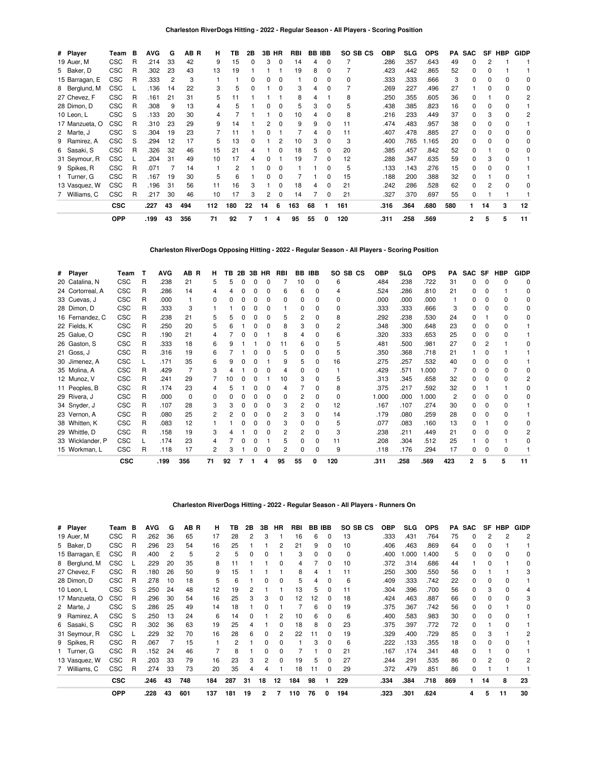## Charleston RiverDogs Hitting - 2022 - Regular Season - All Players - Scoring Position

| # | Player | Team | B | AVG | G | AB | R | H | TB | 2B | 3B | HR | RBI | BB | IBB | SO | SB | CS | OBP | SLG | OPS | PA | SAC | SF | HBP | GIDP |
|---|---|---|---|---|---|---|---|---|---|---|---|---|---|---|---|---|---|---|---|---|---|---|---|---|---|---|
| 19 | Auer, M | CSC | R | .214 | 33 | 42 | | 9 | 15 | 0 | 3 | 0 | 14 | 4 | 0 | 7 | | | .286 | .357 | .643 | 49 | 0 | 2 | 1 | 1 |
| 5 | Baker, D | CSC | R | .302 | 23 | 43 | | 13 | 19 | 1 | 1 | 1 | 19 | 8 | 0 | 7 | | | .423 | .442 | .865 | 52 | 0 | 0 | 1 | 1 |
| 15 | Barragan, E | CSC | R | .333 | 2 | 3 | | 1 | 1 | 0 | 0 | 0 | 1 | 0 | 0 | 0 | | | .333 | .333 | .666 | 3 | 0 | 0 | 0 | 0 |
| 8 | Berglund, M | CSC | L | .136 | 14 | 22 | | 3 | 5 | 0 | 1 | 0 | 3 | 4 | 0 | 7 | | | .269 | .227 | .496 | 27 | 1 | 0 | 0 | 0 |
| 27 | Chevez, F | CSC | R | .161 | 21 | 31 | | 5 | 11 | 1 | 1 | 1 | 8 | 4 | 1 | 8 | | | .250 | .355 | .605 | 36 | 0 | 1 | 0 | 2 |
| 28 | Dimon, D | CSC | R | .308 | 9 | 13 | | 4 | 5 | 1 | 0 | 0 | 5 | 3 | 0 | 5 | | | .438 | .385 | .823 | 16 | 0 | 0 | 0 | 1 |
| 10 | Leon, L | CSC | S | .133 | 20 | 30 | | 4 | 7 | 1 | 1 | 0 | 10 | 4 | 0 | 8 | | | .216 | .233 | .449 | 37 | 0 | 3 | 0 | 2 |
| 17 | Manzueta, O | CSC | R | .310 | 23 | 29 | | 9 | 14 | 1 | 2 | 0 | 9 | 9 | 0 | 11 | | | .474 | .483 | .957 | 38 | 0 | 0 | 0 | 1 |
| 2 | Marte, J | CSC | S | .304 | 19 | 23 | | 7 | 11 | 1 | 0 | 1 | 7 | 4 | 0 | 11 | | | .407 | .478 | .885 | 27 | 0 | 0 | 0 | 0 |
| 9 | Ramirez, A | CSC | S | .294 | 12 | 17 | | 5 | 13 | 0 | 1 | 2 | 10 | 3 | 0 | 3 | | | .400 | .765 | 1.165 | 20 | 0 | 0 | 0 | 0 |
| 6 | Sasaki, S | CSC | R | .326 | 32 | 46 | | 15 | 21 | 4 | 1 | 0 | 18 | 5 | 0 | 20 | | | .385 | .457 | .842 | 52 | 0 | 1 | 0 | 0 |
| 31 | Seymour, R | CSC | L | .204 | 31 | 49 | | 10 | 17 | 4 | 0 | 1 | 19 | 7 | 0 | 12 | | | .288 | .347 | .635 | 59 | 0 | 3 | 0 | 1 |
| 9 | Spikes, R | CSC | R | .071 | 7 | 14 | | 1 | 2 | 1 | 0 | 0 | 1 | 1 | 0 | 5 | | | .133 | .143 | .276 | 15 | 0 | 0 | 0 | 1 |
| 1 | Turner, G | CSC | R | .167 | 19 | 30 | | 5 | 6 | 1 | 0 | 0 | 7 | 1 | 0 | 15 | | | .188 | .200 | .388 | 32 | 0 | 1 | 0 | 1 |
| 13 | Vasquez, W | CSC | R | .196 | 31 | 56 | | 11 | 16 | 3 | 1 | 0 | 18 | 4 | 0 | 21 | | | .242 | .286 | .528 | 62 | 0 | 2 | 0 | 0 |
| 7 | Williams, C | CSC | R | .217 | 30 | 46 | | 10 | 17 | 3 | 2 | 0 | 14 | 7 | 0 | 21 | | | .327 | .370 | .697 | 55 | 0 | 1 | 1 | 1 |
| | | **CSC** | | **.227** | **43** | **494** | | **112** | **180** | **22** | **14** | **6** | **163** | **68** | **1** | **161** | | | **.316** | **.364** | **.680** | **580** | **1** | **14** | **3** | **12** |
| | | **OPP** | | **.199** | **43** | **356** | | **71** | **92** | **7** | **1** | **4** | **95** | **55** | **0** | **120** | | | **.311** | **.258** | **.569** | | **2** | **5** | **5** | **11** |

## Charleston RiverDogs Opposing Hitting - 2022 - Regular Season - All Players - Scoring Position

| # | Player | Team | T | AVG | AB | R | H | TB | 2B | 3B | HR | RBI | BB | IBB | SO | SB | CS | OBP | SLG | OPS | PA | SAC | SF | HBP | GIDP |
|---|---|---|---|---|---|---|---|---|---|---|---|---|---|---|---|---|---|---|---|---|---|---|---|---|---|
| 20 | Catalina, N | CSC | R | .238 | 21 | | 5 | 5 | 0 | 0 | 0 | 7 | 10 | 0 | 6 | | | .484 | .238 | .722 | 31 | 0 | 0 | 0 | 0 |
| 24 | Cortorreal, A | CSC | R | .286 | 14 | | 4 | 4 | 0 | 0 | 0 | 6 | 6 | 0 | 4 | | | .524 | .286 | .810 | 21 | 0 | 0 | 1 | 0 |
| 33 | Cuevas, J | CSC | R | .000 | 1 | | 0 | 0 | 0 | 0 | 0 | 0 | 0 | 0 | 0 | | | .000 | .000 | .000 | 1 | 0 | 0 | 0 | 0 |
| 28 | Dimon, D | CSC | R | .333 | 3 | | 1 | 1 | 0 | 0 | 0 | 1 | 0 | 0 | 0 | | | .333 | .333 | .666 | 3 | 0 | 0 | 0 | 0 |
| 16 | Fernandez, C | CSC | R | .238 | 21 | | 5 | 5 | 0 | 0 | 0 | 5 | 2 | 0 | 8 | | | .292 | .238 | .530 | 24 | 0 | 1 | 0 | 0 |
| 22 | Fields, K | CSC | R | .250 | 20 | | 5 | 6 | 1 | 0 | 0 | 8 | 3 | 0 | 2 | | | .348 | .300 | .648 | 23 | 0 | 0 | 0 | 1 |
| 25 | Galue, O | CSC | R | .190 | 21 | | 4 | 7 | 0 | 0 | 1 | 8 | 4 | 0 | 6 | | | .320 | .333 | .653 | 25 | 0 | 0 | 0 | 1 |
| 26 | Gaston, S | CSC | R | .333 | 18 | | 6 | 9 | 1 | 1 | 0 | 11 | 6 | 0 | 5 | | | .481 | .500 | .981 | 27 | 0 | 2 | 1 | 0 |
| 21 | Goss, J | CSC | R | .316 | 19 | | 6 | 7 | 1 | 0 | 0 | 5 | 0 | 0 | 5 | | | .350 | .368 | .718 | 21 | 1 | 0 | 1 | 1 |
| 30 | Jimenez, A | CSC | L | .171 | 35 | | 6 | 9 | 0 | 0 | 1 | 9 | 5 | 0 | 16 | | | .275 | .257 | .532 | 40 | 0 | 0 | 0 | 1 |
| 35 | Molina, A | CSC | R | .429 | 7 | | 3 | 4 | 1 | 0 | 0 | 4 | 0 | 0 | 1 | | | .429 | .571 | 1.000 | 7 | 0 | 0 | 0 | 0 |
| 12 | Munoz, V | CSC | R | .241 | 29 | | 7 | 10 | 0 | 0 | 1 | 10 | 3 | 0 | 5 | | | .313 | .345 | .658 | 32 | 0 | 0 | 0 | 2 |
| 11 | Peoples, B | CSC | R | .174 | 23 | | 4 | 5 | 1 | 0 | 0 | 4 | 7 | 0 | 8 | | | .375 | .217 | .592 | 32 | 0 | 1 | 1 | 0 |
| 29 | Rivera, J | CSC | R | .000 | 0 | | 0 | 0 | 0 | 0 | 0 | 0 | 2 | 0 | 0 | | | 1.000 | .000 | 1.000 | 2 | 0 | 0 | 0 | 0 |
| 34 | Snyder, J | CSC | R | .107 | 28 | | 3 | 3 | 0 | 0 | 0 | 3 | 2 | 0 | 12 | | | .167 | .107 | .274 | 30 | 0 | 0 | 0 | 1 |
| 23 | Vernon, A | CSC | R | .080 | 25 | | 2 | 2 | 0 | 0 | 0 | 2 | 3 | 0 | 14 | | | .179 | .080 | .259 | 28 | 0 | 0 | 0 | 1 |
| 38 | Whitten, K | CSC | R | .083 | 12 | | 1 | 1 | 0 | 0 | 0 | 3 | 0 | 0 | 5 | | | .077 | .083 | .160 | 13 | 0 | 1 | 0 | 0 |
| 29 | Whittle, D | CSC | R | .158 | 19 | | 3 | 4 | 1 | 0 | 0 | 2 | 2 | 0 | 3 | | | .238 | .211 | .449 | 21 | 0 | 0 | 0 | 2 |
| 33 | Wicklander, P | CSC | L | .174 | 23 | | 4 | 7 | 0 | 0 | 1 | 5 | 0 | 0 | 11 | | | .208 | .304 | .512 | 25 | 1 | 0 | 1 | 0 |
| 15 | Workman, L | CSC | R | .118 | 17 | | 2 | 3 | 1 | 0 | 0 | 2 | 0 | 0 | 9 | | | .118 | .176 | .294 | 17 | 0 | 0 | 0 | 1 |
| | | **CSC** | | **.199** | **356** | | **71** | **92** | **7** | **1** | **4** | **95** | **55** | **0** | **120** | | | **.311** | **.258** | **.569** | **423** | **2** | **5** | **5** | **11** |

## Charleston RiverDogs Hitting - 2022 - Regular Season - All Players - Runners On

| # | Player | Team | B | AVG | G | AB | R | H | TB | 2B | 3B | HR | RBI | BB | IBB | SO | SB | CS | OBP | SLG | OPS | PA | SAC | SF | HBP | GIDP |
|---|---|---|---|---|---|---|---|---|---|---|---|---|---|---|---|---|---|---|---|---|---|---|---|---|---|---|
| 19 | Auer, M | CSC | R | .262 | 36 | 65 | | 17 | 28 | 2 | 3 | 1 | 16 | 6 | 0 | 13 | | | .333 | .431 | .764 | 75 | 0 | 2 | 2 | 2 |
| 5 | Baker, D | CSC | R | .296 | 23 | 54 | | 16 | 25 | 1 | 1 | 2 | 21 | 9 | 0 | 10 | | | .406 | .463 | .869 | 64 | 0 | 0 | 1 | 1 |
| 15 | Barragan, E | CSC | R | .400 | 2 | 5 | | 2 | 5 | 0 | 0 | 1 | 3 | 0 | 0 | 0 | | | .400 | 1.000 | 1.400 | 5 | 0 | 0 | 0 | 0 |
| 8 | Berglund, M | CSC | L | .229 | 20 | 35 | | 8 | 11 | 1 | 1 | 0 | 4 | 7 | 0 | 10 | | | .372 | .314 | .686 | 44 | 1 | 0 | 1 | 0 |
| 27 | Chevez, F | CSC | R | .180 | 26 | 50 | | 9 | 15 | 1 | 1 | 1 | 8 | 4 | 1 | 11 | | | .250 | .300 | .550 | 56 | 0 | 1 | 1 | 3 |
| 28 | Dimon, D | CSC | R | .278 | 10 | 18 | | 5 | 6 | 1 | 0 | 0 | 5 | 4 | 0 | 6 | | | .409 | .333 | .742 | 22 | 0 | 0 | 0 | 1 |
| 10 | Leon, L | CSC | S | .250 | 24 | 48 | | 12 | 19 | 2 | 1 | 1 | 13 | 5 | 0 | 11 | | | .304 | .396 | .700 | 56 | 0 | 3 | 0 | 4 |
| 17 | Manzueta, O | CSC | R | .296 | 30 | 54 | | 16 | 25 | 3 | 3 | 0 | 12 | 12 | 0 | 18 | | | .424 | .463 | .887 | 66 | 0 | 0 | 0 | 3 |
| 2 | Marte, J | CSC | S | .286 | 25 | 49 | | 14 | 18 | 1 | 0 | 1 | 7 | 6 | 0 | 19 | | | .375 | .367 | .742 | 56 | 0 | 0 | 1 | 0 |
| 9 | Ramirez, A | CSC | S | .250 | 13 | 24 | | 6 | 14 | 0 | 1 | 2 | 10 | 6 | 0 | 6 | | | .400 | .583 | .983 | 30 | 0 | 0 | 0 | 1 |
| 6 | Sasaki, S | CSC | R | .302 | 36 | 63 | | 19 | 25 | 4 | 1 | 0 | 18 | 8 | 0 | 23 | | | .375 | .397 | .772 | 72 | 0 | 1 | 0 | 1 |
| 31 | Seymour, R | CSC | L | .229 | 32 | 70 | | 16 | 28 | 6 | 0 | 2 | 22 | 11 | 0 | 19 | | | .329 | .400 | .729 | 85 | 0 | 3 | 1 | 2 |
| 9 | Spikes, R | CSC | R | .067 | 7 | 15 | | 1 | 2 | 1 | 0 | 0 | 1 | 3 | 0 | 6 | | | .222 | .133 | .355 | 18 | 0 | 0 | 0 | 1 |
| 1 | Turner, G | CSC | R | .152 | 24 | 46 | | 7 | 8 | 1 | 0 | 0 | 7 | 1 | 0 | 21 | | | .167 | .174 | .341 | 48 | 0 | 1 | 0 | 1 |
| 13 | Vasquez, W | CSC | R | .203 | 33 | 79 | | 16 | 23 | 3 | 2 | 0 | 19 | 5 | 0 | 27 | | | .244 | .291 | .535 | 86 | 0 | 2 | 0 | 2 |
| 7 | Williams, C | CSC | R | .274 | 33 | 73 | | 20 | 35 | 4 | 4 | 1 | 18 | 11 | 0 | 29 | | | .372 | .479 | .851 | 86 | 0 | 1 | 1 | 1 |
| | | **CSC** | | **.246** | **43** | **748** | | **184** | **287** | **31** | **18** | **12** | **184** | **98** | **1** | **229** | | | **.334** | **.384** | **.718** | **869** | **1** | **14** | **8** | **23** |
| | | **OPP** | | **.228** | **43** | **601** | | **137** | **181** | **19** | **2** | **7** | **110** | **76** | **0** | **194** | | | **.323** | **.301** | **.624** | | **4** | **5** | **11** | **30** |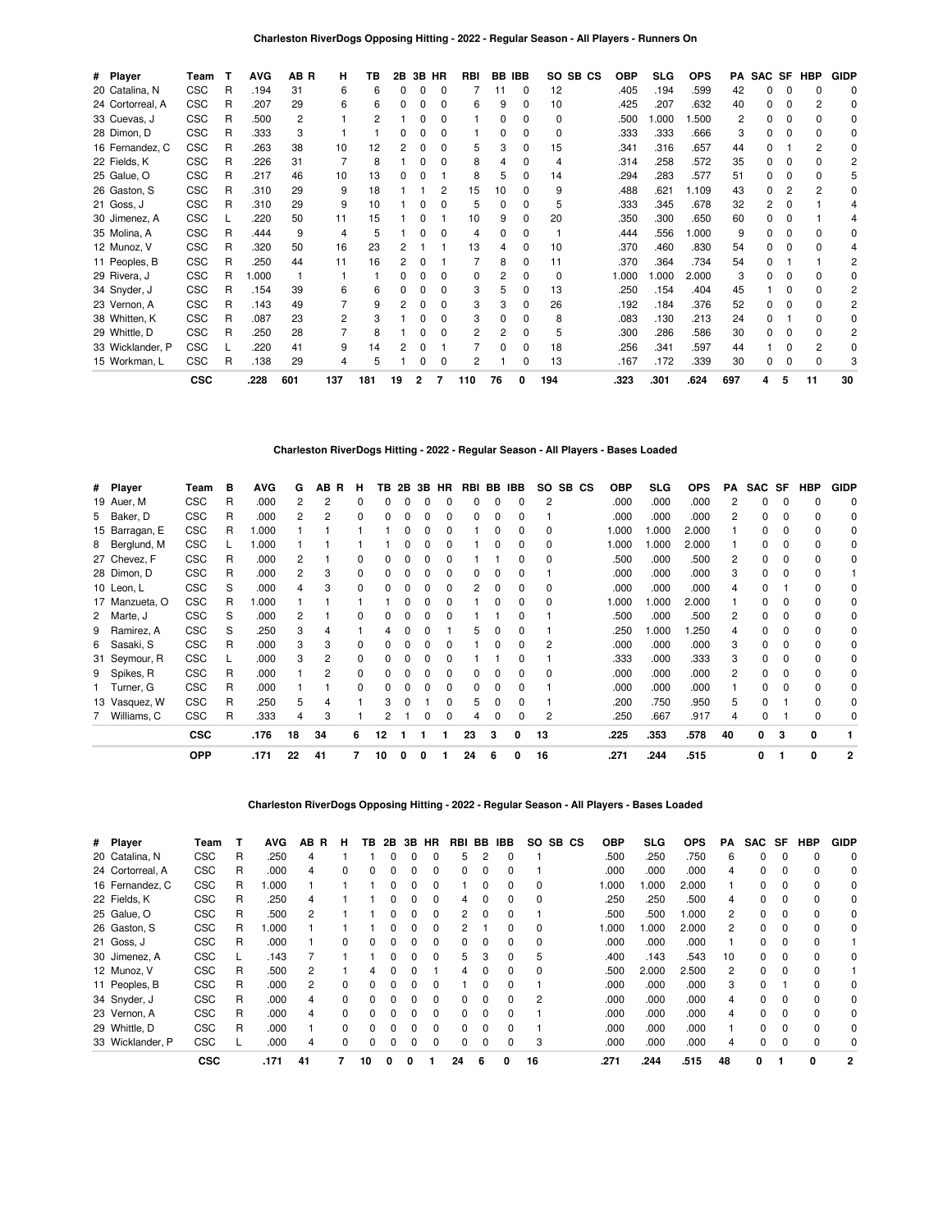## Charleston RiverDogs Opposing Hitting - 2022 - Regular Season - All Players - Runners On

| # | Player | Team | T | AVG | AB | R | H | TB | 2B | 3B | HR | RBI | BB | IBB | SO | SB | CS | OBP | SLG | OPS | PA | SAC | SF | HBP | GIDP |
|---|---|---|---|---|---|---|---|---|---|---|---|---|---|---|---|---|---|---|---|---|---|---|---|---|---|
| 20 | Catalina, N | CSC | R | .194 | 31 | | 6 | 6 | 0 | 0 | 0 | 7 | 11 | 0 | 12 | | | .405 | .194 | .599 | 42 | 0 | 0 | 0 | 0 |
| 24 | Cortorreal, A | CSC | R | .207 | 29 | | 6 | 6 | 0 | 0 | 0 | 6 | 9 | 0 | 10 | | | .425 | .207 | .632 | 40 | 0 | 0 | 2 | 0 |
| 33 | Cuevas, J | CSC | R | .500 | 2 | | 1 | 2 | 1 | 0 | 0 | 1 | 0 | 0 | 0 | | | .500 | 1.000 | 1.500 | 2 | 0 | 0 | 0 | 0 |
| 28 | Dimon, D | CSC | R | .333 | 3 | | 1 | 1 | 0 | 0 | 0 | 1 | 0 | 0 | 0 | | | .333 | .333 | .666 | 3 | 0 | 0 | 0 | 0 |
| 16 | Fernandez, C | CSC | R | .263 | 38 | | 10 | 12 | 2 | 0 | 0 | 5 | 3 | 0 | 15 | | | .341 | .316 | .657 | 44 | 0 | 1 | 2 | 0 |
| 22 | Fields, K | CSC | R | .226 | 31 | | 7 | 8 | 1 | 0 | 0 | 8 | 4 | 0 | 4 | | | .314 | .258 | .572 | 35 | 0 | 0 | 0 | 2 |
| 25 | Galue, O | CSC | R | .217 | 46 | | 10 | 13 | 0 | 0 | 1 | 8 | 5 | 0 | 14 | | | .294 | .283 | .577 | 51 | 0 | 0 | 0 | 5 |
| 26 | Gaston, S | CSC | R | .310 | 29 | | 9 | 18 | 1 | 1 | 2 | 15 | 10 | 0 | 9 | | | .488 | .621 | 1.109 | 43 | 0 | 2 | 2 | 0 |
| 21 | Goss, J | CSC | R | .310 | 29 | | 9 | 10 | 1 | 0 | 0 | 5 | 0 | 0 | 5 | | | .333 | .345 | .678 | 32 | 2 | 0 | 1 | 4 |
| 30 | Jimenez, A | CSC | L | .220 | 50 | | 11 | 15 | 1 | 0 | 1 | 10 | 9 | 0 | 20 | | | .350 | .300 | .650 | 60 | 0 | 0 | 1 | 4 |
| 35 | Molina, A | CSC | R | .444 | 9 | | 4 | 5 | 1 | 0 | 0 | 4 | 0 | 0 | 1 | | | .444 | .556 | 1.000 | 9 | 0 | 0 | 0 | 0 |
| 12 | Munoz, V | CSC | R | .320 | 50 | | 16 | 23 | 2 | 1 | 1 | 13 | 4 | 0 | 10 | | | .370 | .460 | .830 | 54 | 0 | 0 | 0 | 4 |
| 11 | Peoples, B | CSC | R | .250 | 44 | | 11 | 16 | 2 | 0 | 1 | 7 | 8 | 0 | 11 | | | .370 | .364 | .734 | 54 | 0 | 1 | 1 | 2 |
| 29 | Rivera, J | CSC | R | 1.000 | 1 | | 1 | 1 | 0 | 0 | 0 | 0 | 2 | 0 | 0 | | | 1.000 | 1.000 | 2.000 | 3 | 0 | 0 | 0 | 0 |
| 34 | Snyder, J | CSC | R | .154 | 39 | | 6 | 6 | 0 | 0 | 0 | 3 | 5 | 0 | 13 | | | .250 | .154 | .404 | 45 | 1 | 0 | 0 | 2 |
| 23 | Vernon, A | CSC | R | .143 | 49 | | 7 | 9 | 2 | 0 | 0 | 3 | 3 | 0 | 26 | | | .192 | .184 | .376 | 52 | 0 | 0 | 0 | 2 |
| 38 | Whitten, K | CSC | R | .087 | 23 | | 2 | 3 | 1 | 0 | 0 | 3 | 0 | 0 | 8 | | | .083 | .130 | .213 | 24 | 0 | 1 | 0 | 0 |
| 29 | Whittle, D | CSC | R | .250 | 28 | | 7 | 8 | 1 | 0 | 0 | 2 | 2 | 0 | 5 | | | .300 | .286 | .586 | 30 | 0 | 0 | 0 | 2 |
| 33 | Wicklander, P | CSC | L | .220 | 41 | | 9 | 14 | 2 | 0 | 1 | 7 | 0 | 0 | 18 | | | .256 | .341 | .597 | 44 | 1 | 0 | 2 | 0 |
| 15 | Workman, L | CSC | R | .138 | 29 | | 4 | 5 | 1 | 0 | 0 | 2 | 1 | 0 | 13 | | | .167 | .172 | .339 | 30 | 0 | 0 | 0 | 3 |
| | | **CSC** | | **.228** | **601** | | **137** | **181** | **19** | **2** | **7** | **110** | **76** | **0** | **194** | | | **.323** | **.301** | **.624** | **697** | **4** | **5** | **11** | **30** |

## Charleston RiverDogs Hitting - 2022 - Regular Season - All Players - Bases Loaded

| # | Player | Team | B | AVG | G | AB | R | H | TB | 2B | 3B | HR | RBI | BB | IBB | SO | SB | CS | OBP | SLG | OPS | PA | SAC | SF | HBP | GIDP |
|---|---|---|---|---|---|---|---|---|---|---|---|---|---|---|---|---|---|---|---|---|---|---|---|---|---|---|
| 19 | Auer, M | CSC | R | .000 | 2 | 2 | | 0 | 0 | 0 | 0 | 0 | 0 | 0 | 0 | 2 | | | .000 | .000 | .000 | 2 | 0 | 0 | 0 | 0 |
| 5 | Baker, D | CSC | R | .000 | 2 | 2 | | 0 | 0 | 0 | 0 | 0 | 0 | 0 | 0 | 1 | | | .000 | .000 | .000 | 2 | 0 | 0 | 0 | 0 |
| 15 | Barragan, E | CSC | R | 1.000 | 1 | 1 | | 1 | 1 | 0 | 0 | 0 | 1 | 0 | 0 | 0 | | | 1.000 | 1.000 | 2.000 | 1 | 0 | 0 | 0 | 0 |
| 8 | Berglund, M | CSC | L | 1.000 | 1 | 1 | | 1 | 1 | 0 | 0 | 0 | 1 | 0 | 0 | 0 | | | 1.000 | 1.000 | 2.000 | 1 | 0 | 0 | 0 | 0 |
| 27 | Chevez, F | CSC | R | .000 | 2 | 1 | | 0 | 0 | 0 | 0 | 0 | 1 | 1 | 0 | 0 | | | .500 | .000 | .500 | 2 | 0 | 0 | 0 | 0 |
| 28 | Dimon, D | CSC | R | .000 | 2 | 3 | | 0 | 0 | 0 | 0 | 0 | 0 | 0 | 0 | 1 | | | .000 | .000 | .000 | 3 | 0 | 0 | 0 | 1 |
| 10 | Leon, L | CSC | S | .000 | 4 | 3 | | 0 | 0 | 0 | 0 | 0 | 2 | 0 | 0 | 0 | | | .000 | .000 | .000 | 4 | 0 | 1 | 0 | 0 |
| 17 | Manzueta, O | CSC | R | 1.000 | 1 | 1 | | 1 | 1 | 0 | 0 | 0 | 1 | 0 | 0 | 0 | | | 1.000 | 1.000 | 2.000 | 1 | 0 | 0 | 0 | 0 |
| 2 | Marte, J | CSC | S | .000 | 2 | 1 | | 0 | 0 | 0 | 0 | 0 | 1 | 1 | 0 | 1 | | | .500 | .000 | .500 | 2 | 0 | 0 | 0 | 0 |
| 9 | Ramirez, A | CSC | S | .250 | 3 | 4 | | 1 | 4 | 0 | 0 | 1 | 5 | 0 | 0 | 1 | | | .250 | 1.000 | 1.250 | 4 | 0 | 0 | 0 | 0 |
| 6 | Sasaki, S | CSC | R | .000 | 3 | 3 | | 0 | 0 | 0 | 0 | 0 | 1 | 0 | 0 | 2 | | | .000 | .000 | .000 | 3 | 0 | 0 | 0 | 0 |
| 31 | Seymour, R | CSC | L | .000 | 3 | 2 | | 0 | 0 | 0 | 0 | 0 | 1 | 1 | 0 | 1 | | | .333 | .000 | .333 | 3 | 0 | 0 | 0 | 0 |
| 9 | Spikes, R | CSC | R | .000 | 1 | 2 | | 0 | 0 | 0 | 0 | 0 | 0 | 0 | 0 | 0 | | | .000 | .000 | .000 | 2 | 0 | 0 | 0 | 0 |
| 1 | Turner, G | CSC | R | .000 | 1 | 1 | | 0 | 0 | 0 | 0 | 0 | 0 | 0 | 0 | 1 | | | .000 | .000 | .000 | 1 | 0 | 0 | 0 | 0 |
| 13 | Vasquez, W | CSC | R | .250 | 5 | 4 | | 1 | 3 | 0 | 1 | 0 | 5 | 0 | 0 | 1 | | | .200 | .750 | .950 | 5 | 0 | 1 | 0 | 0 |
| 7 | Williams, C | CSC | R | .333 | 4 | 3 | | 1 | 2 | 1 | 0 | 0 | 4 | 0 | 0 | 2 | | | .250 | .667 | .917 | 4 | 0 | 1 | 0 | 0 |
| | | **CSC** | | **.176** | **18** | **34** | | **6** | **12** | **1** | **1** | **1** | **23** | **3** | **0** | **13** | | | **.225** | **.353** | **.578** | **40** | **0** | **3** | **0** | **1** |
| | | **OPP** | | **.171** | **22** | **41** | | **7** | **10** | **0** | **0** | **1** | **24** | **6** | **0** | **16** | | | **.271** | **.244** | **.515** | | **0** | **1** | **0** | **2** |

## Charleston RiverDogs Opposing Hitting - 2022 - Regular Season - All Players - Bases Loaded

| # | Player | Team | T | AVG | AB | R | H | TB | 2B | 3B | HR | RBI | BB | IBB | SO | SB | CS | OBP | SLG | OPS | PA | SAC | SF | HBP | GIDP |
|---|---|---|---|---|---|---|---|---|---|---|---|---|---|---|---|---|---|---|---|---|---|---|---|---|---|
| 20 | Catalina, N | CSC | R | .250 | 4 | | 1 | 1 | 0 | 0 | 0 | 5 | 2 | 0 | 1 | | | .500 | .250 | .750 | 6 | 0 | 0 | 0 | 0 |
| 24 | Cortorreal, A | CSC | R | .000 | 4 | | 0 | 0 | 0 | 0 | 0 | 0 | 0 | 0 | 1 | | | .000 | .000 | .000 | 4 | 0 | 0 | 0 | 0 |
| 16 | Fernandez, C | CSC | R | 1.000 | 1 | | 1 | 1 | 0 | 0 | 0 | 1 | 0 | 0 | 0 | | | 1.000 | 1.000 | 2.000 | 1 | 0 | 0 | 0 | 0 |
| 22 | Fields, K | CSC | R | .250 | 4 | | 1 | 1 | 0 | 0 | 0 | 4 | 0 | 0 | 0 | | | .250 | .250 | .500 | 4 | 0 | 0 | 0 | 0 |
| 25 | Galue, O | CSC | R | .500 | 2 | | 1 | 1 | 0 | 0 | 0 | 2 | 0 | 0 | 1 | | | .500 | .500 | 1.000 | 2 | 0 | 0 | 0 | 0 |
| 26 | Gaston, S | CSC | R | 1.000 | 1 | | 1 | 1 | 0 | 0 | 0 | 2 | 1 | 0 | 0 | | | 1.000 | 1.000 | 2.000 | 2 | 0 | 0 | 0 | 0 |
| 21 | Goss, J | CSC | R | .000 | 1 | | 0 | 0 | 0 | 0 | 0 | 0 | 0 | 0 | 0 | | | .000 | .000 | .000 | 1 | 0 | 0 | 0 | 1 |
| 30 | Jimenez, A | CSC | L | .143 | 7 | | 1 | 1 | 0 | 0 | 0 | 5 | 3 | 0 | 5 | | | .400 | .143 | .543 | 10 | 0 | 0 | 0 | 0 |
| 12 | Munoz, V | CSC | R | .500 | 2 | | 1 | 4 | 0 | 0 | 1 | 4 | 0 | 0 | 0 | | | .500 | 2.000 | 2.500 | 2 | 0 | 0 | 0 | 1 |
| 11 | Peoples, B | CSC | R | .000 | 2 | | 0 | 0 | 0 | 0 | 0 | 1 | 0 | 0 | 1 | | | .000 | .000 | .000 | 3 | 0 | 1 | 0 | 0 |
| 34 | Snyder, J | CSC | R | .000 | 4 | | 0 | 0 | 0 | 0 | 0 | 0 | 0 | 0 | 2 | | | .000 | .000 | .000 | 4 | 0 | 0 | 0 | 0 |
| 23 | Vernon, A | CSC | R | .000 | 4 | | 0 | 0 | 0 | 0 | 0 | 0 | 0 | 0 | 1 | | | .000 | .000 | .000 | 4 | 0 | 0 | 0 | 0 |
| 29 | Whittle, D | CSC | R | .000 | 1 | | 0 | 0 | 0 | 0 | 0 | 0 | 0 | 0 | 1 | | | .000 | .000 | .000 | 1 | 0 | 0 | 0 | 0 |
| 33 | Wicklander, P | CSC | L | .000 | 4 | | 0 | 0 | 0 | 0 | 0 | 0 | 0 | 0 | 3 | | | .000 | .000 | .000 | 4 | 0 | 0 | 0 | 0 |
| | | **CSC** | | **.171** | **41** | | **7** | **10** | **0** | **0** | **1** | **24** | **6** | **0** | **16** | | | **.271** | **.244** | **.515** | **48** | **0** | **1** | **0** | **2** |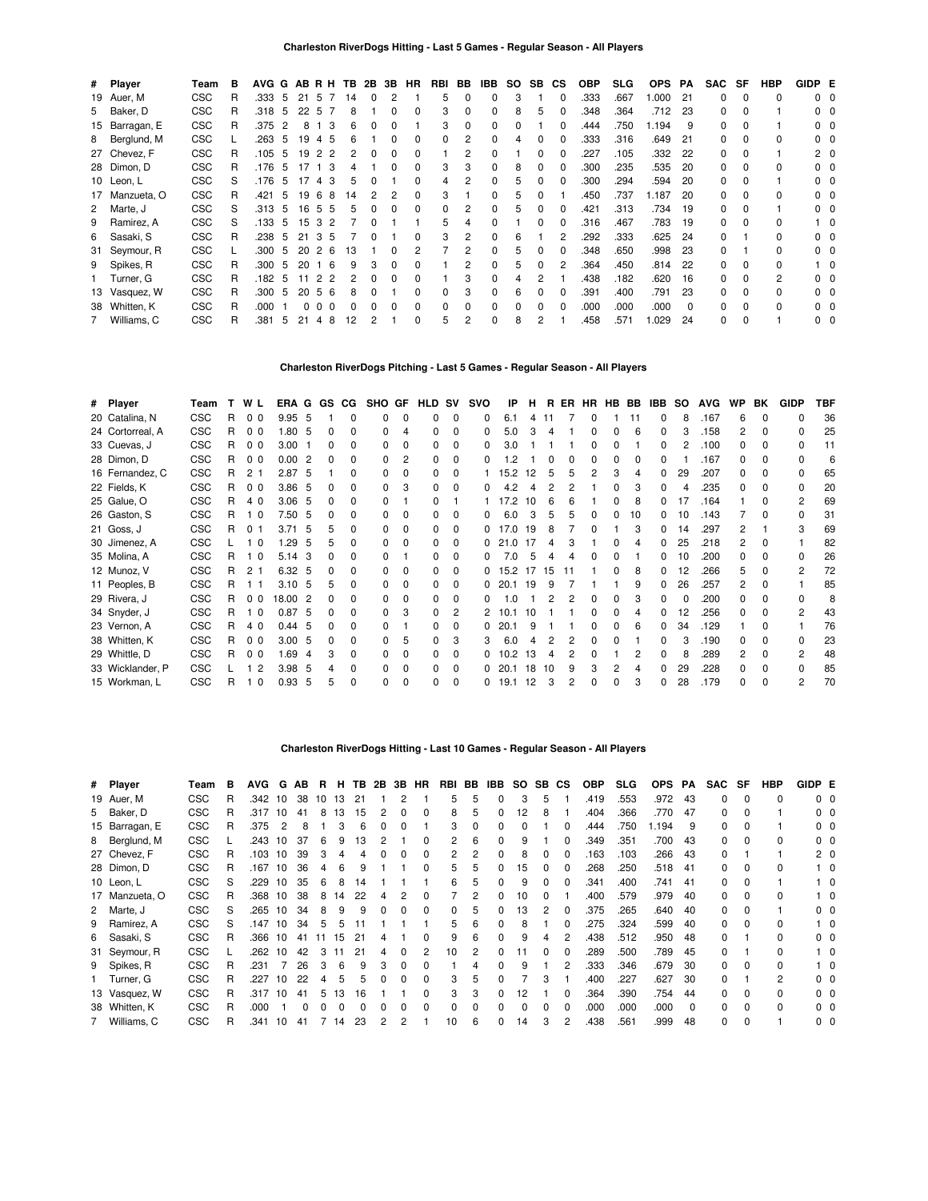## Charleston RiverDogs Hitting - Last 5 Games - Regular Season - All Players

| # | Player | Team | B | AVG | G | AB | R | H | TB | 2B | 3B | HR | RBI | BB | IBB | SO | SB | CS | OBP | SLG | OPS | PA | SAC | SF | HBP | GIDP | E |
|---|---|---|---|---|---|---|---|---|---|---|---|---|---|---|---|---|---|---|---|---|---|---|---|---|---|---|---|
| 19 | Auer, M | CSC | R | .333 | 5 | 21 | 5 | 7 | 14 | 0 | 2 | 1 | 5 | 0 | 0 | 3 | 1 | 0 | .333 | .667 | 1.000 | 21 | 0 | 0 | 0 | 0 | 0 |
| 5 | Baker, D | CSC | R | .318 | 5 | 22 | 5 | 7 | 8 | 1 | 0 | 0 | 3 | 0 | 0 | 8 | 5 | 0 | .348 | .364 | .712 | 23 | 0 | 0 | 1 | 0 | 0 |
| 15 | Barragan, E | CSC | R | .375 | 2 | 8 | 1 | 3 | 6 | 0 | 0 | 1 | 3 | 0 | 0 | 0 | 1 | 0 | .444 | .750 | 1.194 | 9 | 0 | 0 | 1 | 0 | 0 |
| 8 | Berglund, M | CSC | L | .263 | 5 | 19 | 4 | 5 | 6 | 1 | 0 | 0 | 0 | 2 | 0 | 4 | 0 | 0 | .333 | .316 | .649 | 21 | 0 | 0 | 0 | 0 | 0 |
| 27 | Chevez, F | CSC | R | .105 | 5 | 19 | 2 | 2 | 2 | 0 | 0 | 0 | 1 | 2 | 0 | 1 | 0 | 0 | .227 | .105 | .332 | 22 | 0 | 0 | 1 | 2 | 0 |
| 28 | Dimon, D | CSC | R | .176 | 5 | 17 | 1 | 3 | 4 | 1 | 0 | 0 | 3 | 3 | 0 | 8 | 0 | 0 | .300 | .235 | .535 | 20 | 0 | 0 | 0 | 0 | 0 |
| 10 | Leon, L | CSC | S | .176 | 5 | 17 | 4 | 3 | 5 | 0 | 1 | 0 | 4 | 2 | 0 | 5 | 0 | 0 | .300 | .294 | .594 | 20 | 0 | 0 | 1 | 0 | 0 |
| 17 | Manzueta, O | CSC | R | .421 | 5 | 19 | 6 | 8 | 14 | 2 | 2 | 0 | 3 | 1 | 0 | 5 | 0 | 1 | .450 | .737 | 1.187 | 20 | 0 | 0 | 0 | 0 | 0 |
| 2 | Marte, J | CSC | S | .313 | 5 | 16 | 5 | 5 | 5 | 0 | 0 | 0 | 0 | 2 | 0 | 5 | 0 | 0 | .421 | .313 | .734 | 19 | 0 | 0 | 1 | 0 | 0 |
| 9 | Ramirez, A | CSC | S | .133 | 5 | 15 | 3 | 2 | 7 | 0 | 1 | 1 | 5 | 4 | 0 | 1 | 0 | 0 | .316 | .467 | .783 | 19 | 0 | 0 | 0 | 1 | 0 |
| 6 | Sasaki, S | CSC | R | .238 | 5 | 21 | 3 | 5 | 7 | 0 | 1 | 0 | 3 | 2 | 0 | 6 | 1 | 2 | .292 | .333 | .625 | 24 | 0 | 1 | 0 | 0 | 0 |
| 31 | Seymour, R | CSC | L | .300 | 5 | 20 | 2 | 6 | 13 | 1 | 0 | 2 | 7 | 2 | 0 | 5 | 0 | 0 | .348 | .650 | .998 | 23 | 0 | 1 | 0 | 0 | 0 |
| 9 | Spikes, R | CSC | R | .300 | 5 | 20 | 1 | 6 | 9 | 3 | 0 | 0 | 1 | 2 | 0 | 5 | 0 | 2 | .364 | .450 | .814 | 22 | 0 | 0 | 0 | 1 | 0 |
| 1 | Turner, G | CSC | R | .182 | 5 | 11 | 2 | 2 | 2 | 0 | 0 | 0 | 1 | 3 | 0 | 4 | 2 | 1 | .438 | .182 | .620 | 16 | 0 | 0 | 2 | 0 | 0 |
| 13 | Vasquez, W | CSC | R | .300 | 5 | 20 | 5 | 6 | 8 | 0 | 1 | 0 | 0 | 3 | 0 | 6 | 0 | 0 | .391 | .400 | .791 | 23 | 0 | 0 | 0 | 0 | 0 |
| 38 | Whitten, K | CSC | R | .000 | 1 | 0 | 0 | 0 | 0 | 0 | 0 | 0 | 0 | 0 | 0 | 0 | 0 | 0 | .000 | .000 | .000 | 0 | 0 | 0 | 0 | 0 | 0 |
| 7 | Williams, C | CSC | R | .381 | 5 | 21 | 4 | 8 | 12 | 2 | 1 | 0 | 5 | 2 | 0 | 8 | 2 | 1 | .458 | .571 | 1.029 | 24 | 0 | 0 | 1 | 0 | 0 |

## Charleston RiverDogs Pitching - Last 5 Games - Regular Season - All Players

| # | Player | Team | T | W | L | ERA | G | GS | CG | SHO | GF | HLD | SV | SVO | IP | H | R | ER | HR | HB | BB | IBB | SO | AVG | WP | BK | GIDP | TBF |
|---|---|---|---|---|---|---|---|---|---|---|---|---|---|---|---|---|---|---|---|---|---|---|---|---|---|---|---|---|
| 20 | Catalina, N | CSC | R | 0 | 0 | 9.95 | 5 | 1 | 0 | 0 | 0 | 0 | 0 | 0 | 6.1 | 4 | 11 | 7 | 0 | 1 | 11 | 0 | 8 | .167 | 6 | 0 | 0 | 36 |
| 24 | Cortorreal, A | CSC | R | 0 | 0 | 1.80 | 5 | 0 | 0 | 0 | 4 | 0 | 0 | 0 | 5.0 | 3 | 4 | 1 | 0 | 0 | 6 | 0 | 3 | .158 | 2 | 0 | 0 | 25 |
| 33 | Cuevas, J | CSC | R | 0 | 0 | 3.00 | 1 | 0 | 0 | 0 | 0 | 0 | 0 | 0 | 3.0 | 1 | 1 | 1 | 0 | 0 | 1 | 0 | 2 | .100 | 0 | 0 | 0 | 11 |
| 28 | Dimon, D | CSC | R | 0 | 0 | 0.00 | 2 | 0 | 0 | 0 | 2 | 0 | 0 | 0 | 1.2 | 1 | 0 | 0 | 0 | 0 | 0 | 0 | 1 | .167 | 0 | 0 | 0 | 6 |
| 16 | Fernandez, C | CSC | R | 2 | 1 | 2.87 | 5 | 1 | 0 | 0 | 0 | 0 | 0 | 1 | 15.2 | 12 | 5 | 5 | 2 | 3 | 4 | 0 | 29 | .207 | 0 | 0 | 0 | 65 |
| 22 | Fields, K | CSC | R | 0 | 0 | 3.86 | 5 | 0 | 0 | 0 | 3 | 0 | 0 | 0 | 4.2 | 4 | 2 | 2 | 1 | 0 | 3 | 0 | 4 | .235 | 0 | 0 | 0 | 20 |
| 25 | Galue, O | CSC | R | 4 | 0 | 3.06 | 5 | 0 | 0 | 0 | 1 | 0 | 1 | 1 | 17.2 | 10 | 6 | 6 | 1 | 0 | 8 | 0 | 17 | .164 | 1 | 0 | 2 | 69 |
| 26 | Gaston, S | CSC | R | 1 | 0 | 7.50 | 5 | 0 | 0 | 0 | 0 | 0 | 0 | 0 | 6.0 | 3 | 5 | 5 | 0 | 0 | 10 | 0 | 10 | .143 | 7 | 0 | 0 | 31 |
| 21 | Goss, J | CSC | R | 0 | 1 | 3.71 | 5 | 5 | 0 | 0 | 0 | 0 | 0 | 0 | 17.0 | 19 | 8 | 7 | 0 | 1 | 3 | 0 | 14 | .297 | 2 | 1 | 3 | 69 |
| 30 | Jimenez, A | CSC | L | 1 | 0 | 1.29 | 5 | 5 | 0 | 0 | 0 | 0 | 0 | 0 | 21.0 | 17 | 4 | 3 | 1 | 0 | 4 | 0 | 25 | .218 | 2 | 0 | 1 | 82 |
| 35 | Molina, A | CSC | R | 1 | 0 | 5.14 | 3 | 0 | 0 | 0 | 1 | 0 | 0 | 0 | 7.0 | 5 | 4 | 4 | 0 | 0 | 1 | 0 | 10 | .200 | 0 | 0 | 0 | 26 |
| 12 | Munoz, V | CSC | R | 2 | 1 | 6.32 | 5 | 0 | 0 | 0 | 0 | 0 | 0 | 0 | 15.2 | 17 | 15 | 11 | 1 | 0 | 8 | 0 | 12 | .266 | 5 | 0 | 2 | 72 |
| 11 | Peoples, B | CSC | R | 1 | 1 | 3.10 | 5 | 5 | 0 | 0 | 0 | 0 | 0 | 0 | 20.1 | 19 | 9 | 7 | 1 | 1 | 9 | 0 | 26 | .257 | 2 | 0 | 1 | 85 |
| 29 | Rivera, J | CSC | R | 0 | 0 | 18.00 | 2 | 0 | 0 | 0 | 0 | 0 | 0 | 0 | 1.0 | 1 | 2 | 2 | 0 | 0 | 3 | 0 | 0 | .200 | 0 | 0 | 0 | 8 |
| 34 | Snyder, J | CSC | R | 1 | 0 | 0.87 | 5 | 0 | 0 | 0 | 3 | 0 | 2 | 2 | 10.1 | 10 | 1 | 1 | 0 | 0 | 4 | 0 | 12 | .256 | 0 | 0 | 2 | 43 |
| 23 | Vernon, A | CSC | R | 4 | 0 | 0.44 | 5 | 0 | 0 | 0 | 1 | 0 | 0 | 0 | 20.1 | 9 | 1 | 1 | 0 | 0 | 6 | 0 | 34 | .129 | 1 | 0 | 1 | 76 |
| 38 | Whitten, K | CSC | R | 0 | 0 | 3.00 | 5 | 0 | 0 | 0 | 5 | 0 | 3 | 3 | 6.0 | 4 | 2 | 2 | 0 | 0 | 1 | 0 | 3 | .190 | 0 | 0 | 0 | 23 |
| 29 | Whittle, D | CSC | R | 0 | 0 | 1.69 | 4 | 3 | 0 | 0 | 0 | 0 | 0 | 0 | 10.2 | 13 | 4 | 2 | 0 | 1 | 2 | 0 | 8 | .289 | 2 | 0 | 2 | 48 |
| 33 | Wicklander, P | CSC | L | 1 | 2 | 3.98 | 5 | 4 | 0 | 0 | 0 | 0 | 0 | 0 | 20.1 | 18 | 10 | 9 | 3 | 2 | 4 | 0 | 29 | .228 | 0 | 0 | 0 | 85 |
| 15 | Workman, L | CSC | R | 1 | 0 | 0.93 | 5 | 5 | 0 | 0 | 0 | 0 | 0 | 0 | 19.1 | 12 | 3 | 2 | 0 | 0 | 3 | 0 | 28 | .179 | 0 | 0 | 2 | 70 |

## Charleston RiverDogs Hitting - Last 10 Games - Regular Season - All Players

| # | Player | Team | B | AVG | G | AB | R | H | TB | 2B | 3B | HR | RBI | BB | IBB | SO | SB | CS | OBP | SLG | OPS | PA | SAC | SF | HBP | GIDP | E |
|---|---|---|---|---|---|---|---|---|---|---|---|---|---|---|---|---|---|---|---|---|---|---|---|---|---|---|---|
| 19 | Auer, M | CSC | R | .342 | 10 | 38 | 10 | 13 | 21 | 1 | 2 | 1 | 5 | 5 | 0 | 3 | 5 | 1 | .419 | .553 | .972 | 43 | 0 | 0 | 0 | 0 | 0 |
| 5 | Baker, D | CSC | R | .317 | 10 | 41 | 8 | 13 | 15 | 2 | 0 | 0 | 8 | 5 | 0 | 12 | 8 | 1 | .404 | .366 | .770 | 47 | 0 | 0 | 1 | 0 | 0 |
| 15 | Barragan, E | CSC | R | .375 | 2 | 8 | 1 | 3 | 6 | 0 | 0 | 1 | 3 | 0 | 0 | 0 | 1 | 0 | .444 | .750 | 1.194 | 9 | 0 | 0 | 1 | 0 | 0 |
| 8 | Berglund, M | CSC | L | .243 | 10 | 37 | 6 | 9 | 13 | 2 | 1 | 0 | 2 | 6 | 0 | 9 | 1 | 0 | .349 | .351 | .700 | 43 | 0 | 0 | 0 | 0 | 0 |
| 27 | Chevez, F | CSC | R | .103 | 10 | 39 | 3 | 4 | 4 | 0 | 0 | 0 | 2 | 2 | 0 | 8 | 0 | 0 | .163 | .103 | .266 | 43 | 0 | 1 | 1 | 2 | 0 |
| 28 | Dimon, D | CSC | R | .167 | 10 | 36 | 4 | 6 | 9 | 1 | 1 | 0 | 5 | 5 | 0 | 15 | 0 | 0 | .268 | .250 | .518 | 41 | 0 | 0 | 0 | 1 | 0 |
| 10 | Leon, L | CSC | S | .229 | 10 | 35 | 6 | 8 | 14 | 1 | 1 | 1 | 6 | 5 | 0 | 9 | 0 | 0 | .341 | .400 | .741 | 41 | 0 | 0 | 1 | 1 | 0 |
| 17 | Manzueta, O | CSC | R | .368 | 10 | 38 | 8 | 14 | 22 | 4 | 2 | 0 | 7 | 2 | 0 | 10 | 0 | 1 | .400 | .579 | .979 | 40 | 0 | 0 | 0 | 1 | 0 |
| 2 | Marte, J | CSC | S | .265 | 10 | 34 | 8 | 9 | 9 | 0 | 0 | 0 | 0 | 5 | 0 | 13 | 2 | 0 | .375 | .265 | .640 | 40 | 0 | 0 | 1 | 0 | 0 |
| 9 | Ramirez, A | CSC | S | .147 | 10 | 34 | 5 | 5 | 11 | 1 | 1 | 1 | 5 | 6 | 0 | 8 | 1 | 0 | .275 | .324 | .599 | 40 | 0 | 0 | 0 | 1 | 0 |
| 6 | Sasaki, S | CSC | R | .366 | 10 | 41 | 11 | 15 | 21 | 4 | 1 | 0 | 9 | 6 | 0 | 9 | 4 | 2 | .438 | .512 | .950 | 48 | 0 | 1 | 0 | 0 | 0 |
| 31 | Seymour, R | CSC | L | .262 | 10 | 42 | 3 | 11 | 21 | 4 | 0 | 2 | 10 | 2 | 0 | 11 | 0 | 0 | .289 | .500 | .789 | 45 | 0 | 1 | 0 | 1 | 0 |
| 9 | Spikes, R | CSC | R | .231 | 7 | 26 | 3 | 6 | 9 | 3 | 0 | 0 | 1 | 4 | 0 | 9 | 1 | 2 | .333 | .346 | .679 | 30 | 0 | 0 | 0 | 1 | 0 |
| 1 | Turner, G | CSC | R | .227 | 10 | 22 | 4 | 5 | 5 | 0 | 0 | 0 | 3 | 5 | 0 | 7 | 3 | 1 | .400 | .227 | .627 | 30 | 0 | 1 | 2 | 0 | 0 |
| 13 | Vasquez, W | CSC | R | .317 | 10 | 41 | 5 | 13 | 16 | 1 | 1 | 0 | 3 | 3 | 0 | 12 | 1 | 0 | .364 | .390 | .754 | 44 | 0 | 0 | 0 | 0 | 0 |
| 38 | Whitten, K | CSC | R | .000 | 1 | 0 | 0 | 0 | 0 | 0 | 0 | 0 | 0 | 0 | 0 | 0 | 0 | 0 | .000 | .000 | .000 | 0 | 0 | 0 | 0 | 0 | 0 |
| 7 | Williams, C | CSC | R | .341 | 10 | 41 | 7 | 14 | 23 | 2 | 2 | 1 | 10 | 6 | 0 | 14 | 3 | 2 | .438 | .561 | .999 | 48 | 0 | 0 | 1 | 0 | 0 |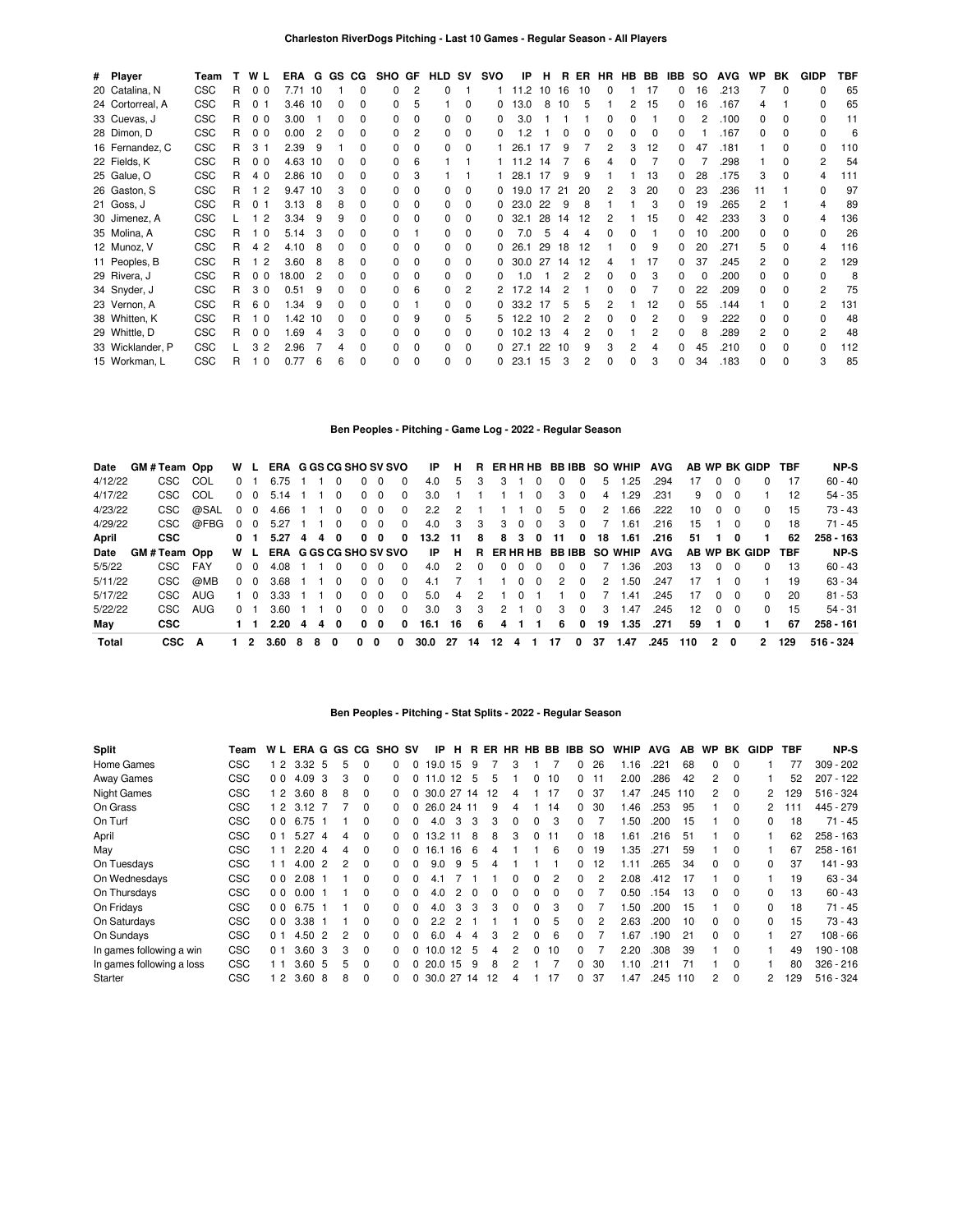## Charleston RiverDogs Pitching - Last 10 Games - Regular Season - All Players

| # | Player | Team | T | W | L | ERA | G | GS | CG | SHO | GF | HLD | SV | SVO | IP | H | R | ER | HR | HB | BB | IBB | SO | AVG | WP | BK | GIDP | TBF |
|---|---|---|---|---|---|---|---|---|---|---|---|---|---|---|---|---|---|---|---|---|---|---|---|---|---|---|---|---|
| 20 | Catalina, N | CSC | R | 0 | 0 | 7.71 | 10 | 1 | 0 | 0 | 2 | 0 | 1 | 1 | 11.2 | 10 | 16 | 10 | 0 | 1 | 17 | 0 | 16 | .213 | 7 | 0 | 0 | 65 |
| 24 | Cortorreal, A | CSC | R | 0 | 1 | 3.46 | 10 | 0 | 0 | 0 | 5 | 1 | 0 | 0 | 13.0 | 8 | 10 | 5 | 1 | 2 | 15 | 0 | 16 | .167 | 4 | 1 | 0 | 65 |
| 33 | Cuevas, J | CSC | R | 0 | 0 | 3.00 | 1 | 0 | 0 | 0 | 0 | 0 | 0 | 0 | 3.0 | 1 | 1 | 1 | 0 | 0 | 1 | 0 | 2 | .100 | 0 | 0 | 0 | 11 |
| 28 | Dimon, D | CSC | R | 0 | 0 | 0.00 | 2 | 0 | 0 | 0 | 2 | 0 | 0 | 0 | 1.2 | 1 | 0 | 0 | 0 | 0 | 0 | 0 | 1 | .167 | 0 | 0 | 0 | 6 |
| 16 | Fernandez, C | CSC | R | 3 | 1 | 2.39 | 9 | 1 | 0 | 0 | 0 | 0 | 0 | 1 | 26.1 | 17 | 9 | 7 | 2 | 3 | 12 | 0 | 47 | .181 | 1 | 0 | 0 | 110 |
| 22 | Fields, K | CSC | R | 0 | 0 | 4.63 | 10 | 0 | 0 | 0 | 6 | 1 | 1 | 1 | 11.2 | 14 | 7 | 6 | 4 | 0 | 7 | 0 | 7 | .298 | 1 | 0 | 2 | 54 |
| 25 | Galue, O | CSC | R | 4 | 0 | 2.86 | 10 | 0 | 0 | 0 | 3 | 1 | 1 | 1 | 28.1 | 17 | 9 | 9 | 1 | 1 | 13 | 0 | 28 | .175 | 3 | 0 | 4 | 111 |
| 26 | Gaston, S | CSC | R | 1 | 2 | 9.47 | 10 | 3 | 0 | 0 | 0 | 0 | 0 | 0 | 19.0 | 17 | 21 | 20 | 2 | 3 | 20 | 0 | 23 | .236 | 11 | 1 | 0 | 97 |
| 21 | Goss, J | CSC | R | 0 | 1 | 3.13 | 8 | 8 | 0 | 0 | 0 | 0 | 0 | 0 | 23.0 | 22 | 9 | 8 | 1 | 1 | 3 | 0 | 19 | .265 | 2 | 1 | 4 | 89 |
| 30 | Jimenez, A | CSC | L | 1 | 2 | 3.34 | 9 | 9 | 0 | 0 | 0 | 0 | 0 | 0 | 32.1 | 28 | 14 | 12 | 2 | 1 | 15 | 0 | 42 | .233 | 3 | 0 | 4 | 136 |
| 35 | Molina, A | CSC | R | 1 | 0 | 5.14 | 3 | 0 | 0 | 0 | 1 | 0 | 0 | 0 | 7.0 | 5 | 4 | 4 | 0 | 0 | 1 | 0 | 10 | .200 | 0 | 0 | 0 | 26 |
| 12 | Munoz, V | CSC | R | 4 | 2 | 4.10 | 8 | 0 | 0 | 0 | 0 | 0 | 0 | 0 | 26.1 | 29 | 18 | 12 | 1 | 0 | 9 | 0 | 20 | .271 | 5 | 0 | 4 | 116 |
| 11 | Peoples, B | CSC | R | 1 | 2 | 3.60 | 8 | 8 | 0 | 0 | 0 | 0 | 0 | 0 | 30.0 | 27 | 14 | 12 | 4 | 1 | 17 | 0 | 37 | .245 | 2 | 0 | 2 | 129 |
| 29 | Rivera, J | CSC | R | 0 | 0 | 18.00 | 2 | 0 | 0 | 0 | 0 | 0 | 0 | 0 | 1.0 | 1 | 2 | 2 | 0 | 0 | 3 | 0 | 0 | .200 | 0 | 0 | 0 | 8 |
| 34 | Snyder, J | CSC | R | 3 | 0 | 0.51 | 9 | 0 | 0 | 0 | 6 | 0 | 2 | 2 | 17.2 | 14 | 2 | 1 | 0 | 0 | 7 | 0 | 22 | .209 | 0 | 0 | 2 | 75 |
| 23 | Vernon, A | CSC | R | 6 | 0 | 1.34 | 9 | 0 | 0 | 0 | 1 | 0 | 0 | 0 | 33.2 | 17 | 5 | 5 | 2 | 1 | 12 | 0 | 55 | .144 | 1 | 0 | 2 | 131 |
| 38 | Whitten, K | CSC | R | 1 | 0 | 1.42 | 10 | 0 | 0 | 0 | 9 | 0 | 5 | 5 | 12.2 | 10 | 2 | 2 | 0 | 0 | 2 | 0 | 9 | .222 | 0 | 0 | 0 | 48 |
| 29 | Whittle, D | CSC | R | 0 | 0 | 1.69 | 4 | 3 | 0 | 0 | 0 | 0 | 0 | 0 | 10.2 | 13 | 4 | 2 | 0 | 1 | 2 | 0 | 8 | .289 | 2 | 0 | 2 | 48 |
| 33 | Wicklander, P | CSC | L | 3 | 2 | 2.96 | 7 | 4 | 0 | 0 | 0 | 0 | 0 | 0 | 27.1 | 22 | 10 | 9 | 3 | 2 | 4 | 0 | 45 | .210 | 0 | 0 | 0 | 112 |
| 15 | Workman, L | CSC | R | 1 | 0 | 0.77 | 6 | 6 | 0 | 0 | 0 | 0 | 0 | 0 | 23.1 | 15 | 3 | 2 | 0 | 0 | 3 | 0 | 34 | .183 | 0 | 0 | 3 | 85 |

## Ben Peoples - Pitching - Game Log - 2022 - Regular Season

| Date | GM # | Team | Opp | W | L | ERA | G | GS | CG | SHO | SV | SVO | IP | H | R | ER | HR | HB | BB | IBB | SO | WHIP | AVG | AB | WP | BK | GIDP | TBF | NP-S |
|---|---|---|---|---|---|---|---|---|---|---|---|---|---|---|---|---|---|---|---|---|---|---|---|---|---|---|---|---|---|
| 4/12/22 | | CSC | COL | 0 | 1 | 6.75 | 1 | 1 | 0 | 0 | 0 | 0 | 4.0 | 5 | 3 | 3 | 1 | 0 | 0 | 0 | 5 | 1.25 | .294 | 17 | 0 | 0 | 0 | 17 | 60 - 40 |
| 4/17/22 | | CSC | COL | 0 | 0 | 5.14 | 1 | 1 | 0 | 0 | 0 | 0 | 3.0 | 1 | 1 | 1 | 1 | 0 | 3 | 0 | 4 | 1.29 | .231 | 9 | 0 | 0 | 1 | 12 | 54 - 35 |
| 4/23/22 | | CSC | @SAL | 0 | 0 | 4.66 | 1 | 1 | 0 | 0 | 0 | 0 | 2.2 | 2 | 1 | 1 | 1 | 0 | 5 | 0 | 2 | 1.66 | .222 | 10 | 0 | 0 | 0 | 15 | 73 - 43 |
| 4/29/22 | | CSC | @FBG | 0 | 0 | 5.27 | 1 | 1 | 0 | 0 | 0 | 0 | 4.0 | 3 | 3 | 3 | 0 | 0 | 3 | 0 | 7 | 1.61 | .216 | 15 | 1 | 0 | 0 | 18 | 71 - 45 |
| **April** | | **CSC** | | **0** | **1** | **5.27** | **4** | **4** | **0** | **0** | **0** | **0** | **13.2** | **11** | **8** | **8** | **3** | **0** | **11** | **0** | **18** | **1.61** | **.216** | **51** | **1** | **0** | **1** | **62** | **258 - 163** |
| **Date** | **GM #** | **Team** | **Opp** | **W** | **L** | **ERA** | **G** | **GS** | **CG** | **SHO** | **SV** | **SVO** | **IP** | **H** | **R** | **ER** | **HR** | **HB** | **BB** | **IBB** | **SO** | **WHIP** | **AVG** | **AB** | **WP** | **BK** | **GIDP** | **TBF** | **NP-S** |
| 5/5/22 | | CSC | FAY | 0 | 0 | 4.08 | 1 | 1 | 0 | 0 | 0 | 0 | 4.0 | 2 | 0 | 0 | 0 | 0 | 0 | 0 | 7 | 1.36 | .203 | 13 | 0 | 0 | 0 | 13 | 60 - 43 |
| 5/11/22 | | CSC | @MB | 0 | 0 | 3.68 | 1 | 1 | 0 | 0 | 0 | 0 | 4.1 | 7 | 1 | 1 | 0 | 0 | 2 | 0 | 2 | 1.50 | .247 | 17 | 1 | 0 | 1 | 19 | 63 - 34 |
| 5/17/22 | | CSC | AUG | 1 | 0 | 3.33 | 1 | 1 | 0 | 0 | 0 | 0 | 5.0 | 4 | 2 | 1 | 0 | 1 | 1 | 0 | 7 | 1.41 | .245 | 17 | 0 | 0 | 0 | 20 | 81 - 53 |
| 5/22/22 | | CSC | AUG | 0 | 1 | 3.60 | 1 | 1 | 0 | 0 | 0 | 0 | 3.0 | 3 | 3 | 2 | 1 | 0 | 3 | 0 | 3 | 1.47 | .245 | 12 | 0 | 0 | 0 | 15 | 54 - 31 |
| **May** | | **CSC** | | **1** | **1** | **2.20** | **4** | **4** | **0** | **0** | **0** | **0** | **16.1** | **16** | **6** | **4** | **1** | **1** | **6** | **0** | **19** | **1.35** | **.271** | **59** | **1** | **0** | **1** | **67** | **258 - 161** |
| **Total** | | **CSC** | **A** | **1** | **2** | **3.60** | **8** | **8** | **0** | **0** | **0** | **0** | **30.0** | **27** | **14** | **12** | **4** | **1** | **17** | **0** | **37** | **1.47** | **.245** | **110** | **2** | **0** | **2** | **129** | **516 - 324** |

## Ben Peoples - Pitching - Stat Splits - 2022 - Regular Season

| Split | Team | W | L | ERA | G | GS | CG | SHO | SV | IP | H | R | ER | HR | HB | BB | IBB | SO | WHIP | AVG | AB | WP | BK | GIDP | TBF | NP-S |
|---|---|---|---|---|---|---|---|---|---|---|---|---|---|---|---|---|---|---|---|---|---|---|---|---|---|---|
| Home Games | CSC | 1 | 2 | 3.32 | 5 | 5 | 0 | 0 | 0 | 19.0 | 15 | 9 | 7 | 3 | 1 | 7 | 0 | 26 | 1.16 | .221 | 68 | 0 | 0 | 1 | 77 | 309 - 202 |
| Away Games | CSC | 0 | 0 | 4.09 | 3 | 3 | 0 | 0 | 0 | 11.0 | 12 | 5 | 5 | 1 | 0 | 10 | 0 | 11 | 2.00 | .286 | 42 | 2 | 0 | 1 | 52 | 207 - 122 |
| Night Games | CSC | 1 | 2 | 3.60 | 8 | 8 | 0 | 0 | 0 | 30.0 | 27 | 14 | 12 | 4 | 1 | 17 | 0 | 37 | 1.47 | .245 | 110 | 2 | 0 | 2 | 129 | 516 - 324 |
| On Grass | CSC | 1 | 2 | 3.12 | 7 | 7 | 0 | 0 | 0 | 26.0 | 24 | 11 | 9 | 4 | 1 | 14 | 0 | 30 | 1.46 | .253 | 95 | 1 | 0 | 2 | 111 | 445 - 279 |
| On Turf | CSC | 0 | 0 | 6.75 | 1 | 1 | 0 | 0 | 0 | 4.0 | 3 | 3 | 3 | 0 | 0 | 3 | 0 | 7 | 1.50 | .200 | 15 | 1 | 0 | 0 | 18 | 71 - 45 |
| April | CSC | 0 | 1 | 5.27 | 4 | 4 | 0 | 0 | 0 | 13.2 | 11 | 8 | 8 | 3 | 0 | 11 | 0 | 18 | 1.61 | .216 | 51 | 1 | 0 | 1 | 62 | 258 - 163 |
| May | CSC | 1 | 1 | 2.20 | 4 | 4 | 0 | 0 | 0 | 16.1 | 16 | 6 | 4 | 1 | 1 | 6 | 0 | 19 | 1.35 | .271 | 59 | 1 | 0 | 1 | 67 | 258 - 161 |
| On Tuesdays | CSC | 1 | 1 | 4.00 | 2 | 2 | 0 | 0 | 0 | 9.0 | 9 | 5 | 4 | 1 | 1 | 1 | 0 | 12 | 1.11 | .265 | 34 | 0 | 0 | 0 | 37 | 141 - 93 |
| On Wednesdays | CSC | 0 | 0 | 2.08 | 1 | 1 | 0 | 0 | 0 | 4.1 | 7 | 1 | 1 | 0 | 0 | 2 | 0 | 2 | 2.08 | .412 | 17 | 1 | 0 | 1 | 19 | 63 - 34 |
| On Thursdays | CSC | 0 | 0 | 0.00 | 1 | 1 | 0 | 0 | 0 | 4.0 | 2 | 0 | 0 | 0 | 0 | 0 | 0 | 7 | 0.50 | .154 | 13 | 0 | 0 | 0 | 13 | 60 - 43 |
| On Fridays | CSC | 0 | 0 | 6.75 | 1 | 1 | 0 | 0 | 0 | 4.0 | 3 | 3 | 3 | 0 | 0 | 3 | 0 | 7 | 1.50 | .200 | 15 | 1 | 0 | 0 | 18 | 71 - 45 |
| On Saturdays | CSC | 0 | 0 | 3.38 | 1 | 1 | 0 | 0 | 0 | 2.2 | 2 | 1 | 1 | 1 | 0 | 5 | 0 | 2 | 2.63 | .200 | 10 | 0 | 0 | 0 | 15 | 73 - 43 |
| On Sundays | CSC | 0 | 1 | 4.50 | 2 | 2 | 0 | 0 | 0 | 6.0 | 4 | 4 | 3 | 2 | 0 | 6 | 0 | 7 | 1.67 | .190 | 21 | 0 | 0 | 1 | 27 | 108 - 66 |
| In games following a win | CSC | 0 | 1 | 3.60 | 3 | 3 | 0 | 0 | 0 | 10.0 | 12 | 5 | 4 | 2 | 0 | 10 | 0 | 7 | 2.20 | .308 | 39 | 1 | 0 | 1 | 49 | 190 - 108 |
| In games following a loss | CSC | 1 | 1 | 3.60 | 5 | 5 | 0 | 0 | 0 | 20.0 | 15 | 9 | 8 | 2 | 1 | 7 | 0 | 30 | 1.10 | .211 | 71 | 1 | 0 | 1 | 80 | 326 - 216 |
| Starter | CSC | 1 | 2 | 3.60 | 8 | 8 | 0 | 0 | 0 | 30.0 | 27 | 14 | 12 | 4 | 1 | 17 | 0 | 37 | 1.47 | .245 | 110 | 2 | 0 | 2 | 129 | 516 - 324 |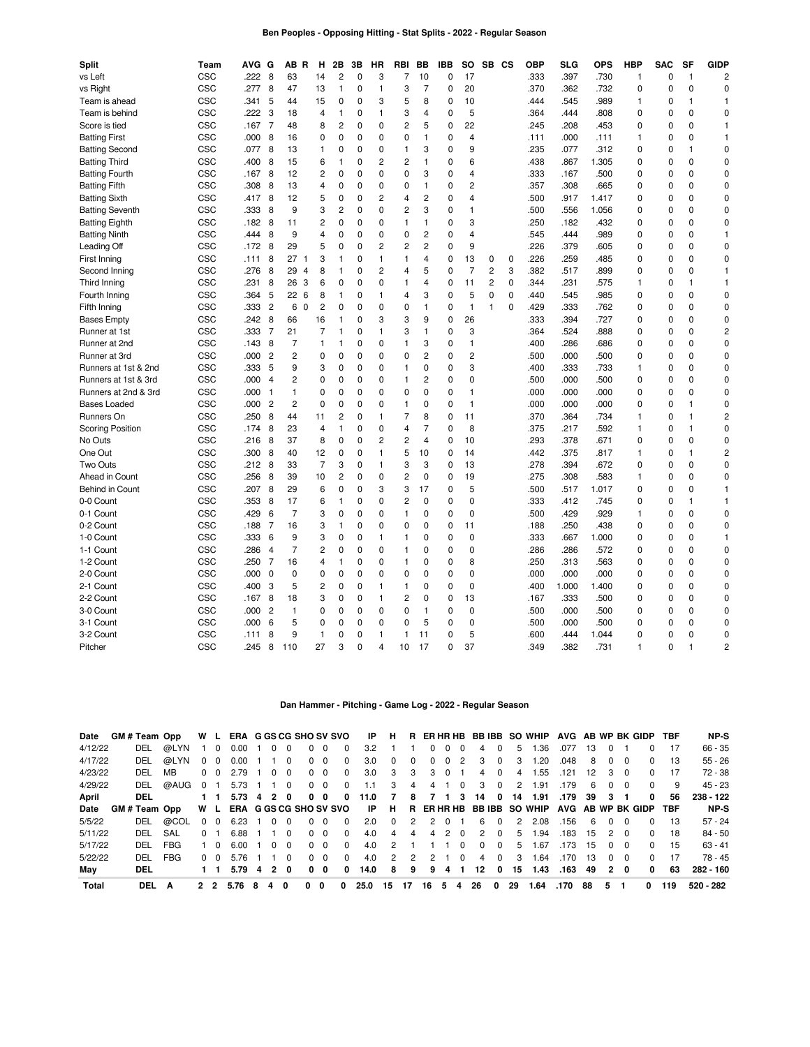## Ben Peoples - Opposing Hitting - Stat Splits - 2022 - Regular Season

| Split | Team | AVG | G | AB | R | H | 2B | 3B | HR | RBI | BB | IBB | SO | SB | CS | OBP | SLG | OPS | HBP | SAC | SF | GIDP |
|---|---|---|---|---|---|---|---|---|---|---|---|---|---|---|---|---|---|---|---|---|---|---|
| vs Left | CSC | .222 | 8 | 63 | | 14 | 2 | 0 | 3 | 7 | 10 | 0 | 17 | | | .333 | .397 | .730 | 1 | 0 | 1 | 2 |
| vs Right | CSC | .277 | 8 | 47 | | 13 | 1 | 0 | 1 | 3 | 7 | 0 | 20 | | | .370 | .362 | .732 | 0 | 0 | 0 | 0 |
| Team is ahead | CSC | .341 | 5 | 44 | | 15 | 0 | 0 | 3 | 5 | 8 | 0 | 10 | | | .444 | .545 | .989 | 1 | 0 | 1 | 1 |
| Team is behind | CSC | .222 | 3 | 18 | | 4 | 1 | 0 | 1 | 3 | 4 | 0 | 5 | | | .364 | .444 | .808 | 0 | 0 | 0 | 0 |
| Score is tied | CSC | .167 | 7 | 48 | | 8 | 2 | 0 | 0 | 2 | 5 | 0 | 22 | | | .245 | .208 | .453 | 0 | 0 | 0 | 1 |
| Batting First | CSC | .000 | 8 | 16 | | 0 | 0 | 0 | 0 | 0 | 1 | 0 | 4 | | | .111 | .000 | .111 | 1 | 0 | 0 | 1 |
| Batting Second | CSC | .077 | 8 | 13 | | 1 | 0 | 0 | 0 | 1 | 3 | 0 | 9 | | | .235 | .077 | .312 | 0 | 0 | 1 | 0 |
| Batting Third | CSC | .400 | 8 | 15 | | 6 | 1 | 0 | 2 | 2 | 1 | 0 | 6 | | | .438 | .867 | 1.305 | 0 | 0 | 0 | 0 |
| Batting Fourth | CSC | .167 | 8 | 12 | | 2 | 0 | 0 | 0 | 0 | 3 | 0 | 4 | | | .333 | .167 | .500 | 0 | 0 | 0 | 0 |
| Batting Fifth | CSC | .308 | 8 | 13 | | 4 | 0 | 0 | 0 | 0 | 1 | 0 | 2 | | | .357 | .308 | .665 | 0 | 0 | 0 | 0 |
| Batting Sixth | CSC | .417 | 8 | 12 | | 5 | 0 | 0 | 2 | 4 | 2 | 0 | 4 | | | .500 | .917 | 1.417 | 0 | 0 | 0 | 0 |
| Batting Seventh | CSC | .333 | 8 | 9 | | 3 | 2 | 0 | 0 | 2 | 3 | 0 | 1 | | | .500 | .556 | 1.056 | 0 | 0 | 0 | 0 |
| Batting Eighth | CSC | .182 | 8 | 11 | | 2 | 0 | 0 | 0 | 1 | 1 | 0 | 3 | | | .250 | .182 | .432 | 0 | 0 | 0 | 0 |
| Batting Ninth | CSC | .444 | 8 | 9 | | 4 | 0 | 0 | 0 | 0 | 2 | 0 | 4 | | | .545 | .444 | .989 | 0 | 0 | 0 | 1 |
| Leading Off | CSC | .172 | 8 | 29 | | 5 | 0 | 0 | 2 | 2 | 2 | 0 | 9 | | | .226 | .379 | .605 | 0 | 0 | 0 | 0 |
| First Inning | CSC | .111 | 8 | 27 | 1 | 3 | 1 | 0 | 1 | 1 | 4 | 0 | 13 | 0 | 0 | .226 | .259 | .485 | 0 | 0 | 0 | 0 |
| Second Inning | CSC | .276 | 8 | 29 | 4 | 8 | 1 | 0 | 2 | 4 | 5 | 0 | 7 | 2 | 3 | .382 | .517 | .899 | 0 | 0 | 0 | 1 |
| Third Inning | CSC | .231 | 8 | 26 | 3 | 6 | 0 | 0 | 0 | 1 | 4 | 0 | 11 | 2 | 0 | .344 | .231 | .575 | 1 | 0 | 1 | 1 |
| Fourth Inning | CSC | .364 | 5 | 22 | 6 | 8 | 1 | 0 | 1 | 4 | 3 | 0 | 5 | 0 | 0 | .440 | .545 | .985 | 0 | 0 | 0 | 0 |
| Fifth Inning | CSC | .333 | 2 | 6 | 0 | 2 | 0 | 0 | 0 | 0 | 1 | 0 | 1 | 1 | 0 | .429 | .333 | .762 | 0 | 0 | 0 | 0 |
| Bases Empty | CSC | .242 | 8 | 66 | | 16 | 1 | 0 | 3 | 3 | 9 | 0 | 26 | | | .333 | .394 | .727 | 0 | 0 | 0 | 0 |
| Runner at 1st | CSC | .333 | 7 | 21 | | 7 | 1 | 0 | 1 | 3 | 1 | 0 | 3 | | | .364 | .524 | .888 | 0 | 0 | 0 | 2 |
| Runner at 2nd | CSC | .143 | 8 | 7 | | 1 | 1 | 0 | 0 | 1 | 3 | 0 | 1 | | | .400 | .286 | .686 | 0 | 0 | 0 | 0 |
| Runner at 3rd | CSC | .000 | 2 | 2 | | 0 | 0 | 0 | 0 | 0 | 2 | 0 | 2 | | | .500 | .000 | .500 | 0 | 0 | 0 | 0 |
| Runners at 1st & 2nd | CSC | .333 | 5 | 9 | | 3 | 0 | 0 | 0 | 1 | 0 | 0 | 3 | | | .400 | .333 | .733 | 1 | 0 | 0 | 0 |
| Runners at 1st & 3rd | CSC | .000 | 4 | 2 | | 0 | 0 | 0 | 0 | 1 | 2 | 0 | 0 | | | .500 | .000 | .500 | 0 | 0 | 0 | 0 |
| Runners at 2nd & 3rd | CSC | .000 | 1 | 1 | | 0 | 0 | 0 | 0 | 0 | 0 | 0 | 1 | | | .000 | .000 | .000 | 0 | 0 | 0 | 0 |
| Bases Loaded | CSC | .000 | 2 | 2 | | 0 | 0 | 0 | 0 | 1 | 0 | 0 | 1 | | | .000 | .000 | .000 | 0 | 0 | 1 | 0 |
| Runners On | CSC | .250 | 8 | 44 | | 11 | 2 | 0 | 1 | 7 | 8 | 0 | 11 | | | .370 | .364 | .734 | 1 | 0 | 1 | 2 |
| Scoring Position | CSC | .174 | 8 | 23 | | 4 | 1 | 0 | 0 | 4 | 7 | 0 | 8 | | | .375 | .217 | .592 | 1 | 0 | 1 | 0 |
| No Outs | CSC | .216 | 8 | 37 | | 8 | 0 | 0 | 2 | 2 | 4 | 0 | 10 | | | .293 | .378 | .671 | 0 | 0 | 0 | 0 |
| One Out | CSC | .300 | 8 | 40 | | 12 | 0 | 0 | 1 | 5 | 10 | 0 | 14 | | | .442 | .375 | .817 | 1 | 0 | 1 | 2 |
| Two Outs | CSC | .212 | 8 | 33 | | 7 | 3 | 0 | 1 | 3 | 3 | 0 | 13 | | | .278 | .394 | .672 | 0 | 0 | 0 | 0 |
| Ahead in Count | CSC | .256 | 8 | 39 | | 10 | 2 | 0 | 0 | 2 | 0 | 0 | 19 | | | .275 | .308 | .583 | 1 | 0 | 0 | 0 |
| Behind in Count | CSC | .207 | 8 | 29 | | 6 | 0 | 0 | 3 | 3 | 17 | 0 | 5 | | | .500 | .517 | 1.017 | 0 | 0 | 0 | 1 |
| 0-0 Count | CSC | .353 | 8 | 17 | | 6 | 1 | 0 | 0 | 2 | 0 | 0 | 0 | | | .333 | .412 | .745 | 0 | 0 | 1 | 1 |
| 0-1 Count | CSC | .429 | 6 | 7 | | 3 | 0 | 0 | 0 | 1 | 0 | 0 | 0 | | | .500 | .429 | .929 | 1 | 0 | 0 | 0 |
| 0-2 Count | CSC | .188 | 7 | 16 | | 3 | 1 | 0 | 0 | 0 | 0 | 0 | 11 | | | .188 | .250 | .438 | 0 | 0 | 0 | 0 |
| 1-0 Count | CSC | .333 | 6 | 9 | | 3 | 0 | 0 | 1 | 1 | 0 | 0 | 0 | | | .333 | .667 | 1.000 | 0 | 0 | 0 | 1 |
| 1-1 Count | CSC | .286 | 4 | 7 | | 2 | 0 | 0 | 0 | 1 | 0 | 0 | 0 | | | .286 | .286 | .572 | 0 | 0 | 0 | 0 |
| 1-2 Count | CSC | .250 | 7 | 16 | | 4 | 1 | 0 | 0 | 1 | 0 | 0 | 8 | | | .250 | .313 | .563 | 0 | 0 | 0 | 0 |
| 2-0 Count | CSC | .000 | 0 | 0 | | 0 | 0 | 0 | 0 | 0 | 0 | 0 | 0 | | | .000 | .000 | .000 | 0 | 0 | 0 | 0 |
| 2-1 Count | CSC | .400 | 3 | 5 | | 2 | 0 | 0 | 1 | 1 | 0 | 0 | 0 | | | .400 | 1.000 | 1.400 | 0 | 0 | 0 | 0 |
| 2-2 Count | CSC | .167 | 8 | 18 | | 3 | 0 | 0 | 1 | 2 | 0 | 0 | 13 | | | .167 | .333 | .500 | 0 | 0 | 0 | 0 |
| 3-0 Count | CSC | .000 | 2 | 1 | | 0 | 0 | 0 | 0 | 0 | 1 | 0 | 0 | | | .500 | .000 | .500 | 0 | 0 | 0 | 0 |
| 3-1 Count | CSC | .000 | 6 | 5 | | 0 | 0 | 0 | 0 | 0 | 5 | 0 | 0 | | | .500 | .000 | .500 | 0 | 0 | 0 | 0 |
| 3-2 Count | CSC | .111 | 8 | 9 | | 1 | 0 | 0 | 1 | 1 | 11 | 0 | 5 | | | .600 | .444 | 1.044 | 0 | 0 | 0 | 0 |
| Pitcher | CSC | .245 | 8 | 110 | | 27 | 3 | 0 | 4 | 10 | 17 | 0 | 37 | | | .349 | .382 | .731 | 1 | 0 | 1 | 2 |

## Dan Hammer - Pitching - Game Log - 2022 - Regular Season

| Date | GM # | Team | Opp | W | L | ERA | G | GS | CG | SHO | SV | SVO | IP | H | R | ER | HR | HB | BB | IBB | SO | WHIP | AVG | AB | WP | BK | GIDP | TBF | NP-S |
|---|---|---|---|---|---|---|---|---|---|---|---|---|---|---|---|---|---|---|---|---|---|---|---|---|---|---|---|---|---|
| 4/12/22 | | DEL | @LYN | 1 | 0 | 0.00 | 1 | 0 | 0 | 0 | 0 | 0 | 3.2 | 1 | 1 | 0 | 0 | 0 | 4 | 0 | 5 | 1.36 | .077 | 13 | 0 | 1 | 0 | 17 | 66 - 35 |
| 4/17/22 | | DEL | @LYN | 0 | 0 | 0.00 | 1 | 1 | 0 | 0 | 0 | 0 | 3.0 | 0 | 0 | 0 | 0 | 2 | 3 | 0 | 3 | 1.20 | .048 | 8 | 0 | 0 | 0 | 13 | 55 - 26 |
| 4/23/22 | | DEL | MB | 0 | 0 | 2.79 | 1 | 0 | 0 | 0 | 0 | 0 | 3.0 | 3 | 3 | 3 | 0 | 1 | 4 | 0 | 4 | 1.55 | .121 | 12 | 3 | 0 | 0 | 17 | 72 - 38 |
| 4/29/22 | | DEL | @AUG | 0 | 1 | 5.73 | 1 | 1 | 0 | 0 | 0 | 0 | 1.1 | 3 | 4 | 4 | 1 | 0 | 3 | 0 | 2 | 1.91 | .179 | 6 | 0 | 0 | 0 | 9 | 45 - 23 |
| **April** | | **DEL** | | **1** | **1** | **5.73** | **4** | **2** | **0** | **0** | **0** | **0** | **11.0** | **7** | **8** | **7** | **1** | **3** | **14** | **0** | **14** | **1.91** | **.179** | **39** | **3** | **1** | **0** | **56** | **238 - 122** |
| **Date** | **GM #** | **Team** | **Opp** | **W** | **L** | **ERA** | **G** | **GS** | **CG** | **SHO** | **SV** | **SVO** | **IP** | **H** | **R** | **ER** | **HR** | **HB** | **BB** | **IBB** | **SO** | **WHIP** | **AVG** | **AB** | **WP** | **BK** | **GIDP** | **TBF** | **NP-S** |
| 5/5/22 | | DEL | @COL | 0 | 0 | 6.23 | 1 | 0 | 0 | 0 | 0 | 0 | 2.0 | 0 | 2 | 2 | 0 | 1 | 6 | 0 | 2 | 2.08 | .156 | 6 | 0 | 0 | 0 | 13 | 57 - 24 |
| 5/11/22 | | DEL | SAL | 0 | 1 | 6.88 | 1 | 1 | 0 | 0 | 0 | 0 | 4.0 | 4 | 4 | 4 | 2 | 0 | 2 | 0 | 5 | 1.94 | .183 | 15 | 2 | 0 | 0 | 18 | 84 - 50 |
| 5/17/22 | | DEL | FBG | 1 | 0 | 6.00 | 1 | 0 | 0 | 0 | 0 | 0 | 4.0 | 2 | 1 | 1 | 1 | 0 | 0 | 0 | 5 | 1.67 | .173 | 15 | 0 | 0 | 0 | 15 | 63 - 41 |
| 5/22/22 | | DEL | FBG | 0 | 0 | 5.76 | 1 | 1 | 0 | 0 | 0 | 0 | 4.0 | 2 | 2 | 2 | 1 | 0 | 4 | 0 | 3 | 1.64 | .170 | 13 | 0 | 0 | 0 | 17 | 78 - 45 |
| **May** | | **DEL** | | **1** | **1** | **5.79** | **4** | **2** | **0** | **0** | **0** | **0** | **14.0** | **8** | **9** | **9** | **4** | **1** | **12** | **0** | **15** | **1.43** | **.163** | **49** | **2** | **0** | **0** | **63** | **282 - 160** |
| **Total** | | **DEL** | **A** | **2** | **2** | **5.76** | **8** | **4** | **0** | **0** | **0** | **0** | **25.0** | **15** | **17** | **16** | **5** | **4** | **26** | **0** | **29** | **1.64** | **.170** | **88** | **5** | **1** | **0** | **119** | **520 - 282** |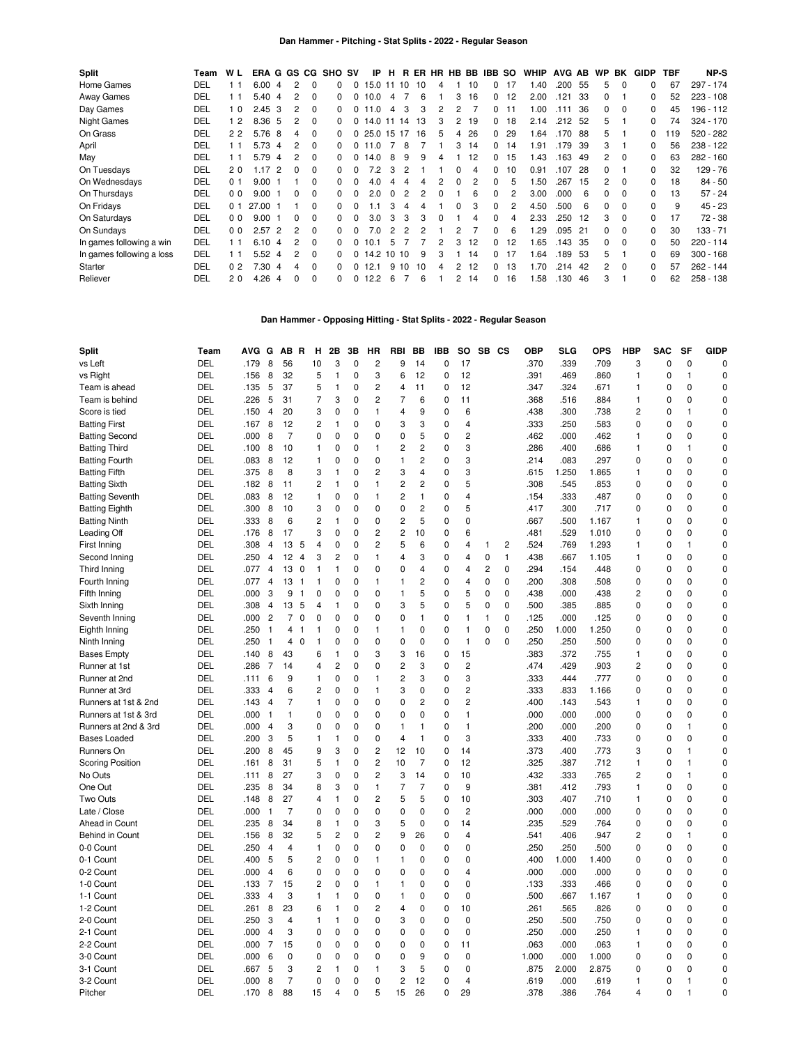## Dan Hammer - Pitching - Stat Splits - 2022 - Regular Season

| Split | Team | W | L | ERA | G | GS | CG | SHO | SV | IP | H | R | ER | HR | HB | BB | IBB | SO | WHIP | AVG | AB | WP | BK | GIDP | TBF | NP-S |
|---|---|---|---|---|---|---|---|---|---|---|---|---|---|---|---|---|---|---|---|---|---|---|---|---|---|---|
| Home Games | DEL | 1 | 1 | 6.00 | 4 | 2 | 0 | 0 | 0 | 15.0 | 11 | 10 | 10 | 4 | 1 | 10 | 0 | 17 | 1.40 | .200 | 55 | 5 | 0 | 0 | 67 | 297 - 174 |
| Away Games | DEL | 1 | 1 | 5.40 | 4 | 2 | 0 | 0 | 0 | 10.0 | 4 | 7 | 6 | 1 | 3 | 16 | 0 | 12 | 2.00 | .121 | 33 | 0 | 1 | 0 | 52 | 223 - 108 |
| Day Games | DEL | 1 | 0 | 2.45 | 3 | 2 | 0 | 0 | 0 | 11.0 | 4 | 3 | 3 | 2 | 2 | 7 | 0 | 11 | 1.00 | .111 | 36 | 0 | 0 | 0 | 45 | 196 - 112 |
| Night Games | DEL | 1 | 2 | 8.36 | 5 | 2 | 0 | 0 | 0 | 14.0 | 11 | 14 | 13 | 3 | 2 | 19 | 0 | 18 | 2.14 | .212 | 52 | 5 | 1 | 0 | 74 | 324 - 170 |
| On Grass | DEL | 2 | 2 | 5.76 | 8 | 4 | 0 | 0 | 0 | 25.0 | 15 | 17 | 16 | 5 | 4 | 26 | 0 | 29 | 1.64 | .170 | 88 | 5 | 1 | 0 | 119 | 520 - 282 |
| April | DEL | 1 | 1 | 5.73 | 4 | 2 | 0 | 0 | 0 | 11.0 | 7 | 8 | 7 | 1 | 3 | 14 | 0 | 14 | 1.91 | .179 | 39 | 3 | 1 | 0 | 56 | 238 - 122 |
| May | DEL | 1 | 1 | 5.79 | 4 | 2 | 0 | 0 | 0 | 14.0 | 8 | 9 | 9 | 4 | 1 | 12 | 0 | 15 | 1.43 | .163 | 49 | 2 | 0 | 0 | 63 | 282 - 160 |
| On Tuesdays | DEL | 2 | 0 | 1.17 | 2 | 0 | 0 | 0 | 0 | 7.2 | 3 | 2 | 1 | 1 | 0 | 4 | 0 | 10 | 0.91 | .107 | 28 | 0 | 1 | 0 | 32 | 129 - 76 |
| On Wednesdays | DEL | 0 | 1 | 9.00 | 1 | 1 | 0 | 0 | 0 | 4.0 | 4 | 4 | 4 | 2 | 0 | 2 | 0 | 5 | 1.50 | .267 | 15 | 2 | 0 | 0 | 18 | 84 - 50 |
| On Thursdays | DEL | 0 | 0 | 9.00 | 1 | 0 | 0 | 0 | 0 | 2.0 | 0 | 2 | 2 | 0 | 1 | 6 | 0 | 2 | 3.00 | .000 | 6 | 0 | 0 | 0 | 13 | 57 - 24 |
| On Fridays | DEL | 0 | 1 | 27.00 | 1 | 1 | 0 | 0 | 0 | 1.1 | 3 | 4 | 4 | 1 | 0 | 3 | 0 | 2 | 4.50 | .500 | 6 | 0 | 0 | 0 | 9 | 45 - 23 |
| On Saturdays | DEL | 0 | 0 | 9.00 | 1 | 0 | 0 | 0 | 0 | 3.0 | 3 | 3 | 3 | 0 | 1 | 4 | 0 | 4 | 2.33 | .250 | 12 | 3 | 0 | 0 | 17 | 72 - 38 |
| On Sundays | DEL | 0 | 0 | 2.57 | 2 | 2 | 0 | 0 | 0 | 7.0 | 2 | 2 | 2 | 1 | 2 | 7 | 0 | 6 | 1.29 | .095 | 21 | 0 | 0 | 0 | 30 | 133 - 71 |
| In games following a win | DEL | 1 | 1 | 6.10 | 4 | 2 | 0 | 0 | 0 | 10.1 | 5 | 7 | 7 | 2 | 3 | 12 | 0 | 12 | 1.65 | .143 | 35 | 0 | 0 | 0 | 50 | 220 - 114 |
| In games following a loss | DEL | 1 | 1 | 5.52 | 4 | 2 | 0 | 0 | 0 | 14.2 | 10 | 10 | 9 | 3 | 1 | 14 | 0 | 17 | 1.64 | .189 | 53 | 5 | 1 | 0 | 69 | 300 - 168 |
| Starter | DEL | 0 | 2 | 7.30 | 4 | 4 | 0 | 0 | 0 | 12.1 | 9 | 10 | 10 | 4 | 2 | 12 | 0 | 13 | 1.70 | .214 | 42 | 2 | 0 | 0 | 57 | 262 - 144 |
| Reliever | DEL | 2 | 0 | 4.26 | 4 | 0 | 0 | 0 | 0 | 12.2 | 6 | 7 | 6 | 1 | 2 | 14 | 0 | 16 | 1.58 | .130 | 46 | 3 | 1 | 0 | 62 | 258 - 138 |

## Dan Hammer - Opposing Hitting - Stat Splits - 2022 - Regular Season

| Split | Team | AVG | G | AB | R | H | 2B | 3B | HR | RBI | BB | IBB | SO | SB | CS | OBP | SLG | OPS | HBP | SAC | SF | GIDP |
|---|---|---|---|---|---|---|---|---|---|---|---|---|---|---|---|---|---|---|---|---|---|---|
| vs Left | DEL | .179 | 8 | 56 | | 10 | 3 | 0 | 2 | 9 | 14 | 0 | 17 | | | .370 | .339 | .709 | 3 | 0 | 0 | 0 |
| vs Right | DEL | .156 | 8 | 32 | | 5 | 1 | 0 | 3 | 6 | 12 | 0 | 12 | | | .391 | .469 | .860 | 1 | 0 | 1 | 0 |
| Team is ahead | DEL | .135 | 5 | 37 | | 5 | 1 | 0 | 2 | 4 | 11 | 0 | 12 | | | .347 | .324 | .671 | 1 | 0 | 0 | 0 |
| Team is behind | DEL | .226 | 5 | 31 | | 7 | 3 | 0 | 2 | 7 | 6 | 0 | 11 | | | .368 | .516 | .884 | 1 | 0 | 0 | 0 |
| Score is tied | DEL | .150 | 4 | 20 | | 3 | 0 | 0 | 1 | 4 | 9 | 0 | 6 | | | .438 | .300 | .738 | 2 | 0 | 1 | 0 |
| Batting First | DEL | .167 | 8 | 12 | | 2 | 1 | 0 | 0 | 3 | 3 | 0 | 4 | | | .333 | .250 | .583 | 0 | 0 | 0 | 0 |
| Batting Second | DEL | .000 | 8 | 7 | | 0 | 0 | 0 | 0 | 0 | 5 | 0 | 2 | | | .462 | .000 | .462 | 1 | 0 | 0 | 0 |
| Batting Third | DEL | .100 | 8 | 10 | | 1 | 0 | 0 | 1 | 2 | 2 | 0 | 3 | | | .286 | .400 | .686 | 1 | 0 | 1 | 0 |
| Batting Fourth | DEL | .083 | 8 | 12 | | 1 | 0 | 0 | 0 | 1 | 2 | 0 | 3 | | | .214 | .083 | .297 | 0 | 0 | 0 | 0 |
| Batting Fifth | DEL | .375 | 8 | 8 | | 3 | 1 | 0 | 2 | 3 | 4 | 0 | 3 | | | .615 | 1.250 | 1.865 | 1 | 0 | 0 | 0 |
| Batting Sixth | DEL | .182 | 8 | 11 | | 2 | 1 | 0 | 1 | 2 | 2 | 0 | 5 | | | .308 | .545 | .853 | 0 | 0 | 0 | 0 |
| Batting Seventh | DEL | .083 | 8 | 12 | | 1 | 0 | 0 | 1 | 2 | 1 | 0 | 4 | | | .154 | .333 | .487 | 0 | 0 | 0 | 0 |
| Batting Eighth | DEL | .300 | 8 | 10 | | 3 | 0 | 0 | 0 | 0 | 2 | 0 | 5 | | | .417 | .300 | .717 | 0 | 0 | 0 | 0 |
| Batting Ninth | DEL | .333 | 8 | 6 | | 2 | 1 | 0 | 0 | 2 | 5 | 0 | 0 | | | .667 | .500 | 1.167 | 1 | 0 | 0 | 0 |
| Leading Off | DEL | .176 | 8 | 17 | | 3 | 0 | 0 | 2 | 2 | 10 | 0 | 6 | | | .481 | .529 | 1.010 | 0 | 0 | 0 | 0 |
| First Inning | DEL | .308 | 4 | 13 | 5 | 4 | 0 | 0 | 2 | 5 | 6 | 0 | 4 | 1 | 2 | .524 | .769 | 1.293 | 1 | 0 | 1 | 0 |
| Second Inning | DEL | .250 | 4 | 12 | 4 | 3 | 2 | 0 | 1 | 4 | 3 | 0 | 4 | 0 | 1 | .438 | .667 | 1.105 | 1 | 0 | 0 | 0 |
| Third Inning | DEL | .077 | 4 | 13 | 0 | 1 | 1 | 0 | 0 | 0 | 4 | 0 | 4 | 2 | 0 | .294 | .154 | .448 | 0 | 0 | 0 | 0 |
| Fourth Inning | DEL | .077 | 4 | 13 | 1 | 1 | 0 | 0 | 1 | 1 | 2 | 0 | 4 | 0 | 0 | .200 | .308 | .508 | 0 | 0 | 0 | 0 |
| Fifth Inning | DEL | .000 | 3 | 9 | 1 | 0 | 0 | 0 | 0 | 1 | 5 | 0 | 5 | 0 | 0 | .438 | .000 | .438 | 2 | 0 | 0 | 0 |
| Sixth Inning | DEL | .308 | 4 | 13 | 5 | 4 | 1 | 0 | 0 | 3 | 5 | 0 | 5 | 0 | 0 | .500 | .385 | .885 | 0 | 0 | 0 | 0 |
| Seventh Inning | DEL | .000 | 2 | 7 | 0 | 0 | 0 | 0 | 0 | 0 | 1 | 0 | 1 | 1 | 0 | .125 | .000 | .125 | 0 | 0 | 0 | 0 |
| Eighth Inning | DEL | .250 | 1 | 4 | 1 | 1 | 0 | 0 | 1 | 1 | 0 | 0 | 1 | 0 | 0 | .250 | 1.000 | 1.250 | 0 | 0 | 0 | 0 |
| Ninth Inning | DEL | .250 | 1 | 4 | 0 | 1 | 0 | 0 | 0 | 0 | 0 | 0 | 1 | 0 | 0 | .250 | .250 | .500 | 0 | 0 | 0 | 0 |
| Bases Empty | DEL | .140 | 8 | 43 | | 6 | 1 | 0 | 3 | 3 | 16 | 0 | 15 | | | .383 | .372 | .755 | 1 | 0 | 0 | 0 |
| Runner at 1st | DEL | .286 | 7 | 14 | | 4 | 2 | 0 | 0 | 2 | 3 | 0 | 2 | | | .474 | .429 | .903 | 2 | 0 | 0 | 0 |
| Runner at 2nd | DEL | .111 | 6 | 9 | | 1 | 0 | 0 | 1 | 2 | 3 | 0 | 3 | | | .333 | .444 | .777 | 0 | 0 | 0 | 0 |
| Runner at 3rd | DEL | .333 | 4 | 6 | | 2 | 0 | 0 | 1 | 3 | 0 | 0 | 2 | | | .333 | .833 | 1.166 | 0 | 0 | 0 | 0 |
| Runners at 1st & 2nd | DEL | .143 | 4 | 7 | | 1 | 0 | 0 | 0 | 0 | 2 | 0 | 2 | | | .400 | .143 | .543 | 1 | 0 | 0 | 0 |
| Runners at 1st & 3rd | DEL | .000 | 1 | 1 | | 0 | 0 | 0 | 0 | 0 | 0 | 0 | 1 | | | .000 | .000 | .000 | 0 | 0 | 0 | 0 |
| Runners at 2nd & 3rd | DEL | .000 | 4 | 3 | | 0 | 0 | 0 | 0 | 1 | 1 | 0 | 1 | | | .200 | .000 | .200 | 0 | 0 | 1 | 0 |
| Bases Loaded | DEL | .200 | 3 | 5 | | 1 | 1 | 0 | 0 | 4 | 1 | 0 | 3 | | | .333 | .400 | .733 | 0 | 0 | 0 | 0 |
| Runners On | DEL | .200 | 8 | 45 | | 9 | 3 | 0 | 2 | 12 | 10 | 0 | 14 | | | .373 | .400 | .773 | 3 | 0 | 1 | 0 |
| Scoring Position | DEL | .161 | 8 | 31 | | 5 | 1 | 0 | 2 | 10 | 7 | 0 | 12 | | | .325 | .387 | .712 | 1 | 0 | 1 | 0 |
| No Outs | DEL | .111 | 8 | 27 | | 3 | 0 | 0 | 2 | 3 | 14 | 0 | 10 | | | .432 | .333 | .765 | 2 | 0 | 1 | 0 |
| One Out | DEL | .235 | 8 | 34 | | 8 | 3 | 0 | 1 | 7 | 7 | 0 | 9 | | | .381 | .412 | .793 | 1 | 0 | 0 | 0 |
| Two Outs | DEL | .148 | 8 | 27 | | 4 | 1 | 0 | 2 | 5 | 5 | 0 | 10 | | | .303 | .407 | .710 | 1 | 0 | 0 | 0 |
| Late / Close | DEL | .000 | 1 | 7 | | 0 | 0 | 0 | 0 | 0 | 0 | 0 | 2 | | | .000 | .000 | .000 | 0 | 0 | 0 | 0 |
| Ahead in Count | DEL | .235 | 8 | 34 | | 8 | 1 | 0 | 3 | 5 | 0 | 0 | 14 | | | .235 | .529 | .764 | 0 | 0 | 0 | 0 |
| Behind in Count | DEL | .156 | 8 | 32 | | 5 | 2 | 0 | 2 | 9 | 26 | 0 | 4 | | | .541 | .406 | .947 | 2 | 0 | 1 | 0 |
| 0-0 Count | DEL | .250 | 4 | 4 | | 1 | 0 | 0 | 0 | 0 | 0 | 0 | 0 | | | .250 | .250 | .500 | 0 | 0 | 0 | 0 |
| 0-1 Count | DEL | .400 | 5 | 5 | | 2 | 0 | 0 | 1 | 1 | 0 | 0 | 0 | | | .400 | 1.000 | 1.400 | 0 | 0 | 0 | 0 |
| 0-2 Count | DEL | .000 | 4 | 6 | | 0 | 0 | 0 | 0 | 0 | 0 | 0 | 4 | | | .000 | .000 | .000 | 0 | 0 | 0 | 0 |
| 1-0 Count | DEL | .133 | 7 | 15 | | 2 | 0 | 0 | 1 | 1 | 0 | 0 | 0 | | | .133 | .333 | .466 | 0 | 0 | 0 | 0 |
| 1-1 Count | DEL | .333 | 4 | 3 | | 1 | 1 | 0 | 0 | 1 | 0 | 0 | 0 | | | .500 | .667 | 1.167 | 1 | 0 | 0 | 0 |
| 1-2 Count | DEL | .261 | 8 | 23 | | 6 | 1 | 0 | 2 | 4 | 0 | 0 | 10 | | | .261 | .565 | .826 | 0 | 0 | 0 | 0 |
| 2-0 Count | DEL | .250 | 3 | 4 | | 1 | 1 | 0 | 0 | 3 | 0 | 0 | 0 | | | .250 | .500 | .750 | 0 | 0 | 0 | 0 |
| 2-1 Count | DEL | .000 | 4 | 3 | | 0 | 0 | 0 | 0 | 0 | 0 | 0 | 0 | | | .250 | .000 | .250 | 1 | 0 | 0 | 0 |
| 2-2 Count | DEL | .000 | 7 | 15 | | 0 | 0 | 0 | 0 | 0 | 0 | 0 | 11 | | | .063 | .000 | .063 | 1 | 0 | 0 | 0 |
| 3-0 Count | DEL | .000 | 6 | 0 | | 0 | 0 | 0 | 0 | 0 | 9 | 0 | 0 | | | 1.000 | .000 | 1.000 | 0 | 0 | 0 | 0 |
| 3-1 Count | DEL | .667 | 5 | 3 | | 2 | 1 | 0 | 1 | 3 | 5 | 0 | 0 | | | .875 | 2.000 | 2.875 | 0 | 0 | 0 | 0 |
| 3-2 Count | DEL | .000 | 8 | 7 | | 0 | 0 | 0 | 0 | 2 | 12 | 0 | 4 | | | .619 | .000 | .619 | 1 | 0 | 1 | 0 |
| Pitcher | DEL | .170 | 8 | 88 | | 15 | 4 | 0 | 5 | 15 | 26 | 0 | 29 | | | .378 | .386 | .764 | 4 | 0 | 1 | 0 |